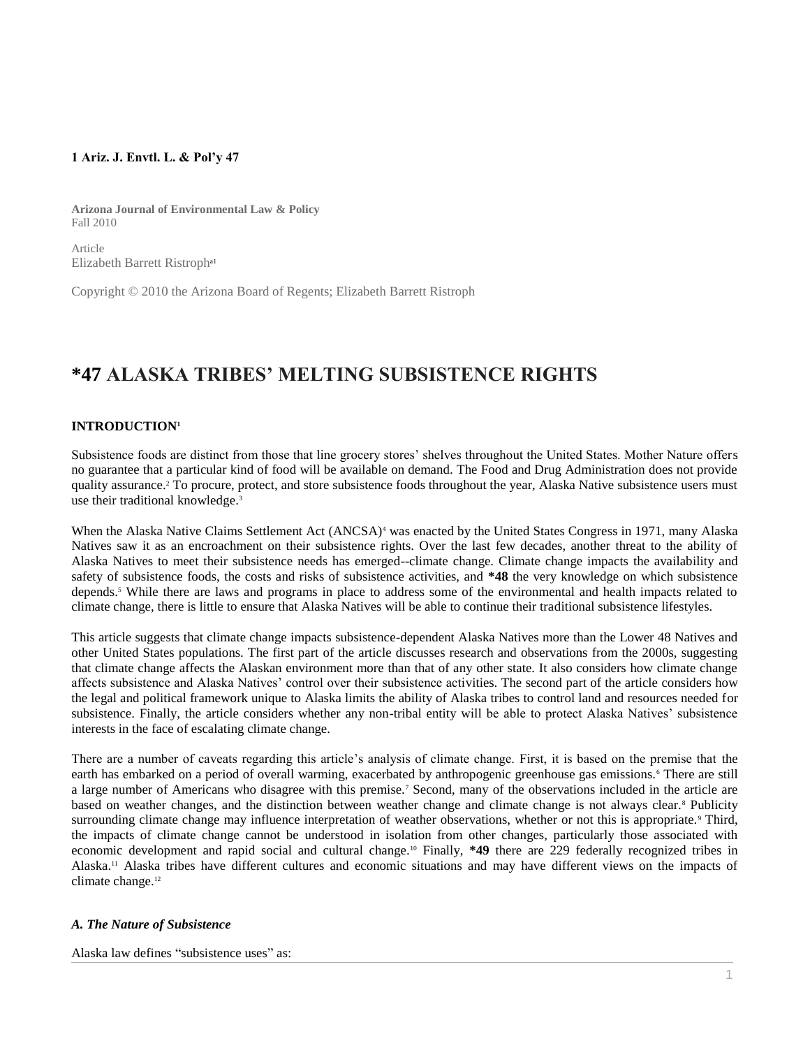**1 Ariz. J. Envtl. L. & Pol'y 47**

**Arizona Journal of Environmental Law & Policy**
Fall 2010

Article
Elizabeth Barrett Ristroph[a1]

Copyright © 2010 the Arizona Board of Regents; Elizabeth Barrett Ristroph

# *47 ALASKA TRIBES' MELTING SUBSISTENCE RIGHTS

### INTRODUCTION[1]

Subsistence foods are distinct from those that line grocery stores' shelves throughout the United States. Mother Nature offers no guarantee that a particular kind of food will be available on demand. The Food and Drug Administration does not provide quality assurance.[2] To procure, protect, and store subsistence foods throughout the year, Alaska Native subsistence users must use their traditional knowledge.[3]

When the Alaska Native Claims Settlement Act (ANCSA)[4] was enacted by the United States Congress in 1971, many Alaska Natives saw it as an encroachment on their subsistence rights. Over the last few decades, another threat to the ability of Alaska Natives to meet their subsistence needs has emerged--climate change. Climate change impacts the availability and safety of subsistence foods, the costs and risks of subsistence activities, and **\*48** the very knowledge on which subsistence depends.[5] While there are laws and programs in place to address some of the environmental and health impacts related to climate change, there is little to ensure that Alaska Natives will be able to continue their traditional subsistence lifestyles.

This article suggests that climate change impacts subsistence-dependent Alaska Natives more than the Lower 48 Natives and other United States populations. The first part of the article discusses research and observations from the 2000s, suggesting that climate change affects the Alaskan environment more than that of any other state. It also considers how climate change affects subsistence and Alaska Natives' control over their subsistence activities. The second part of the article considers how the legal and political framework unique to Alaska limits the ability of Alaska tribes to control land and resources needed for subsistence. Finally, the article considers whether any non-tribal entity will be able to protect Alaska Natives' subsistence interests in the face of escalating climate change.

There are a number of caveats regarding this article's analysis of climate change. First, it is based on the premise that the earth has embarked on a period of overall warming, exacerbated by anthropogenic greenhouse gas emissions.[6] There are still a large number of Americans who disagree with this premise.[7] Second, many of the observations included in the article are based on weather changes, and the distinction between weather change and climate change is not always clear.[8] Publicity surrounding climate change may influence interpretation of weather observations, whether or not this is appropriate.[9] Third, the impacts of climate change cannot be understood in isolation from other changes, particularly those associated with economic development and rapid social and cultural change.[10] Finally, **\*49** there are 229 federally recognized tribes in Alaska.[11] Alaska tribes have different cultures and economic situations and may have different views on the impacts of climate change.[12]

#### *A. The Nature of Subsistence*

Alaska law defines "subsistence uses" as: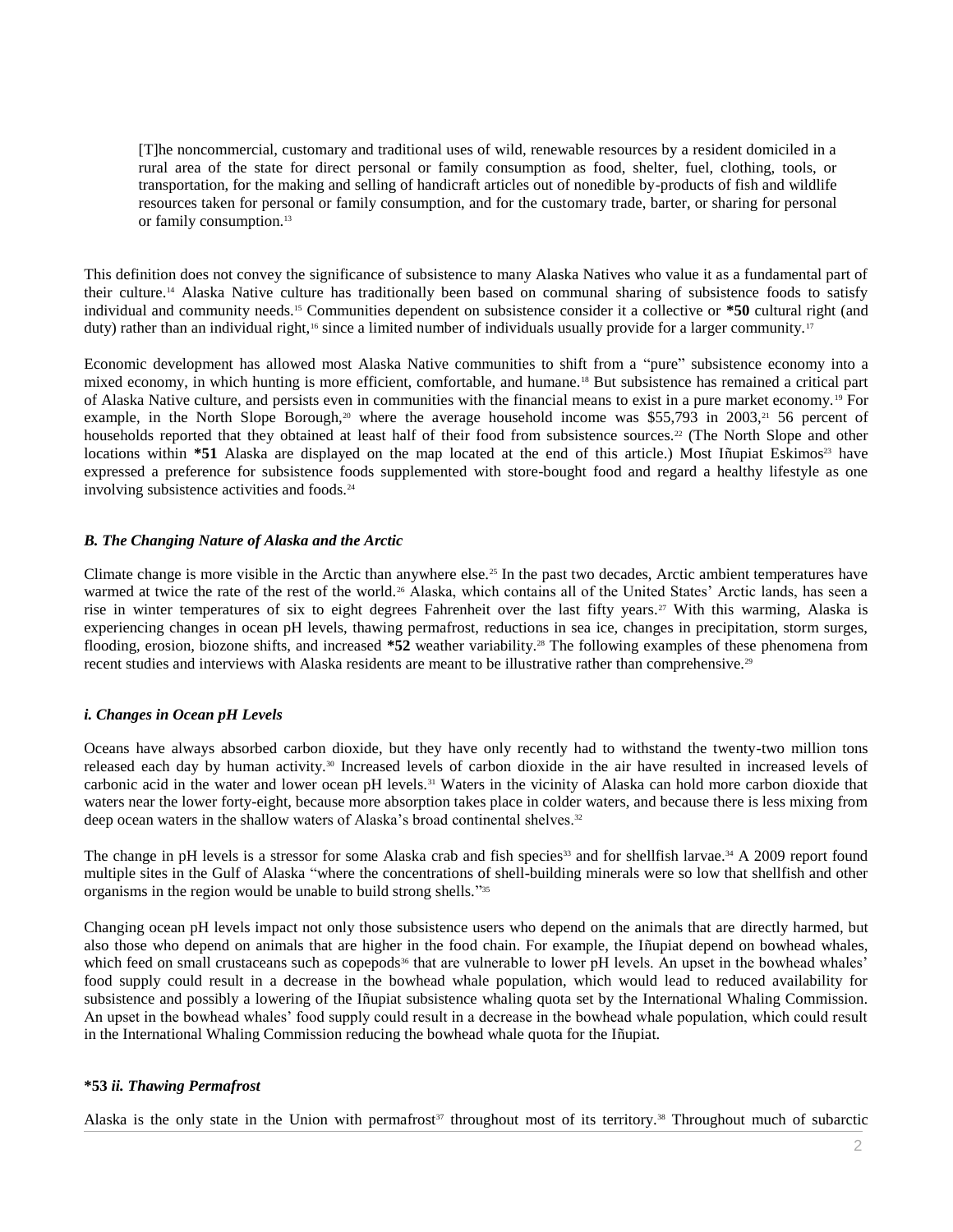> [T]he noncommercial, customary and traditional uses of wild, renewable resources by a resident domiciled in a rural area of the state for direct personal or family consumption as food, shelter, fuel, clothing, tools, or transportation, for the making and selling of handicraft articles out of nonedible by-products of fish and wildlife resources taken for personal or family consumption, and for the customary trade, barter, or sharing for personal or family consumption.[13]

This definition does not convey the significance of subsistence to many Alaska Natives who value it as a fundamental part of their culture.[14] Alaska Native culture has traditionally been based on communal sharing of subsistence foods to satisfy individual and community needs.[15] Communities dependent on subsistence consider it a collective or **\*50** cultural right (and duty) rather than an individual right,[16] since a limited number of individuals usually provide for a larger community.[17]

Economic development has allowed most Alaska Native communities to shift from a "pure" subsistence economy into a mixed economy, in which hunting is more efficient, comfortable, and humane.[18] But subsistence has remained a critical part of Alaska Native culture, and persists even in communities with the financial means to exist in a pure market economy.[19] For example, in the North Slope Borough,[20] where the average household income was $55,793 in 2003,[21] 56 percent of households reported that they obtained at least half of their food from subsistence sources.[22] (The North Slope and other locations within **\*51** Alaska are displayed on the map located at the end of this article.) Most Iñupiat Eskimos[23] have expressed a preference for subsistence foods supplemented with store-bought food and regard a healthy lifestyle as one involving subsistence activities and foods.[24]

### *B. The Changing Nature of Alaska and the Arctic*

Climate change is more visible in the Arctic than anywhere else.[25] In the past two decades, Arctic ambient temperatures have warmed at twice the rate of the rest of the world.[26] Alaska, which contains all of the United States' Arctic lands, has seen a rise in winter temperatures of six to eight degrees Fahrenheit over the last fifty years.[27] With this warming, Alaska is experiencing changes in ocean pH levels, thawing permafrost, reductions in sea ice, changes in precipitation, storm surges, flooding, erosion, biozone shifts, and increased **\*52** weather variability.[28] The following examples of these phenomena from recent studies and interviews with Alaska residents are meant to be illustrative rather than comprehensive.[29]

#### *i. Changes in Ocean pH Levels*

Oceans have always absorbed carbon dioxide, but they have only recently had to withstand the twenty-two million tons released each day by human activity.[30] Increased levels of carbon dioxide in the air have resulted in increased levels of carbonic acid in the water and lower ocean pH levels.[31] Waters in the vicinity of Alaska can hold more carbon dioxide that waters near the lower forty-eight, because more absorption takes place in colder waters, and because there is less mixing from deep ocean waters in the shallow waters of Alaska's broad continental shelves.[32]

The change in pH levels is a stressor for some Alaska crab and fish species[33] and for shellfish larvae.[34] A 2009 report found multiple sites in the Gulf of Alaska "where the concentrations of shell-building minerals were so low that shellfish and other organisms in the region would be unable to build strong shells."[35]

Changing ocean pH levels impact not only those subsistence users who depend on the animals that are directly harmed, but also those who depend on animals that are higher in the food chain. For example, the Iñupiat depend on bowhead whales, which feed on small crustaceans such as copepods[36] that are vulnerable to lower pH levels. An upset in the bowhead whales' food supply could result in a decrease in the bowhead whale population, which would lead to reduced availability for subsistence and possibly a lowering of the Iñupiat subsistence whaling quota set by the International Whaling Commission. An upset in the bowhead whales' food supply could result in a decrease in the bowhead whale population, which could result in the International Whaling Commission reducing the bowhead whale quota for the Iñupiat.

#### **\*53** *ii. Thawing Permafrost*

Alaska is the only state in the Union with permafrost[37] throughout most of its territory.[38] Throughout much of subarctic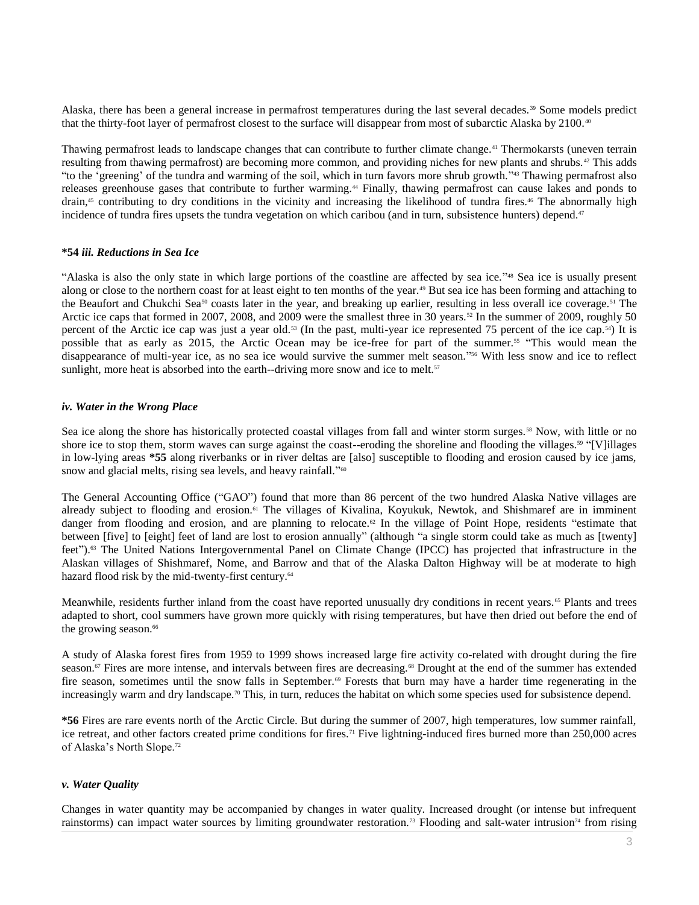Alaska, there has been a general increase in permafrost temperatures during the last several decades.[39] Some models predict that the thirty-foot layer of permafrost closest to the surface will disappear from most of subarctic Alaska by 2100.[40]

Thawing permafrost leads to landscape changes that can contribute to further climate change.[41] Thermokarsts (uneven terrain resulting from thawing permafrost) are becoming more common, and providing niches for new plants and shrubs.[42] This adds "to the 'greening' of the tundra and warming of the soil, which in turn favors more shrub growth."[43] Thawing permafrost also releases greenhouse gases that contribute to further warming.[44] Finally, thawing permafrost can cause lakes and ponds to drain,[45] contributing to dry conditions in the vicinity and increasing the likelihood of tundra fires.[46] The abnormally high incidence of tundra fires upsets the tundra vegetation on which caribou (and in turn, subsistence hunters) depend.[47]

#### **\*54** ***iii. Reductions in Sea Ice***

"Alaska is also the only state in which large portions of the coastline are affected by sea ice."[48] Sea ice is usually present along or close to the northern coast for at least eight to ten months of the year.[49] But sea ice has been forming and attaching to the Beaufort and Chukchi Sea[50] coasts later in the year, and breaking up earlier, resulting in less overall ice coverage.[51] The Arctic ice caps that formed in 2007, 2008, and 2009 were the smallest three in 30 years.[52] In the summer of 2009, roughly 50 percent of the Arctic ice cap was just a year old.[53] (In the past, multi-year ice represented 75 percent of the ice cap.[54]) It is possible that as early as 2015, the Arctic Ocean may be ice-free for part of the summer.[55] "This would mean the disappearance of multi-year ice, as no sea ice would survive the summer melt season."[56] With less snow and ice to reflect sunlight, more heat is absorbed into the earth--driving more snow and ice to melt.[57]

#### ***iv. Water in the Wrong Place***

Sea ice along the shore has historically protected coastal villages from fall and winter storm surges.[58] Now, with little or no shore ice to stop them, storm waves can surge against the coast--eroding the shoreline and flooding the villages.[59] "[V]illages in low-lying areas **\*55** along riverbanks or in river deltas are [also] susceptible to flooding and erosion caused by ice jams, snow and glacial melts, rising sea levels, and heavy rainfall."[60]

The General Accounting Office ("GAO") found that more than 86 percent of the two hundred Alaska Native villages are already subject to flooding and erosion.[61] The villages of Kivalina, Koyukuk, Newtok, and Shishmaref are in imminent danger from flooding and erosion, and are planning to relocate.[62] In the village of Point Hope, residents "estimate that between [five] to [eight] feet of land are lost to erosion annually" (although "a single storm could take as much as [twenty] feet").[63] The United Nations Intergovernmental Panel on Climate Change (IPCC) has projected that infrastructure in the Alaskan villages of Shishmaref, Nome, and Barrow and that of the Alaska Dalton Highway will be at moderate to high hazard flood risk by the mid-twenty-first century.[64]

Meanwhile, residents further inland from the coast have reported unusually dry conditions in recent years.[65] Plants and trees adapted to short, cool summers have grown more quickly with rising temperatures, but have then dried out before the end of the growing season.[66]

A study of Alaska forest fires from 1959 to 1999 shows increased large fire activity co-related with drought during the fire season.[67] Fires are more intense, and intervals between fires are decreasing.[68] Drought at the end of the summer has extended fire season, sometimes until the snow falls in September.[69] Forests that burn may have a harder time regenerating in the increasingly warm and dry landscape.[70] This, in turn, reduces the habitat on which some species used for subsistence depend.

**\*56** Fires are rare events north of the Arctic Circle. But during the summer of 2007, high temperatures, low summer rainfall, ice retreat, and other factors created prime conditions for fires.[71] Five lightning-induced fires burned more than 250,000 acres of Alaska's North Slope.[72]

#### ***v. Water Quality***

Changes in water quantity may be accompanied by changes in water quality. Increased drought (or intense but infrequent rainstorms) can impact water sources by limiting groundwater restoration.[73] Flooding and salt-water intrusion[74] from rising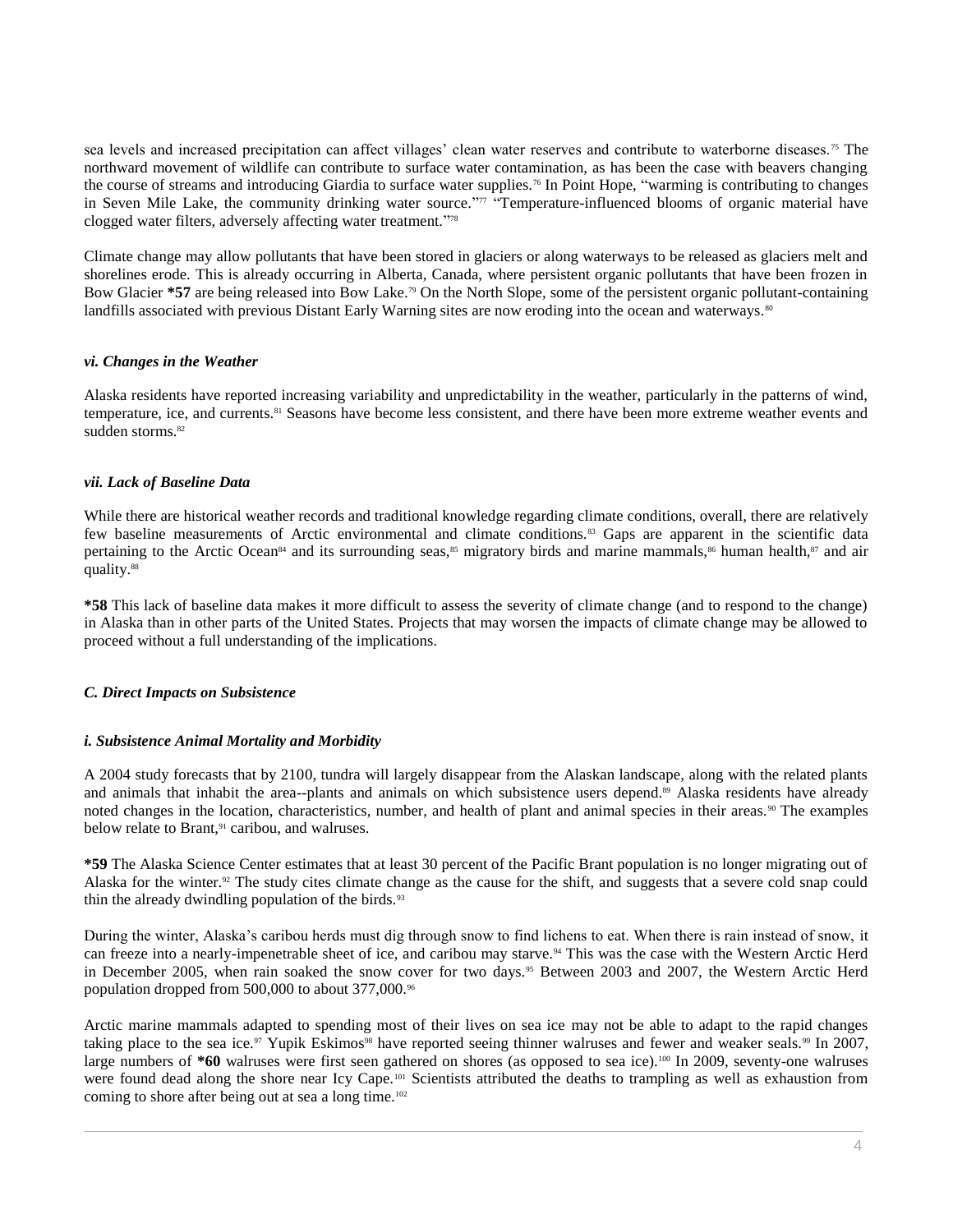sea levels and increased precipitation can affect villages' clean water reserves and contribute to waterborne diseases.[75] The northward movement of wildlife can contribute to surface water contamination, as has been the case with beavers changing the course of streams and introducing Giardia to surface water supplies.[76] In Point Hope, "warming is contributing to changes in Seven Mile Lake, the community drinking water source."[77] "Temperature-influenced blooms of organic material have clogged water filters, adversely affecting water treatment."[78]

Climate change may allow pollutants that have been stored in glaciers or along waterways to be released as glaciers melt and shorelines erode. This is already occurring in Alberta, Canada, where persistent organic pollutants that have been frozen in Bow Glacier **\*57** are being released into Bow Lake.[79] On the North Slope, some of the persistent organic pollutant-containing landfills associated with previous Distant Early Warning sites are now eroding into the ocean and waterways.[80]

#### *vi. Changes in the Weather*

Alaska residents have reported increasing variability and unpredictability in the weather, particularly in the patterns of wind, temperature, ice, and currents.[81] Seasons have become less consistent, and there have been more extreme weather events and sudden storms.[82]

#### *vii. Lack of Baseline Data*

While there are historical weather records and traditional knowledge regarding climate conditions, overall, there are relatively few baseline measurements of Arctic environmental and climate conditions.[83] Gaps are apparent in the scientific data pertaining to the Arctic Ocean[84] and its surrounding seas,[85] migratory birds and marine mammals,[86] human health,[87] and air quality.[88]

**\*58** This lack of baseline data makes it more difficult to assess the severity of climate change (and to respond to the change) in Alaska than in other parts of the United States. Projects that may worsen the impacts of climate change may be allowed to proceed without a full understanding of the implications.

### *C. Direct Impacts on Subsistence*

#### *i. Subsistence Animal Mortality and Morbidity*

A 2004 study forecasts that by 2100, tundra will largely disappear from the Alaskan landscape, along with the related plants and animals that inhabit the area--plants and animals on which subsistence users depend.[89] Alaska residents have already noted changes in the location, characteristics, number, and health of plant and animal species in their areas.[90] The examples below relate to Brant,[91] caribou, and walruses.

**\*59** The Alaska Science Center estimates that at least 30 percent of the Pacific Brant population is no longer migrating out of Alaska for the winter.[92] The study cites climate change as the cause for the shift, and suggests that a severe cold snap could thin the already dwindling population of the birds.[93]

During the winter, Alaska's caribou herds must dig through snow to find lichens to eat. When there is rain instead of snow, it can freeze into a nearly-impenetrable sheet of ice, and caribou may starve.[94] This was the case with the Western Arctic Herd in December 2005, when rain soaked the snow cover for two days.[95] Between 2003 and 2007, the Western Arctic Herd population dropped from 500,000 to about 377,000.[96]

Arctic marine mammals adapted to spending most of their lives on sea ice may not be able to adapt to the rapid changes taking place to the sea ice.[97] Yupik Eskimos[98] have reported seeing thinner walruses and fewer and weaker seals.[99] In 2007, large numbers of **\*60** walruses were first seen gathered on shores (as opposed to sea ice).[100] In 2009, seventy-one walruses were found dead along the shore near Icy Cape.[101] Scientists attributed the deaths to trampling as well as exhaustion from coming to shore after being out at sea a long time.[102]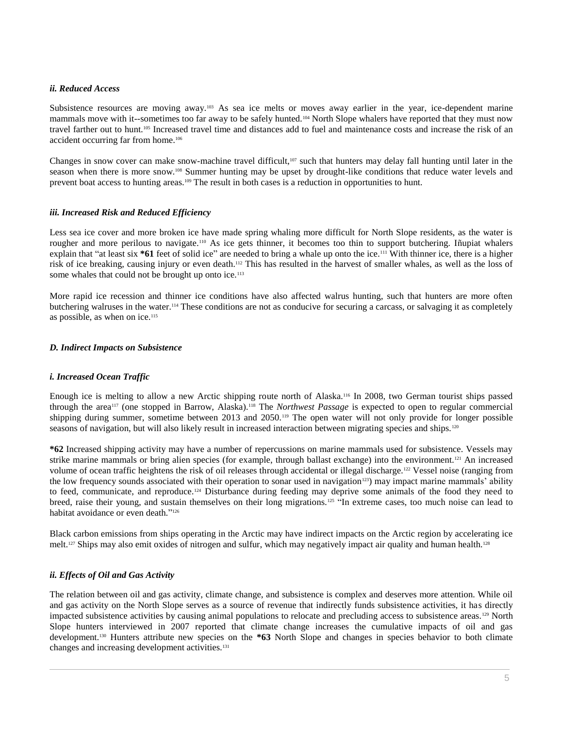#### *ii. Reduced Access*

Subsistence resources are moving away.[103] As sea ice melts or moves away earlier in the year, ice-dependent marine mammals move with it--sometimes too far away to be safely hunted.[104] North Slope whalers have reported that they must now travel farther out to hunt.[105] Increased travel time and distances add to fuel and maintenance costs and increase the risk of an accident occurring far from home.[106]

Changes in snow cover can make snow-machine travel difficult,[107] such that hunters may delay fall hunting until later in the season when there is more snow.[108] Summer hunting may be upset by drought-like conditions that reduce water levels and prevent boat access to hunting areas.[109] The result in both cases is a reduction in opportunities to hunt.

#### *iii. Increased Risk and Reduced Efficiency*

Less sea ice cover and more broken ice have made spring whaling more difficult for North Slope residents, as the water is rougher and more perilous to navigate.[110] As ice gets thinner, it becomes too thin to support butchering. Iñupiat whalers explain that "at least six **\*61** feet of solid ice" are needed to bring a whale up onto the ice.[111] With thinner ice, there is a higher risk of ice breaking, causing injury or even death.[112] This has resulted in the harvest of smaller whales, as well as the loss of some whales that could not be brought up onto ice.[113]

More rapid ice recession and thinner ice conditions have also affected walrus hunting, such that hunters are more often butchering walruses in the water.[114] These conditions are not as conducive for securing a carcass, or salvaging it as completely as possible, as when on ice.[115]

### *D. Indirect Impacts on Subsistence*

#### *i. Increased Ocean Traffic*

Enough ice is melting to allow a new Arctic shipping route north of Alaska.[116] In 2008, two German tourist ships passed through the area[117] (one stopped in Barrow, Alaska).[118] The *Northwest Passage* is expected to open to regular commercial shipping during summer, sometime between 2013 and 2050.[119] The open water will not only provide for longer possible seasons of navigation, but will also likely result in increased interaction between migrating species and ships.[120]

**\*62** Increased shipping activity may have a number of repercussions on marine mammals used for subsistence. Vessels may strike marine mammals or bring alien species (for example, through ballast exchange) into the environment.[121] An increased volume of ocean traffic heightens the risk of oil releases through accidental or illegal discharge.[122] Vessel noise (ranging from the low frequency sounds associated with their operation to sonar used in navigation[123]) may impact marine mammals' ability to feed, communicate, and reproduce.[124] Disturbance during feeding may deprive some animals of the food they need to breed, raise their young, and sustain themselves on their long migrations.[125] "In extreme cases, too much noise can lead to habitat avoidance or even death."[126]

Black carbon emissions from ships operating in the Arctic may have indirect impacts on the Arctic region by accelerating ice melt.[127] Ships may also emit oxides of nitrogen and sulfur, which may negatively impact air quality and human health.[128]

#### *ii. Effects of Oil and Gas Activity*

The relation between oil and gas activity, climate change, and subsistence is complex and deserves more attention. While oil and gas activity on the North Slope serves as a source of revenue that indirectly funds subsistence activities, it has directly impacted subsistence activities by causing animal populations to relocate and precluding access to subsistence areas.[129] North Slope hunters interviewed in 2007 reported that climate change increases the cumulative impacts of oil and gas development.[130] Hunters attribute new species on the **\*63** North Slope and changes in species behavior to both climate changes and increasing development activities.[131]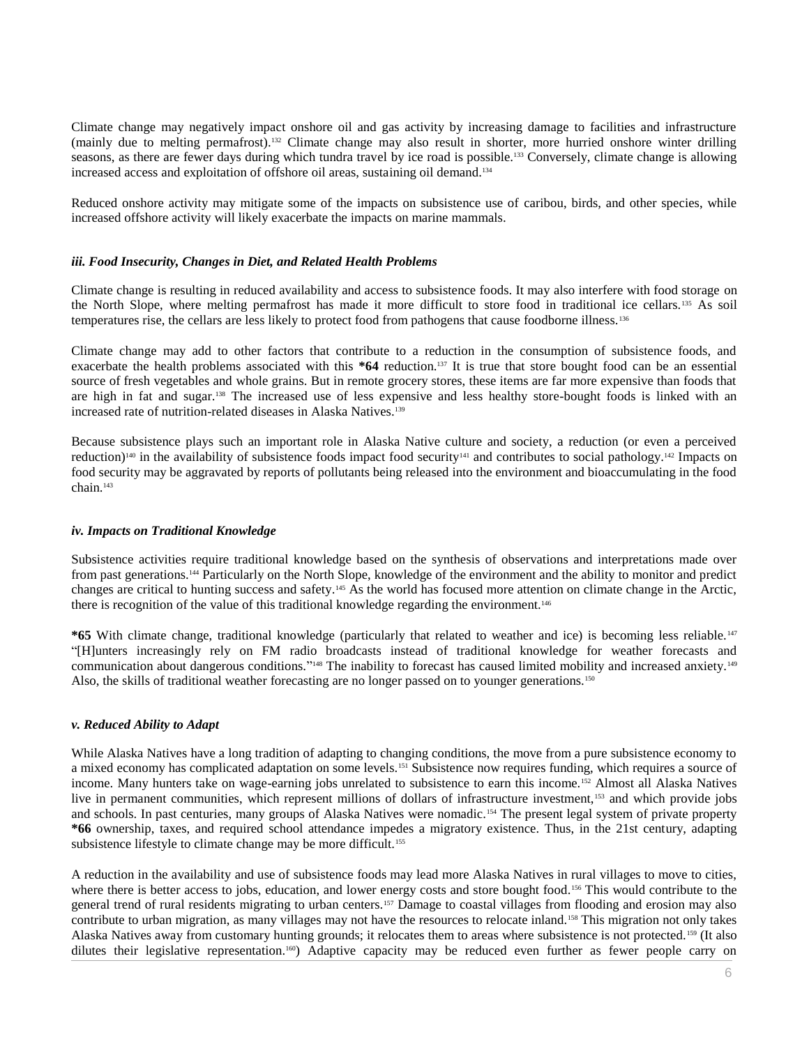Climate change may negatively impact onshore oil and gas activity by increasing damage to facilities and infrastructure (mainly due to melting permafrost).[132] Climate change may also result in shorter, more hurried onshore winter drilling seasons, as there are fewer days during which tundra travel by ice road is possible.[133] Conversely, climate change is allowing increased access and exploitation of offshore oil areas, sustaining oil demand.[134]

Reduced onshore activity may mitigate some of the impacts on subsistence use of caribou, birds, and other species, while increased offshore activity will likely exacerbate the impacts on marine mammals.

### *iii. Food Insecurity, Changes in Diet, and Related Health Problems*

Climate change is resulting in reduced availability and access to subsistence foods. It may also interfere with food storage on the North Slope, where melting permafrost has made it more difficult to store food in traditional ice cellars.[135] As soil temperatures rise, the cellars are less likely to protect food from pathogens that cause foodborne illness.[136]

Climate change may add to other factors that contribute to a reduction in the consumption of subsistence foods, and exacerbate the health problems associated with this **\*64** reduction.[137] It is true that store bought food can be an essential source of fresh vegetables and whole grains. But in remote grocery stores, these items are far more expensive than foods that are high in fat and sugar.[138] The increased use of less expensive and less healthy store-bought foods is linked with an increased rate of nutrition-related diseases in Alaska Natives.[139]

Because subsistence plays such an important role in Alaska Native culture and society, a reduction (or even a perceived reduction)[140] in the availability of subsistence foods impact food security[141] and contributes to social pathology.[142] Impacts on food security may be aggravated by reports of pollutants being released into the environment and bioaccumulating in the food chain.[143]

### *iv. Impacts on Traditional Knowledge*

Subsistence activities require traditional knowledge based on the synthesis of observations and interpretations made over from past generations.[144] Particularly on the North Slope, knowledge of the environment and the ability to monitor and predict changes are critical to hunting success and safety.[145] As the world has focused more attention on climate change in the Arctic, there is recognition of the value of this traditional knowledge regarding the environment.[146]

**\*65** With climate change, traditional knowledge (particularly that related to weather and ice) is becoming less reliable.[147] "[H]unters increasingly rely on FM radio broadcasts instead of traditional knowledge for weather forecasts and communication about dangerous conditions."[148] The inability to forecast has caused limited mobility and increased anxiety.[149] Also, the skills of traditional weather forecasting are no longer passed on to younger generations.[150]

### *v. Reduced Ability to Adapt*

While Alaska Natives have a long tradition of adapting to changing conditions, the move from a pure subsistence economy to a mixed economy has complicated adaptation on some levels.[151] Subsistence now requires funding, which requires a source of income. Many hunters take on wage-earning jobs unrelated to subsistence to earn this income.[152] Almost all Alaska Natives live in permanent communities, which represent millions of dollars of infrastructure investment,[153] and which provide jobs and schools. In past centuries, many groups of Alaska Natives were nomadic.[154] The present legal system of private property **\*66** ownership, taxes, and required school attendance impedes a migratory existence. Thus, in the 21st century, adapting subsistence lifestyle to climate change may be more difficult.[155]

A reduction in the availability and use of subsistence foods may lead more Alaska Natives in rural villages to move to cities, where there is better access to jobs, education, and lower energy costs and store bought food.[156] This would contribute to the general trend of rural residents migrating to urban centers.[157] Damage to coastal villages from flooding and erosion may also contribute to urban migration, as many villages may not have the resources to relocate inland.[158] This migration not only takes Alaska Natives away from customary hunting grounds; it relocates them to areas where subsistence is not protected.[159] (It also dilutes their legislative representation.[160]) Adaptive capacity may be reduced even further as fewer people carry on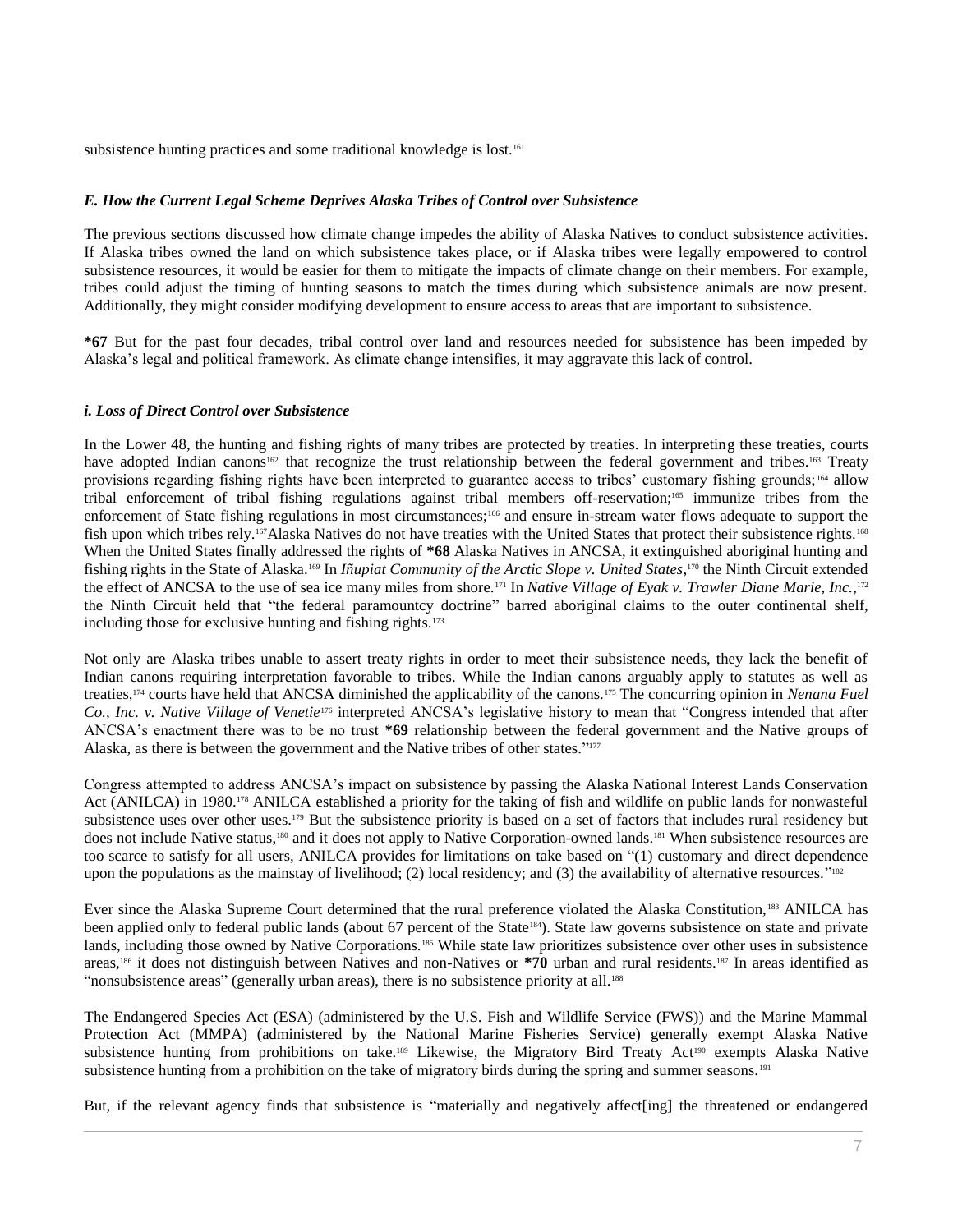subsistence hunting practices and some traditional knowledge is lost.[161]

### *E. How the Current Legal Scheme Deprives Alaska Tribes of Control over Subsistence*

The previous sections discussed how climate change impedes the ability of Alaska Natives to conduct subsistence activities. If Alaska tribes owned the land on which subsistence takes place, or if Alaska tribes were legally empowered to control subsistence resources, it would be easier for them to mitigate the impacts of climate change on their members. For example, tribes could adjust the timing of hunting seasons to match the times during which subsistence animals are now present. Additionally, they might consider modifying development to ensure access to areas that are important to subsistence.

**\*67** But for the past four decades, tribal control over land and resources needed for subsistence has been impeded by Alaska's legal and political framework. As climate change intensifies, it may aggravate this lack of control.

#### *i. Loss of Direct Control over Subsistence*

In the Lower 48, the hunting and fishing rights of many tribes are protected by treaties. In interpreting these treaties, courts have adopted Indian canons[162] that recognize the trust relationship between the federal government and tribes.[163] Treaty provisions regarding fishing rights have been interpreted to guarantee access to tribes' customary fishing grounds;[164] allow tribal enforcement of tribal fishing regulations against tribal members off-reservation;[165] immunize tribes from the enforcement of State fishing regulations in most circumstances;[166] and ensure in-stream water flows adequate to support the fish upon which tribes rely.[167] Alaska Natives do not have treaties with the United States that protect their subsistence rights.[168] When the United States finally addressed the rights of **\*68** Alaska Natives in ANCSA, it extinguished aboriginal hunting and fishing rights in the State of Alaska.[169] In *Iñupiat Community of the Arctic Slope v. United States*,[170] the Ninth Circuit extended the effect of ANCSA to the use of sea ice many miles from shore.[171] In *Native Village of Eyak v. Trawler Diane Marie, Inc.*,[172] the Ninth Circuit held that "the federal paramountcy doctrine" barred aboriginal claims to the outer continental shelf, including those for exclusive hunting and fishing rights.[173]

Not only are Alaska tribes unable to assert treaty rights in order to meet their subsistence needs, they lack the benefit of Indian canons requiring interpretation favorable to tribes. While the Indian canons arguably apply to statutes as well as treaties,[174] courts have held that ANCSA diminished the applicability of the canons.[175] The concurring opinion in *Nenana Fuel Co., Inc. v. Native Village of Venetie*[176] interpreted ANCSA's legislative history to mean that "Congress intended that after ANCSA's enactment there was to be no trust **\*69** relationship between the federal government and the Native groups of Alaska, as there is between the government and the Native tribes of other states."[177]

Congress attempted to address ANCSA's impact on subsistence by passing the Alaska National Interest Lands Conservation Act (ANILCA) in 1980.[178] ANILCA established a priority for the taking of fish and wildlife on public lands for nonwasteful subsistence uses over other uses.[179] But the subsistence priority is based on a set of factors that includes rural residency but does not include Native status,[180] and it does not apply to Native Corporation-owned lands.[181] When subsistence resources are too scarce to satisfy for all users, ANILCA provides for limitations on take based on "(1) customary and direct dependence upon the populations as the mainstay of livelihood; (2) local residency; and (3) the availability of alternative resources."[182]

Ever since the Alaska Supreme Court determined that the rural preference violated the Alaska Constitution,[183] ANILCA has been applied only to federal public lands (about 67 percent of the State[184]). State law governs subsistence on state and private lands, including those owned by Native Corporations.[185] While state law prioritizes subsistence over other uses in subsistence areas,[186] it does not distinguish between Natives and non-Natives or **\*70** urban and rural residents.[187] In areas identified as "nonsubsistence areas" (generally urban areas), there is no subsistence priority at all.[188]

The Endangered Species Act (ESA) (administered by the U.S. Fish and Wildlife Service (FWS)) and the Marine Mammal Protection Act (MMPA) (administered by the National Marine Fisheries Service) generally exempt Alaska Native subsistence hunting from prohibitions on take.[189] Likewise, the Migratory Bird Treaty Act[190] exempts Alaska Native subsistence hunting from a prohibition on the take of migratory birds during the spring and summer seasons.[191]

But, if the relevant agency finds that subsistence is "materially and negatively affect[ing] the threatened or endangered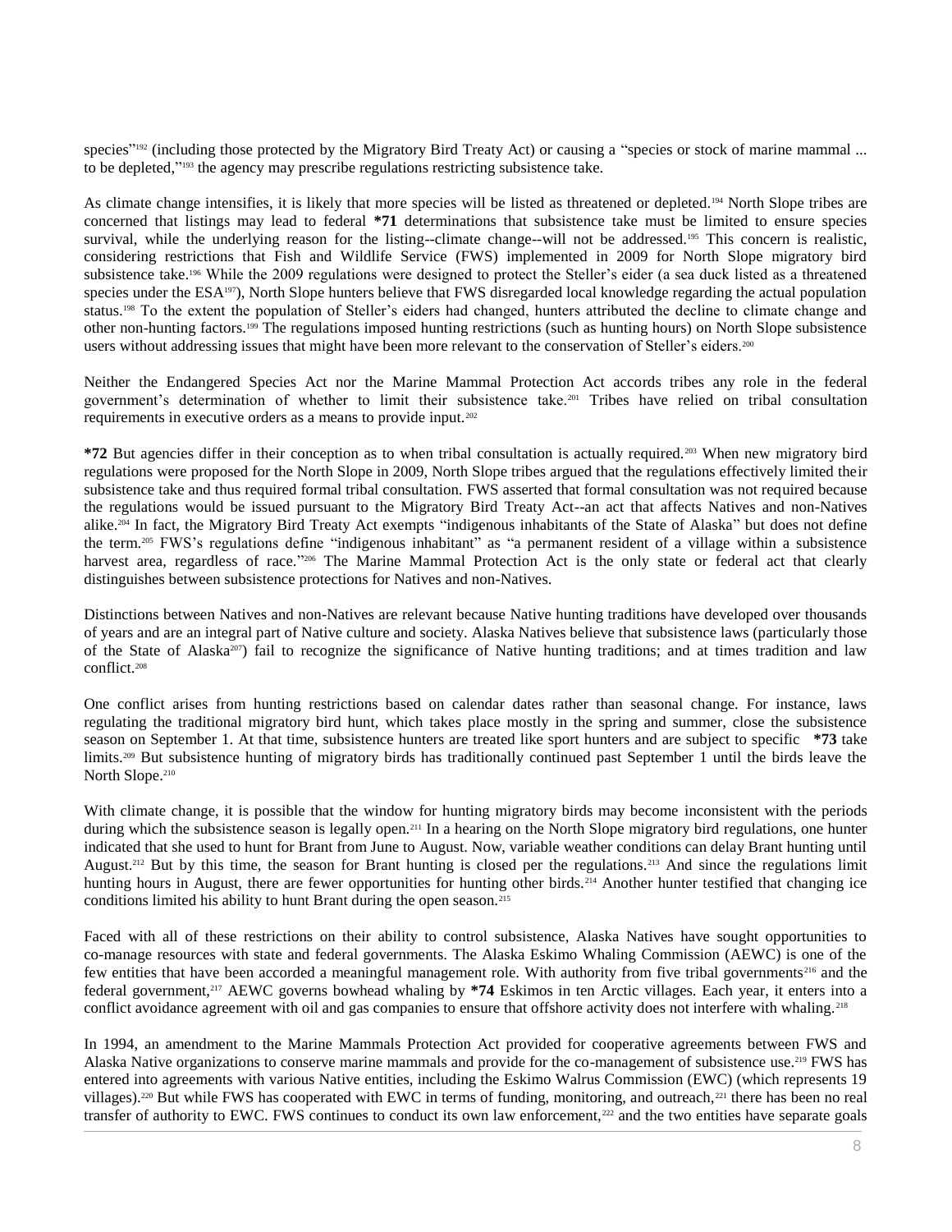species"[192] (including those protected by the Migratory Bird Treaty Act) or causing a "species or stock of marine mammal ... to be depleted,"[193] the agency may prescribe regulations restricting subsistence take.

As climate change intensifies, it is likely that more species will be listed as threatened or depleted.[194] North Slope tribes are concerned that listings may lead to federal **\*71** determinations that subsistence take must be limited to ensure species survival, while the underlying reason for the listing--climate change--will not be addressed.[195] This concern is realistic, considering restrictions that Fish and Wildlife Service (FWS) implemented in 2009 for North Slope migratory bird subsistence take.[196] While the 2009 regulations were designed to protect the Steller's eider (a sea duck listed as a threatened species under the ESA[197]), North Slope hunters believe that FWS disregarded local knowledge regarding the actual population status.[198] To the extent the population of Steller's eiders had changed, hunters attributed the decline to climate change and other non-hunting factors.[199] The regulations imposed hunting restrictions (such as hunting hours) on North Slope subsistence users without addressing issues that might have been more relevant to the conservation of Steller's eiders.[200]

Neither the Endangered Species Act nor the Marine Mammal Protection Act accords tribes any role in the federal government's determination of whether to limit their subsistence take.[201] Tribes have relied on tribal consultation requirements in executive orders as a means to provide input.[202]

**\*72** But agencies differ in their conception as to when tribal consultation is actually required.[203] When new migratory bird regulations were proposed for the North Slope in 2009, North Slope tribes argued that the regulations effectively limited their subsistence take and thus required formal tribal consultation. FWS asserted that formal consultation was not required because the regulations would be issued pursuant to the Migratory Bird Treaty Act--an act that affects Natives and non-Natives alike.[204] In fact, the Migratory Bird Treaty Act exempts "indigenous inhabitants of the State of Alaska" but does not define the term.[205] FWS's regulations define "indigenous inhabitant" as "a permanent resident of a village within a subsistence harvest area, regardless of race."[206] The Marine Mammal Protection Act is the only state or federal act that clearly distinguishes between subsistence protections for Natives and non-Natives.

Distinctions between Natives and non-Natives are relevant because Native hunting traditions have developed over thousands of years and are an integral part of Native culture and society. Alaska Natives believe that subsistence laws (particularly those of the State of Alaska[207]) fail to recognize the significance of Native hunting traditions; and at times tradition and law conflict.[208]

One conflict arises from hunting restrictions based on calendar dates rather than seasonal change. For instance, laws regulating the traditional migratory bird hunt, which takes place mostly in the spring and summer, close the subsistence season on September 1. At that time, subsistence hunters are treated like sport hunters and are subject to specific **\*73** take limits.[209] But subsistence hunting of migratory birds has traditionally continued past September 1 until the birds leave the North Slope.[210]

With climate change, it is possible that the window for hunting migratory birds may become inconsistent with the periods during which the subsistence season is legally open.[211] In a hearing on the North Slope migratory bird regulations, one hunter indicated that she used to hunt for Brant from June to August. Now, variable weather conditions can delay Brant hunting until August.[212] But by this time, the season for Brant hunting is closed per the regulations.[213] And since the regulations limit hunting hours in August, there are fewer opportunities for hunting other birds.[214] Another hunter testified that changing ice conditions limited his ability to hunt Brant during the open season.[215]

Faced with all of these restrictions on their ability to control subsistence, Alaska Natives have sought opportunities to co-manage resources with state and federal governments. The Alaska Eskimo Whaling Commission (AEWC) is one of the few entities that have been accorded a meaningful management role. With authority from five tribal governments[216] and the federal government,[217] AEWC governs bowhead whaling by **\*74** Eskimos in ten Arctic villages. Each year, it enters into a conflict avoidance agreement with oil and gas companies to ensure that offshore activity does not interfere with whaling.[218]

In 1994, an amendment to the Marine Mammals Protection Act provided for cooperative agreements between FWS and Alaska Native organizations to conserve marine mammals and provide for the co-management of subsistence use.[219] FWS has entered into agreements with various Native entities, including the Eskimo Walrus Commission (EWC) (which represents 19 villages).[220] But while FWS has cooperated with EWC in terms of funding, monitoring, and outreach,[221] there has been no real transfer of authority to EWC. FWS continues to conduct its own law enforcement,[222] and the two entities have separate goals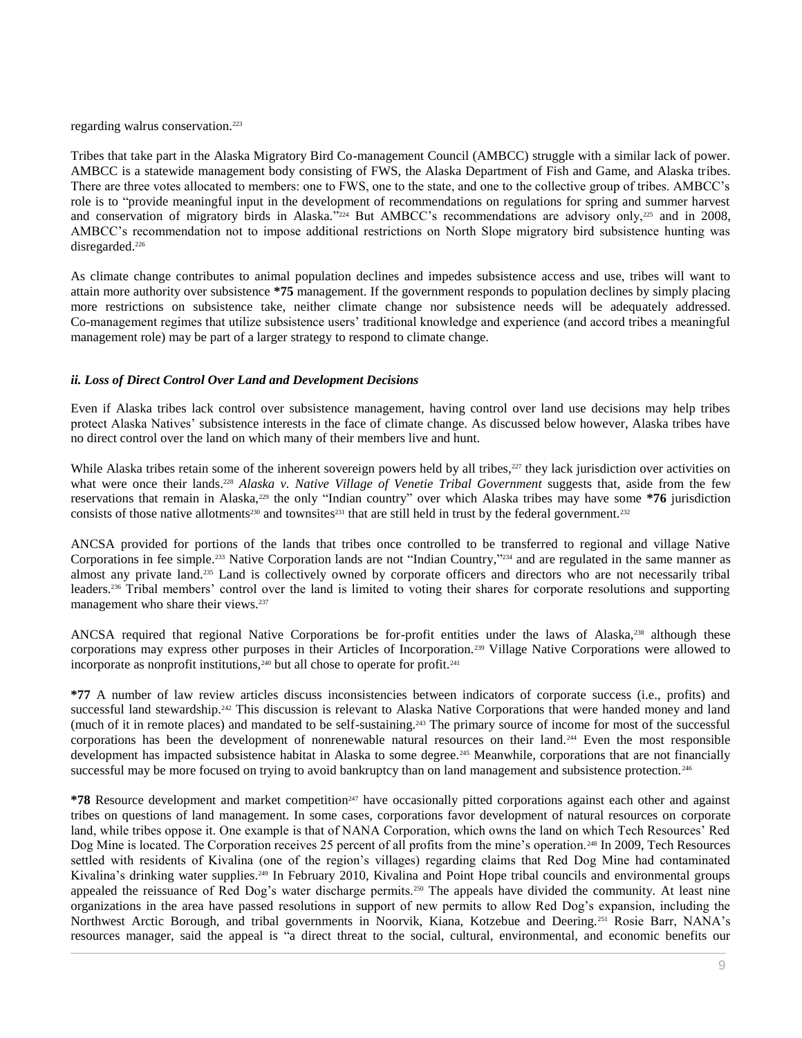regarding walrus conservation.[223]

Tribes that take part in the Alaska Migratory Bird Co-management Council (AMBCC) struggle with a similar lack of power. AMBCC is a statewide management body consisting of FWS, the Alaska Department of Fish and Game, and Alaska tribes. There are three votes allocated to members: one to FWS, one to the state, and one to the collective group of tribes. AMBCC's role is to "provide meaningful input in the development of recommendations on regulations for spring and summer harvest and conservation of migratory birds in Alaska."[224] But AMBCC's recommendations are advisory only,[225] and in 2008, AMBCC's recommendation not to impose additional restrictions on North Slope migratory bird subsistence hunting was disregarded.[226]

As climate change contributes to animal population declines and impedes subsistence access and use, tribes will want to attain more authority over subsistence **\*75** management. If the government responds to population declines by simply placing more restrictions on subsistence take, neither climate change nor subsistence needs will be adequately addressed. Co-management regimes that utilize subsistence users' traditional knowledge and experience (and accord tribes a meaningful management role) may be part of a larger strategy to respond to climate change.

### *ii. Loss of Direct Control Over Land and Development Decisions*

Even if Alaska tribes lack control over subsistence management, having control over land use decisions may help tribes protect Alaska Natives' subsistence interests in the face of climate change. As discussed below however, Alaska tribes have no direct control over the land on which many of their members live and hunt.

While Alaska tribes retain some of the inherent sovereign powers held by all tribes,[227] they lack jurisdiction over activities on what were once their lands.[228] *Alaska v. Native Village of Venetie Tribal Government* suggests that, aside from the few reservations that remain in Alaska,[229] the only "Indian country" over which Alaska tribes may have some **\*76** jurisdiction consists of those native allotments[230] and townsites[231] that are still held in trust by the federal government.[232]

ANCSA provided for portions of the lands that tribes once controlled to be transferred to regional and village Native Corporations in fee simple.[233] Native Corporation lands are not "Indian Country,"[234] and are regulated in the same manner as almost any private land.[235] Land is collectively owned by corporate officers and directors who are not necessarily tribal leaders.[236] Tribal members' control over the land is limited to voting their shares for corporate resolutions and supporting management who share their views.[237]

ANCSA required that regional Native Corporations be for-profit entities under the laws of Alaska,[238] although these corporations may express other purposes in their Articles of Incorporation.[239] Village Native Corporations were allowed to incorporate as nonprofit institutions,[240] but all chose to operate for profit.[241]

**\*77** A number of law review articles discuss inconsistencies between indicators of corporate success (i.e., profits) and successful land stewardship.[242] This discussion is relevant to Alaska Native Corporations that were handed money and land (much of it in remote places) and mandated to be self-sustaining.[243] The primary source of income for most of the successful corporations has been the development of nonrenewable natural resources on their land.[244] Even the most responsible development has impacted subsistence habitat in Alaska to some degree.[245] Meanwhile, corporations that are not financially successful may be more focused on trying to avoid bankruptcy than on land management and subsistence protection.[246]

**\*78** Resource development and market competition[247] have occasionally pitted corporations against each other and against tribes on questions of land management. In some cases, corporations favor development of natural resources on corporate land, while tribes oppose it. One example is that of NANA Corporation, which owns the land on which Tech Resources' Red Dog Mine is located. The Corporation receives 25 percent of all profits from the mine's operation.[248] In 2009, Tech Resources settled with residents of Kivalina (one of the region's villages) regarding claims that Red Dog Mine had contaminated Kivalina's drinking water supplies.[249] In February 2010, Kivalina and Point Hope tribal councils and environmental groups appealed the reissuance of Red Dog's water discharge permits.[250] The appeals have divided the community. At least nine organizations in the area have passed resolutions in support of new permits to allow Red Dog's expansion, including the Northwest Arctic Borough, and tribal governments in Noorvik, Kiana, Kotzebue and Deering.[251] Rosie Barr, NANA's resources manager, said the appeal is "a direct threat to the social, cultural, environmental, and economic benefits our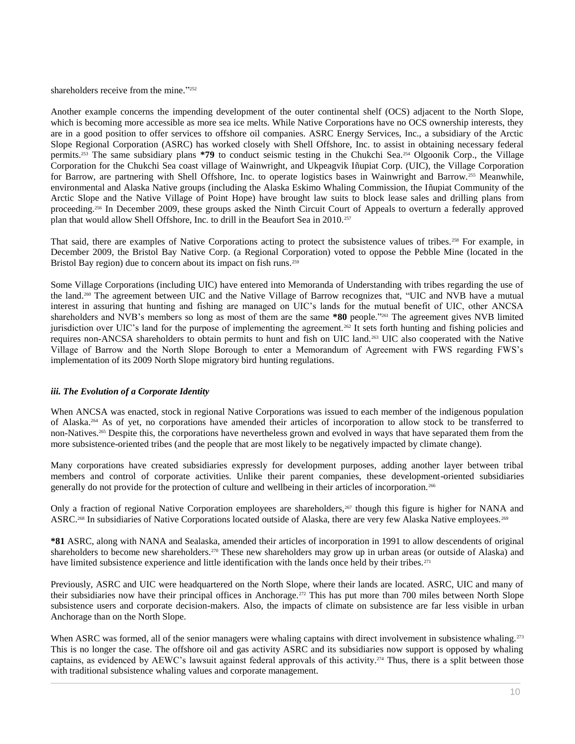shareholders receive from the mine."[252]

Another example concerns the impending development of the outer continental shelf (OCS) adjacent to the North Slope, which is becoming more accessible as more sea ice melts. While Native Corporations have no OCS ownership interests, they are in a good position to offer services to offshore oil companies. ASRC Energy Services, Inc., a subsidiary of the Arctic Slope Regional Corporation (ASRC) has worked closely with Shell Offshore, Inc. to assist in obtaining necessary federal permits.[253] The same subsidiary plans **\*79** to conduct seismic testing in the Chukchi Sea.[254] Olgoonik Corp., the Village Corporation for the Chukchi Sea coast village of Wainwright, and Ukpeagvik Iñupiat Corp. (UIC), the Village Corporation for Barrow, are partnering with Shell Offshore, Inc. to operate logistics bases in Wainwright and Barrow.[255] Meanwhile, environmental and Alaska Native groups (including the Alaska Eskimo Whaling Commission, the Iñupiat Community of the Arctic Slope and the Native Village of Point Hope) have brought law suits to block lease sales and drilling plans from proceeding.[256] In December 2009, these groups asked the Ninth Circuit Court of Appeals to overturn a federally approved plan that would allow Shell Offshore, Inc. to drill in the Beaufort Sea in 2010.[257]

That said, there are examples of Native Corporations acting to protect the subsistence values of tribes.[258] For example, in December 2009, the Bristol Bay Native Corp. (a Regional Corporation) voted to oppose the Pebble Mine (located in the Bristol Bay region) due to concern about its impact on fish runs.[259]

Some Village Corporations (including UIC) have entered into Memoranda of Understanding with tribes regarding the use of the land.[260] The agreement between UIC and the Native Village of Barrow recognizes that, "UIC and NVB have a mutual interest in assuring that hunting and fishing are managed on UIC's lands for the mutual benefit of UIC, other ANCSA shareholders and NVB's members so long as most of them are the same **\*80** people."[261] The agreement gives NVB limited jurisdiction over UIC's land for the purpose of implementing the agreement.[262] It sets forth hunting and fishing policies and requires non-ANCSA shareholders to obtain permits to hunt and fish on UIC land.[263] UIC also cooperated with the Native Village of Barrow and the North Slope Borough to enter a Memorandum of Agreement with FWS regarding FWS's implementation of its 2009 North Slope migratory bird hunting regulations.

### *iii. The Evolution of a Corporate Identity*

When ANCSA was enacted, stock in regional Native Corporations was issued to each member of the indigenous population of Alaska.[264] As of yet, no corporations have amended their articles of incorporation to allow stock to be transferred to non-Natives.[265] Despite this, the corporations have nevertheless grown and evolved in ways that have separated them from the more subsistence-oriented tribes (and the people that are most likely to be negatively impacted by climate change).

Many corporations have created subsidiaries expressly for development purposes, adding another layer between tribal members and control of corporate activities. Unlike their parent companies, these development-oriented subsidiaries generally do not provide for the protection of culture and wellbeing in their articles of incorporation.[266]

Only a fraction of regional Native Corporation employees are shareholders,[267] though this figure is higher for NANA and ASRC.[268] In subsidiaries of Native Corporations located outside of Alaska, there are very few Alaska Native employees.[269]

**\*81** ASRC, along with NANA and Sealaska, amended their articles of incorporation in 1991 to allow descendents of original shareholders to become new shareholders.[270] These new shareholders may grow up in urban areas (or outside of Alaska) and have limited subsistence experience and little identification with the lands once held by their tribes.[271]

Previously, ASRC and UIC were headquartered on the North Slope, where their lands are located. ASRC, UIC and many of their subsidiaries now have their principal offices in Anchorage.[272] This has put more than 700 miles between North Slope subsistence users and corporate decision-makers. Also, the impacts of climate on subsistence are far less visible in urban Anchorage than on the North Slope.

When ASRC was formed, all of the senior managers were whaling captains with direct involvement in subsistence whaling.[273] This is no longer the case. The offshore oil and gas activity ASRC and its subsidiaries now support is opposed by whaling captains, as evidenced by AEWC's lawsuit against federal approvals of this activity.[274] Thus, there is a split between those with traditional subsistence whaling values and corporate management.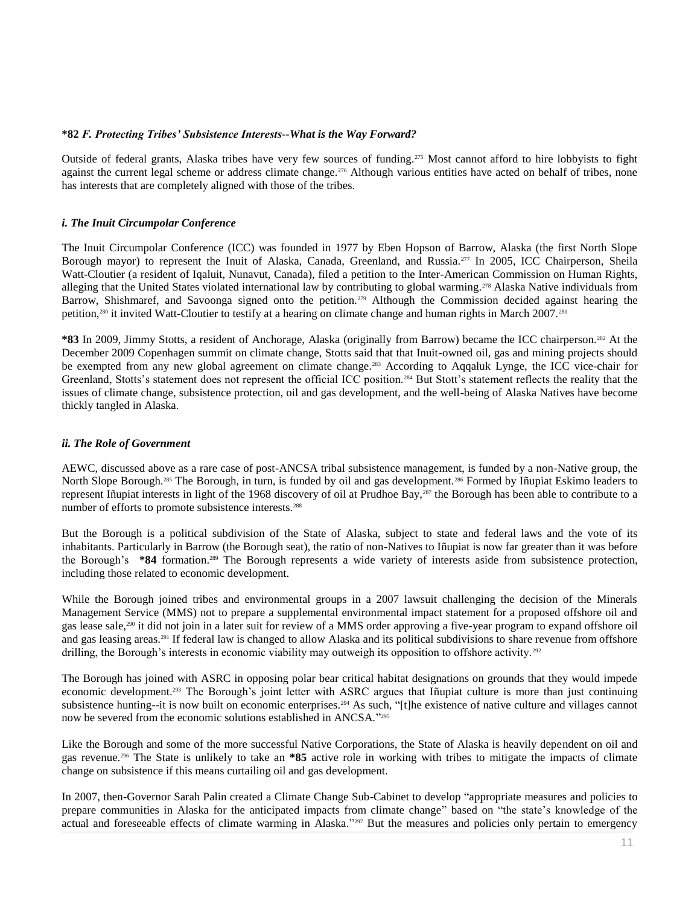**\*82** ***F. Protecting Tribes' Subsistence Interests--What is the Way Forward?***

Outside of federal grants, Alaska tribes have very few sources of funding.[275] Most cannot afford to hire lobbyists to fight against the current legal scheme or address climate change.[276] Although various entities have acted on behalf of tribes, none has interests that are completely aligned with those of the tribes.

***i. The Inuit Circumpolar Conference***

The Inuit Circumpolar Conference (ICC) was founded in 1977 by Eben Hopson of Barrow, Alaska (the first North Slope Borough mayor) to represent the Inuit of Alaska, Canada, Greenland, and Russia.[277] In 2005, ICC Chairperson, Sheila Watt-Cloutier (a resident of Iqaluit, Nunavut, Canada), filed a petition to the Inter-American Commission on Human Rights, alleging that the United States violated international law by contributing to global warming.[278] Alaska Native individuals from Barrow, Shishmaref, and Savoonga signed onto the petition.[279] Although the Commission decided against hearing the petition,[280] it invited Watt-Cloutier to testify at a hearing on climate change and human rights in March 2007.[281]

**\*83** In 2009, Jimmy Stotts, a resident of Anchorage, Alaska (originally from Barrow) became the ICC chairperson.[282] At the December 2009 Copenhagen summit on climate change, Stotts said that that Inuit-owned oil, gas and mining projects should be exempted from any new global agreement on climate change.[283] According to Aqqaluk Lynge, the ICC vice-chair for Greenland, Stotts's statement does not represent the official ICC position.[284] But Stott's statement reflects the reality that the issues of climate change, subsistence protection, oil and gas development, and the well-being of Alaska Natives have become thickly tangled in Alaska.

***ii. The Role of Government***

AEWC, discussed above as a rare case of post-ANCSA tribal subsistence management, is funded by a non-Native group, the North Slope Borough.[285] The Borough, in turn, is funded by oil and gas development.[286] Formed by Iñupiat Eskimo leaders to represent Iñupiat interests in light of the 1968 discovery of oil at Prudhoe Bay,[287] the Borough has been able to contribute to a number of efforts to promote subsistence interests.[288]

But the Borough is a political subdivision of the State of Alaska, subject to state and federal laws and the vote of its inhabitants. Particularly in Barrow (the Borough seat), the ratio of non-Natives to Iñupiat is now far greater than it was before the Borough's **\*84** formation.[289] The Borough represents a wide variety of interests aside from subsistence protection, including those related to economic development.

While the Borough joined tribes and environmental groups in a 2007 lawsuit challenging the decision of the Minerals Management Service (MMS) not to prepare a supplemental environmental impact statement for a proposed offshore oil and gas lease sale,[290] it did not join in a later suit for review of a MMS order approving a five-year program to expand offshore oil and gas leasing areas.[291] If federal law is changed to allow Alaska and its political subdivisions to share revenue from offshore drilling, the Borough's interests in economic viability may outweigh its opposition to offshore activity.[292]

The Borough has joined with ASRC in opposing polar bear critical habitat designations on grounds that they would impede economic development.[293] The Borough's joint letter with ASRC argues that Iñupiat culture is more than just continuing subsistence hunting--it is now built on economic enterprises.[294] As such, "[t]he existence of native culture and villages cannot now be severed from the economic solutions established in ANCSA."[295]

Like the Borough and some of the more successful Native Corporations, the State of Alaska is heavily dependent on oil and gas revenue.[296] The State is unlikely to take an **\*85** active role in working with tribes to mitigate the impacts of climate change on subsistence if this means curtailing oil and gas development.

In 2007, then-Governor Sarah Palin created a Climate Change Sub-Cabinet to develop "appropriate measures and policies to prepare communities in Alaska for the anticipated impacts from climate change" based on "the state's knowledge of the actual and foreseeable effects of climate warming in Alaska."[297] But the measures and policies only pertain to emergency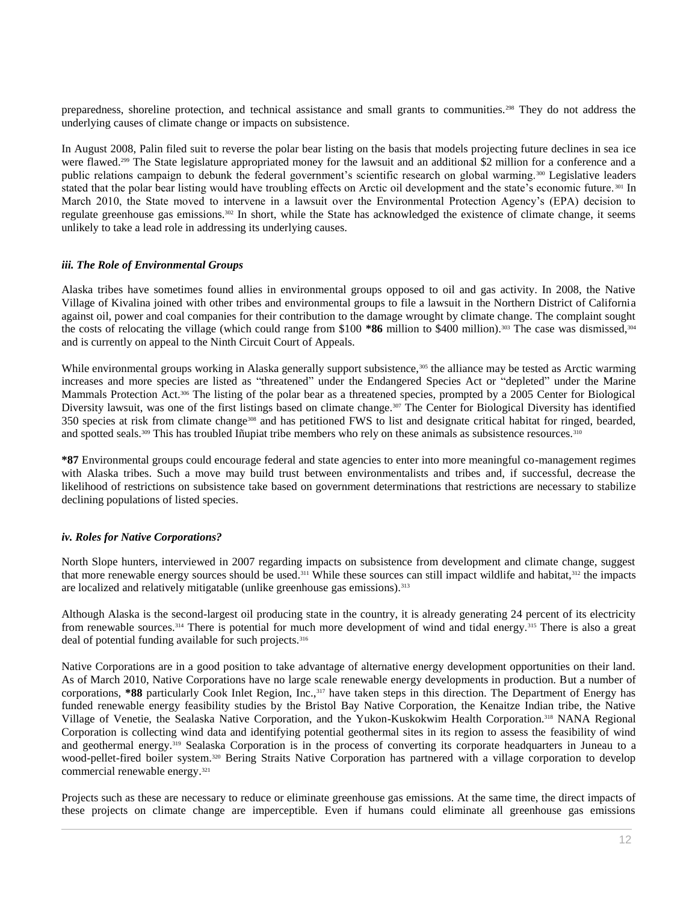preparedness, shoreline protection, and technical assistance and small grants to communities.[298] They do not address the underlying causes of climate change or impacts on subsistence.

In August 2008, Palin filed suit to reverse the polar bear listing on the basis that models projecting future declines in sea ice were flawed.[299] The State legislature appropriated money for the lawsuit and an additional $2 million for a conference and a public relations campaign to debunk the federal government's scientific research on global warming.[300] Legislative leaders stated that the polar bear listing would have troubling effects on Arctic oil development and the state's economic future.[301] In March 2010, the State moved to intervene in a lawsuit over the Environmental Protection Agency's (EPA) decision to regulate greenhouse gas emissions.[302] In short, while the State has acknowledged the existence of climate change, it seems unlikely to take a lead role in addressing its underlying causes.

#### *iii. The Role of Environmental Groups*

Alaska tribes have sometimes found allies in environmental groups opposed to oil and gas activity. In 2008, the Native Village of Kivalina joined with other tribes and environmental groups to file a lawsuit in the Northern District of California against oil, power and coal companies for their contribution to the damage wrought by climate change. The complaint sought the costs of relocating the village (which could range from $100 **\*86** million to $400 million).[303] The case was dismissed,[304] and is currently on appeal to the Ninth Circuit Court of Appeals.

While environmental groups working in Alaska generally support subsistence,[305] the alliance may be tested as Arctic warming increases and more species are listed as "threatened" under the Endangered Species Act or "depleted" under the Marine Mammals Protection Act.[306] The listing of the polar bear as a threatened species, prompted by a 2005 Center for Biological Diversity lawsuit, was one of the first listings based on climate change.[307] The Center for Biological Diversity has identified 350 species at risk from climate change[308] and has petitioned FWS to list and designate critical habitat for ringed, bearded, and spotted seals.[309] This has troubled Iñupiat tribe members who rely on these animals as subsistence resources.[310]

**\*87** Environmental groups could encourage federal and state agencies to enter into more meaningful co-management regimes with Alaska tribes. Such a move may build trust between environmentalists and tribes and, if successful, decrease the likelihood of restrictions on subsistence take based on government determinations that restrictions are necessary to stabilize declining populations of listed species.

#### *iv. Roles for Native Corporations?*

North Slope hunters, interviewed in 2007 regarding impacts on subsistence from development and climate change, suggest that more renewable energy sources should be used.[311] While these sources can still impact wildlife and habitat,[312] the impacts are localized and relatively mitigatable (unlike greenhouse gas emissions).[313]

Although Alaska is the second-largest oil producing state in the country, it is already generating 24 percent of its electricity from renewable sources.[314] There is potential for much more development of wind and tidal energy.[315] There is also a great deal of potential funding available for such projects.[316]

Native Corporations are in a good position to take advantage of alternative energy development opportunities on their land. As of March 2010, Native Corporations have no large scale renewable energy developments in production. But a number of corporations, **\*88** particularly Cook Inlet Region, Inc.,[317] have taken steps in this direction. The Department of Energy has funded renewable energy feasibility studies by the Bristol Bay Native Corporation, the Kenaitze Indian tribe, the Native Village of Venetie, the Sealaska Native Corporation, and the Yukon-Kuskokwim Health Corporation.[318] NANA Regional Corporation is collecting wind data and identifying potential geothermal sites in its region to assess the feasibility of wind and geothermal energy.[319] Sealaska Corporation is in the process of converting its corporate headquarters in Juneau to a wood-pellet-fired boiler system.[320] Bering Straits Native Corporation has partnered with a village corporation to develop commercial renewable energy.[321]

Projects such as these are necessary to reduce or eliminate greenhouse gas emissions. At the same time, the direct impacts of these projects on climate change are imperceptible. Even if humans could eliminate all greenhouse gas emissions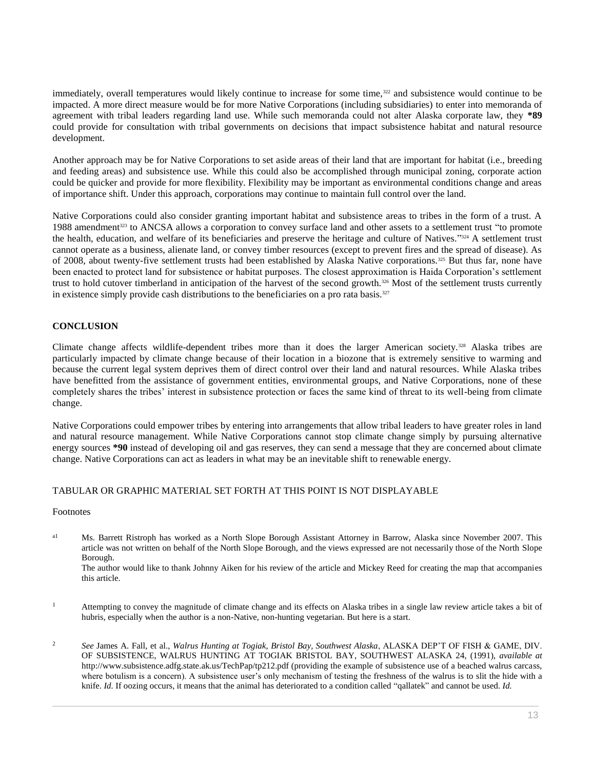immediately, overall temperatures would likely continue to increase for some time,[322] and subsistence would continue to be impacted. A more direct measure would be for more Native Corporations (including subsidiaries) to enter into memoranda of agreement with tribal leaders regarding land use. While such memoranda could not alter Alaska corporate law, they **\*89** could provide for consultation with tribal governments on decisions that impact subsistence habitat and natural resource development.

Another approach may be for Native Corporations to set aside areas of their land that are important for habitat (i.e., breeding and feeding areas) and subsistence use. While this could also be accomplished through municipal zoning, corporate action could be quicker and provide for more flexibility. Flexibility may be important as environmental conditions change and areas of importance shift. Under this approach, corporations may continue to maintain full control over the land.

Native Corporations could also consider granting important habitat and subsistence areas to tribes in the form of a trust. A 1988 amendment[323] to ANCSA allows a corporation to convey surface land and other assets to a settlement trust "to promote the health, education, and welfare of its beneficiaries and preserve the heritage and culture of Natives."[324] A settlement trust cannot operate as a business, alienate land, or convey timber resources (except to prevent fires and the spread of disease). As of 2008, about twenty-five settlement trusts had been established by Alaska Native corporations.[325] But thus far, none have been enacted to protect land for subsistence or habitat purposes. The closest approximation is Haida Corporation's settlement trust to hold cutover timberland in anticipation of the harvest of the second growth.[326] Most of the settlement trusts currently in existence simply provide cash distributions to the beneficiaries on a pro rata basis.[327]

## CONCLUSION

Climate change affects wildlife-dependent tribes more than it does the larger American society.[328] Alaska tribes are particularly impacted by climate change because of their location in a biozone that is extremely sensitive to warming and because the current legal system deprives them of direct control over their land and natural resources. While Alaska tribes have benefitted from the assistance of government entities, environmental groups, and Native Corporations, none of these completely shares the tribes' interest in subsistence protection or faces the same kind of threat to its well-being from climate change.

Native Corporations could empower tribes by entering into arrangements that allow tribal leaders to have greater roles in land and natural resource management. While Native Corporations cannot stop climate change simply by pursuing alternative energy sources **\*90** instead of developing oil and gas reserves, they can send a message that they are concerned about climate change. Native Corporations can act as leaders in what may be an inevitable shift to renewable energy.

TABULAR OR GRAPHIC MATERIAL SET FORTH AT THIS POINT IS NOT DISPLAYABLE

Footnotes

[a1] Ms. Barrett Ristroph has worked as a North Slope Borough Assistant Attorney in Barrow, Alaska since November 2007. This article was not written on behalf of the North Slope Borough, and the views expressed are not necessarily those of the North Slope Borough.
The author would like to thank Johnny Aiken for his review of the article and Mickey Reed for creating the map that accompanies this article.

[1] Attempting to convey the magnitude of climate change and its effects on Alaska tribes in a single law review article takes a bit of hubris, especially when the author is a non-Native, non-hunting vegetarian. But here is a start.

[2] *See* James A. Fall, et al., *Walrus Hunting at Togiak, Bristol Bay, Southwest Alaska*, ALASKA DEP'T OF FISH & GAME, DIV. OF SUBSISTENCE, WALRUS HUNTING AT TOGIAK BRISTOL BAY, SOUTHWEST ALASKA 24, (1991), *available at* http://www.subsistence.adfg.state.ak.us/TechPap/tp212.pdf (providing the example of subsistence use of a beached walrus carcass, where botulism is a concern). A subsistence user's only mechanism of testing the freshness of the walrus is to slit the hide with a knife. *Id.* If oozing occurs, it means that the animal has deteriorated to a condition called "qallatek" and cannot be used. *Id.*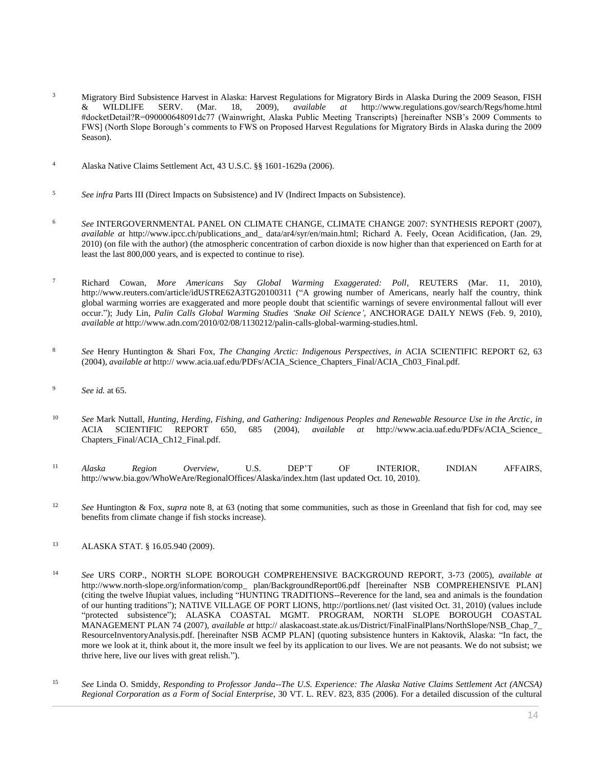3 Migratory Bird Subsistence Harvest in Alaska: Harvest Regulations for Migratory Birds in Alaska During the 2009 Season, FISH & WILDLIFE SERV. (Mar. 18, 2009), *available at* http://www.regulations.gov/search/Regs/home.html #docketDetail?R=090000648091dc77 (Wainwright, Alaska Public Meeting Transcripts) [hereinafter NSB's 2009 Comments to FWS] (North Slope Borough's comments to FWS on Proposed Harvest Regulations for Migratory Birds in Alaska during the 2009 Season).

4 Alaska Native Claims Settlement Act, 43 U.S.C. §§ 1601-1629a (2006).

5 *See infra* Parts III (Direct Impacts on Subsistence) and IV (Indirect Impacts on Subsistence).

6 *See* INTERGOVERNMENTAL PANEL ON CLIMATE CHANGE, CLIMATE CHANGE 2007: SYNTHESIS REPORT (2007), *available at* http://www.ipcc.ch/publications_and_ data/ar4/syr/en/main.html; Richard A. Feely, Ocean Acidification, (Jan. 29, 2010) (on file with the author) (the atmospheric concentration of carbon dioxide is now higher than that experienced on Earth for at least the last 800,000 years, and is expected to continue to rise).

7 Richard Cowan, *More Americans Say Global Warming Exaggerated: Poll*, REUTERS (Mar. 11, 2010), http://www.reuters.com/article/idUSTRE62A3TG20100311 ("A growing number of Americans, nearly half the country, think global warming worries are exaggerated and more people doubt that scientific warnings of severe environmental fallout will ever occur."); Judy Lin, *Palin Calls Global Warming Studies 'Snake Oil Science'*, ANCHORAGE DAILY NEWS (Feb. 9, 2010), *available at* http://www.adn.com/2010/02/08/1130212/palin-calls-global-warming-studies.html.

8 *See* Henry Huntington & Shari Fox, *The Changing Arctic: Indigenous Perspectives*, *in* ACIA SCIENTIFIC REPORT 62, 63 (2004), *available at* http:// www.acia.uaf.edu/PDFs/ACIA_Science_Chapters_Final/ACIA_Ch03_Final.pdf.

9 *See id.* at 65.

10 *See* Mark Nuttall, *Hunting, Herding, Fishing, and Gathering: Indigenous Peoples and Renewable Resource Use in the Arctic*, *in* ACIA SCIENTIFIC REPORT 650, 685 (2004), *available at* http://www.acia.uaf.edu/PDFs/ACIA_Science_ Chapters_Final/ACIA_Ch12_Final.pdf.

11 *Alaska Region Overview*, U.S. DEP'T OF INTERIOR, INDIAN AFFAIRS, http://www.bia.gov/WhoWeAre/RegionalOffices/Alaska/index.htm (last updated Oct. 10, 2010).

12 *See* Huntington & Fox, *supra* note 8, at 63 (noting that some communities, such as those in Greenland that fish for cod, may see benefits from climate change if fish stocks increase).

13 ALASKA STAT. § 16.05.940 (2009).

14 *See* URS CORP., NORTH SLOPE BOROUGH COMPREHENSIVE BACKGROUND REPORT, 3-73 (2005), *available at* http://www.north-slope.org/information/comp_ plan/BackgroundReport06.pdf [hereinafter NSB COMPREHENSIVE PLAN] (citing the twelve Iñupiat values, including "HUNTING TRADITIONS--Reverence for the land, sea and animals is the foundation of our hunting traditions"); NATIVE VILLAGE OF PORT LIONS, http://portlions.net/ (last visited Oct. 31, 2010) (values include "protected subsistence"); ALASKA COASTAL MGMT. PROGRAM, NORTH SLOPE BOROUGH COASTAL MANAGEMENT PLAN 74 (2007), *available at* http:// alaskacoast.state.ak.us/District/FinalFinalPlans/NorthSlope/NSB_Chap_7_ ResourceInventoryAnalysis.pdf. [hereinafter NSB ACMP PLAN] (quoting subsistence hunters in Kaktovik, Alaska: "In fact, the more we look at it, think about it, the more insult we feel by its application to our lives. We are not peasants. We do not subsist; we thrive here, live our lives with great relish.").

15 *See* Linda O. Smiddy, *Responding to Professor Janda--The U.S. Experience: The Alaska Native Claims Settlement Act (ANCSA) Regional Corporation as a Form of Social Enterprise*, 30 VT. L. REV. 823, 835 (2006). For a detailed discussion of the cultural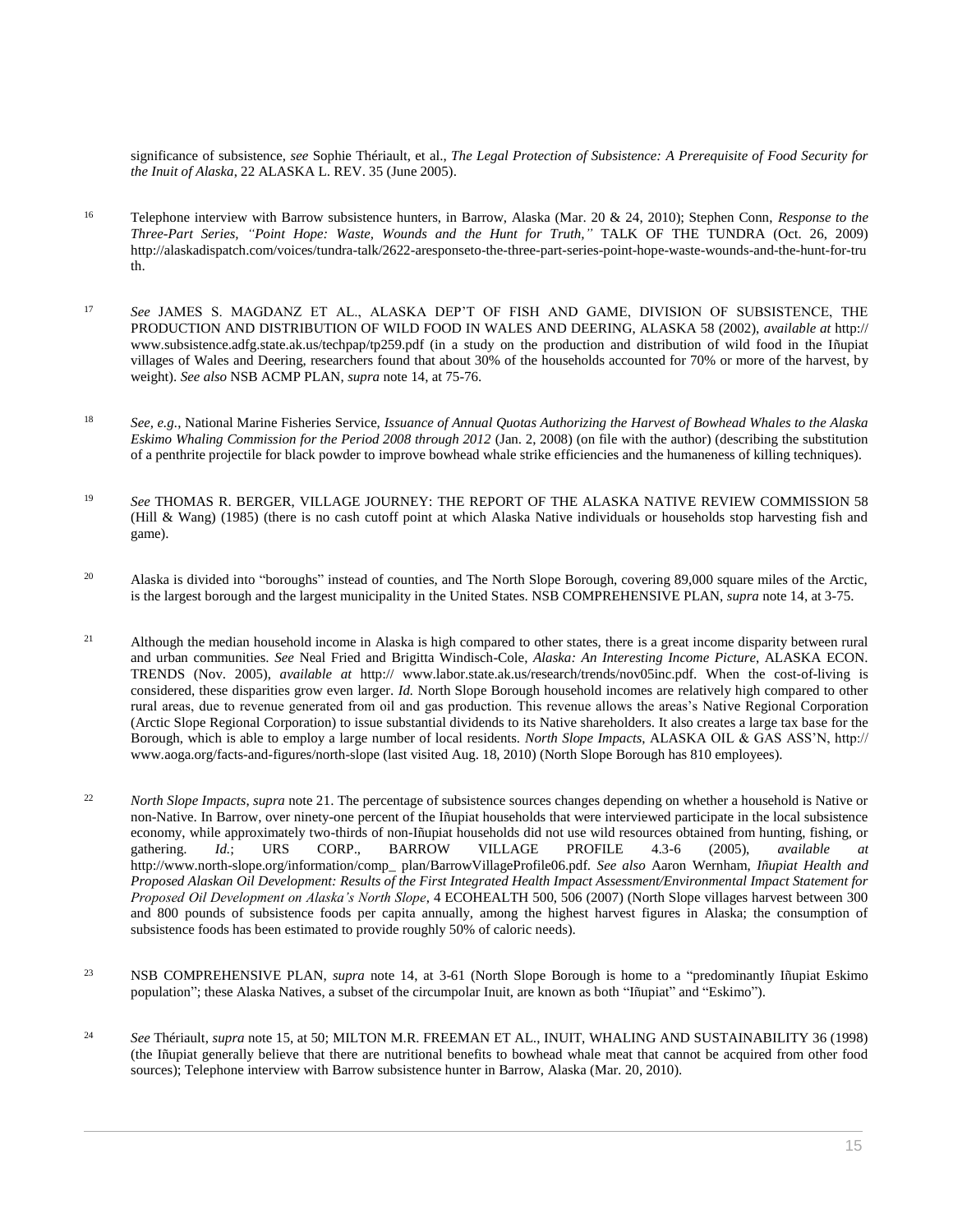significance of subsistence, *see* Sophie Thériault, et al., *The Legal Protection of Subsistence: A Prerequisite of Food Security for the Inuit of Alaska*, 22 ALASKA L. REV. 35 (June 2005).

16 Telephone interview with Barrow subsistence hunters, in Barrow, Alaska (Mar. 20 & 24, 2010); Stephen Conn, *Response to the Three-Part Series, "Point Hope: Waste, Wounds and the Hunt for Truth,"* TALK OF THE TUNDRA (Oct. 26, 2009) http://alaskadispatch.com/voices/tundra-talk/2622-aresponseto-the-three-part-series-point-hope-waste-wounds-and-the-hunt-for-truth.

17 *See* JAMES S. MAGDANZ ET AL., ALASKA DEP'T OF FISH AND GAME, DIVISION OF SUBSISTENCE, THE PRODUCTION AND DISTRIBUTION OF WILD FOOD IN WALES AND DEERING, ALASKA 58 (2002), *available at* http:// www.subsistence.adfg.state.ak.us/techpap/tp259.pdf (in a study on the production and distribution of wild food in the Iñupiat villages of Wales and Deering, researchers found that about 30% of the households accounted for 70% or more of the harvest, by weight). *See also* NSB ACMP PLAN, *supra* note 14, at 75-76.

18 *See, e.g.*, National Marine Fisheries Service, *Issuance of Annual Quotas Authorizing the Harvest of Bowhead Whales to the Alaska Eskimo Whaling Commission for the Period 2008 through 2012* (Jan. 2, 2008) (on file with the author) (describing the substitution of a penthrite projectile for black powder to improve bowhead whale strike efficiencies and the humaneness of killing techniques).

19 *See* THOMAS R. BERGER, VILLAGE JOURNEY: THE REPORT OF THE ALASKA NATIVE REVIEW COMMISSION 58 (Hill & Wang) (1985) (there is no cash cutoff point at which Alaska Native individuals or households stop harvesting fish and game).

20 Alaska is divided into "boroughs" instead of counties, and The North Slope Borough, covering 89,000 square miles of the Arctic, is the largest borough and the largest municipality in the United States. NSB COMPREHENSIVE PLAN, *supra* note 14, at 3-75.

21 Although the median household income in Alaska is high compared to other states, there is a great income disparity between rural and urban communities. *See* Neal Fried and Brigitta Windisch-Cole, *Alaska: An Interesting Income Picture*, ALASKA ECON. TRENDS (Nov. 2005), *available at* http:// www.labor.state.ak.us/research/trends/nov05inc.pdf. When the cost-of-living is considered, these disparities grow even larger. *Id.* North Slope Borough household incomes are relatively high compared to other rural areas, due to revenue generated from oil and gas production. This revenue allows the areas's Native Regional Corporation (Arctic Slope Regional Corporation) to issue substantial dividends to its Native shareholders. It also creates a large tax base for the Borough, which is able to employ a large number of local residents. *North Slope Impacts*, ALASKA OIL & GAS ASS'N, http:// www.aoga.org/facts-and-figures/north-slope (last visited Aug. 18, 2010) (North Slope Borough has 810 employees).

22 *North Slope Impacts*, *supra* note 21. The percentage of subsistence sources changes depending on whether a household is Native or non-Native. In Barrow, over ninety-one percent of the Iñupiat households that were interviewed participate in the local subsistence economy, while approximately two-thirds of non-Iñupiat households did not use wild resources obtained from hunting, fishing, or gathering. *Id.*; URS CORP., BARROW VILLAGE PROFILE 4.3-6 (2005), *available at* http://www.north-slope.org/information/comp_ plan/BarrowVillageProfile06.pdf. *See also* Aaron Wernham, *Iñupiat Health and Proposed Alaskan Oil Development: Results of the First Integrated Health Impact Assessment/Environmental Impact Statement for Proposed Oil Development on Alaska's North Slope*, 4 ECOHEALTH 500, 506 (2007) (North Slope villages harvest between 300 and 800 pounds of subsistence foods per capita annually, among the highest harvest figures in Alaska; the consumption of subsistence foods has been estimated to provide roughly 50% of caloric needs).

23 NSB COMPREHENSIVE PLAN, *supra* note 14, at 3-61 (North Slope Borough is home to a "predominantly Iñupiat Eskimo population"; these Alaska Natives, a subset of the circumpolar Inuit, are known as both "Iñupiat" and "Eskimo").

24 *See* Thériault, *supra* note 15, at 50; MILTON M.R. FREEMAN ET AL., INUIT, WHALING AND SUSTAINABILITY 36 (1998) (the Iñupiat generally believe that there are nutritional benefits to bowhead whale meat that cannot be acquired from other food sources); Telephone interview with Barrow subsistence hunter in Barrow, Alaska (Mar. 20, 2010).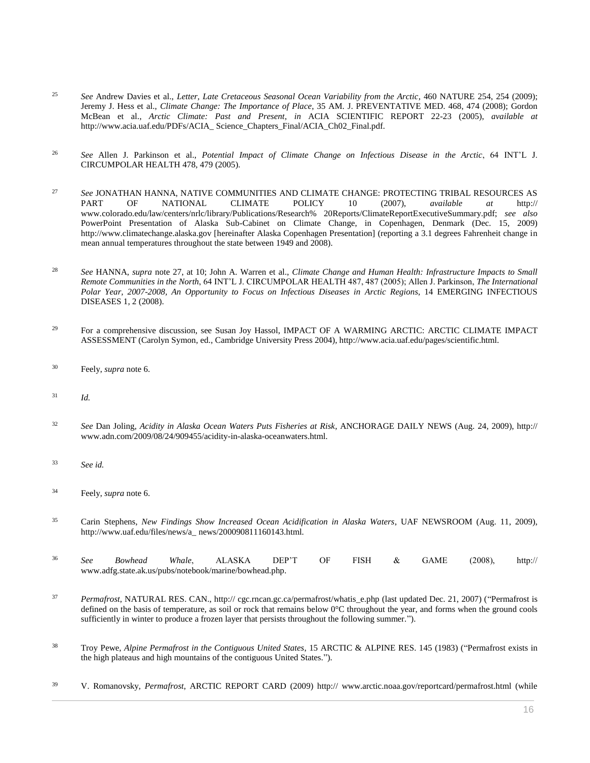[25] *See* Andrew Davies et al., *Letter, Late Cretaceous Seasonal Ocean Variability from the Arctic*, 460 NATURE 254, 254 (2009); Jeremy J. Hess et al., *Climate Change: The Importance of Place*, 35 AM. J. PREVENTATIVE MED. 468, 474 (2008); Gordon McBean et al., *Arctic Climate: Past and Present*, *in* ACIA SCIENTIFIC REPORT 22-23 (2005), *available at* http://www.acia.uaf.edu/PDFs/ACIA_ Science_Chapters_Final/ACIA_Ch02_Final.pdf.

[26] *See* Allen J. Parkinson et al., *Potential Impact of Climate Change on Infectious Disease in the Arctic*, 64 INT'L J. CIRCUMPOLAR HEALTH 478, 479 (2005).

[27] *See* JONATHAN HANNA, NATIVE COMMUNITIES AND CLIMATE CHANGE: PROTECTING TRIBAL RESOURCES AS PART OF NATIONAL CLIMATE POLICY 10 (2007), *available at* http:// www.colorado.edu/law/centers/nrlc/library/Publications/Research% 20Reports/ClimateReportExecutiveSummary.pdf; *see also* PowerPoint Presentation of Alaska Sub-Cabinet on Climate Change, in Copenhagen, Denmark (Dec. 15, 2009) http://www.climatechange.alaska.gov [hereinafter Alaska Copenhagen Presentation] (reporting a 3.1 degrees Fahrenheit change in mean annual temperatures throughout the state between 1949 and 2008).

[28] *See* HANNA, *supra* note 27, at 10; John A. Warren et al., *Climate Change and Human Health: Infrastructure Impacts to Small Remote Communities in the North*, 64 INT'L J. CIRCUMPOLAR HEALTH 487, 487 (2005); Allen J. Parkinson, *The International Polar Year, 2007-2008, An Opportunity to Focus on Infectious Diseases in Arctic Regions*, 14 EMERGING INFECTIOUS DISEASES 1, 2 (2008).

[29] For a comprehensive discussion, see Susan Joy Hassol, IMPACT OF A WARMING ARCTIC: ARCTIC CLIMATE IMPACT ASSESSMENT (Carolyn Symon, ed., Cambridge University Press 2004), http://www.acia.uaf.edu/pages/scientific.html.

[30] Feely, *supra* note 6.

[31] *Id.*

[32] *See* Dan Joling, *Acidity in Alaska Ocean Waters Puts Fisheries at Risk*, ANCHORAGE DAILY NEWS (Aug. 24, 2009), http:// www.adn.com/2009/08/24/909455/acidity-in-alaska-oceanwaters.html.

[33] *See id.*

[34] Feely, *supra* note 6.

[35] Carin Stephens, *New Findings Show Increased Ocean Acidification in Alaska Waters*, UAF NEWSROOM (Aug. 11, 2009), http://www.uaf.edu/files/news/a_ news/200090811160143.html.

[36] *See Bowhead Whale*, ALASKA DEP'T OF FISH & GAME (2008), http:// www.adfg.state.ak.us/pubs/notebook/marine/bowhead.php.

[37] *Permafrost*, NATURAL RES. CAN., http:// cgc.rncan.gc.ca/permafrost/whatis_e.php (last updated Dec. 21, 2007) ("Permafrost is defined on the basis of temperature, as soil or rock that remains below 0°C throughout the year, and forms when the ground cools sufficiently in winter to produce a frozen layer that persists throughout the following summer.").

[38] Troy Pewe, *Alpine Permafrost in the Contiguous United States*, 15 ARCTIC & ALPINE RES. 145 (1983) ("Permafrost exists in the high plateaus and high mountains of the contiguous United States.").

[39] V. Romanovsky, *Permafrost*, ARCTIC REPORT CARD (2009) http:// www.arctic.noaa.gov/reportcard/permafrost.html (while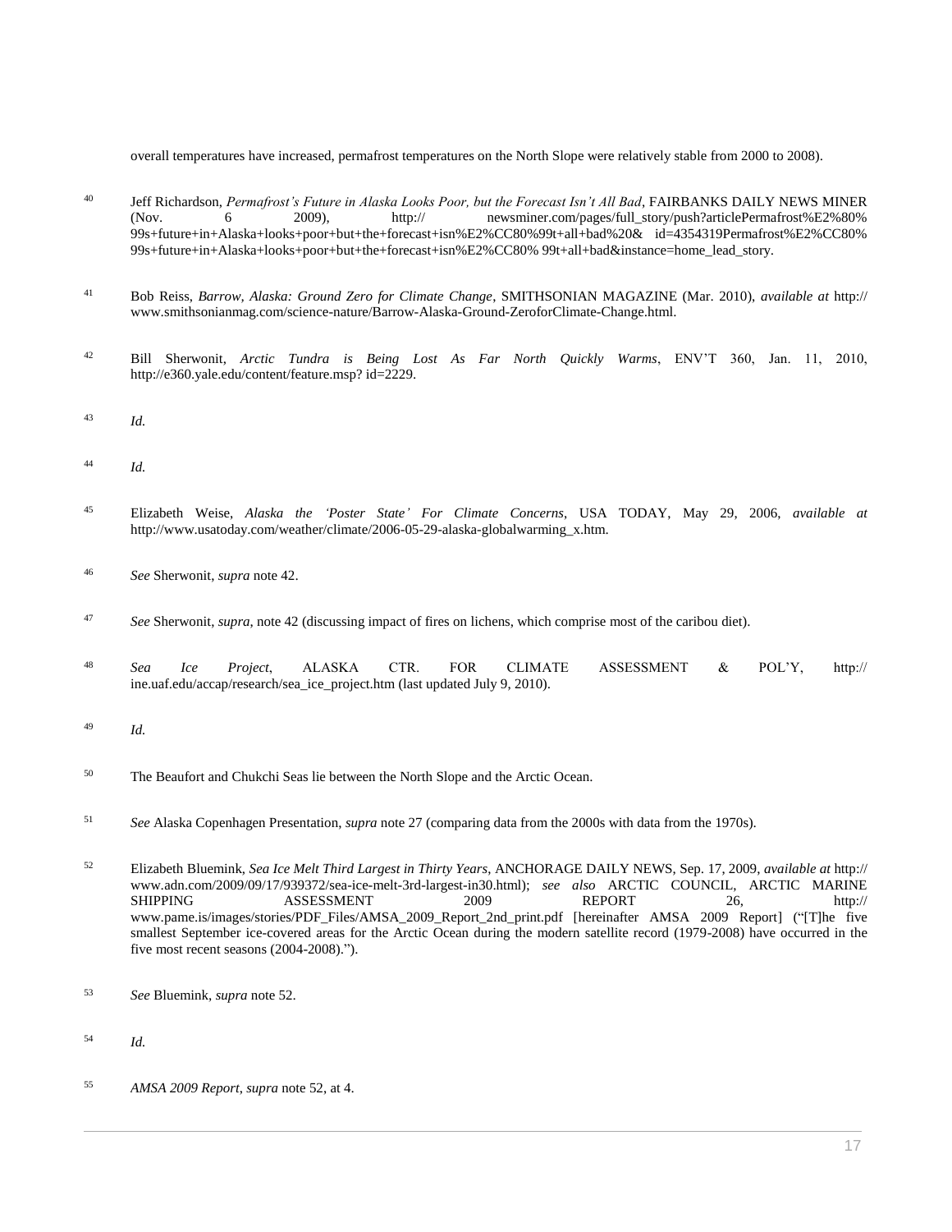overall temperatures have increased, permafrost temperatures on the North Slope were relatively stable from 2000 to 2008).

40 Jeff Richardson, *Permafrost's Future in Alaska Looks Poor, but the Forecast Isn't All Bad*, FAIRBANKS DAILY NEWS MINER (Nov. 6 2009), http:// newsminer.com/pages/full_story/push?articlePermafrost%E2%80% 99s+future+in+Alaska+looks+poor+but+the+forecast+isn%E2%CC80%99t+all+bad%20& id=4354319Permafrost%E2%CC80% 99s+future+in+Alaska+looks+poor+but+the+forecast+isn%E2%CC80% 99t+all+bad&instance=home_lead_story.

41 Bob Reiss, *Barrow, Alaska: Ground Zero for Climate Change*, SMITHSONIAN MAGAZINE (Mar. 2010), *available at* http:// www.smithsonianmag.com/science-nature/Barrow-Alaska-Ground-ZeroforClimate-Change.html.

42 Bill Sherwonit, *Arctic Tundra is Being Lost As Far North Quickly Warms*, ENV'T 360, Jan. 11, 2010, http://e360.yale.edu/content/feature.msp? id=2229.

43 *Id.*

44 *Id.*

45 Elizabeth Weise, *Alaska the 'Poster State' For Climate Concerns*, USA TODAY, May 29, 2006, *available at* http://www.usatoday.com/weather/climate/2006-05-29-alaska-globalwarming_x.htm.

46 *See* Sherwonit, *supra* note 42.

47 *See* Sherwonit, *supra*, note 42 (discussing impact of fires on lichens, which comprise most of the caribou diet).

48 *Sea Ice Project*, ALASKA CTR. FOR CLIMATE ASSESSMENT & POL'Y, http:// ine.uaf.edu/accap/research/sea_ice_project.htm (last updated July 9, 2010).

49 *Id.*

50 The Beaufort and Chukchi Seas lie between the North Slope and the Arctic Ocean.

51 *See* Alaska Copenhagen Presentation, *supra* note 27 (comparing data from the 2000s with data from the 1970s).

52 Elizabeth Bluemink, *Sea Ice Melt Third Largest in Thirty Years*, ANCHORAGE DAILY NEWS, Sep. 17, 2009, *available at* http:// www.adn.com/2009/09/17/939372/sea-ice-melt-3rd-largest-in30.html); *see also* ARCTIC COUNCIL, ARCTIC MARINE SHIPPING ASSESSMENT 2009 REPORT 26, http:// www.pame.is/images/stories/PDF_Files/AMSA_2009_Report_2nd_print.pdf [hereinafter AMSA 2009 Report] ("[T]he five smallest September ice-covered areas for the Arctic Ocean during the modern satellite record (1979-2008) have occurred in the five most recent seasons (2004-2008).").

53 *See* Bluemink, *supra* note 52.

54 *Id.*

55 *AMSA 2009 Report*, *supra* note 52, at 4.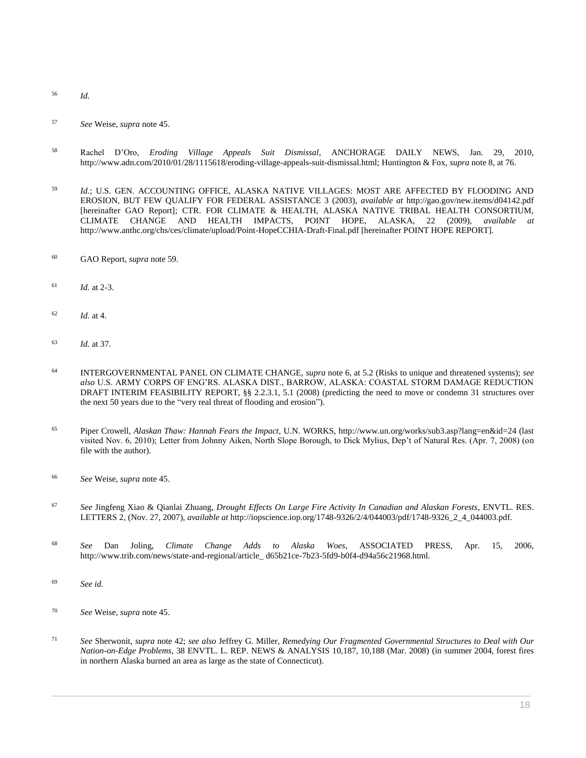[56] *Id.*

[57] *See* Weise, *supra* note 45.

[58] Rachel D'Oro, *Eroding Village Appeals Suit Dismissal*, ANCHORAGE DAILY NEWS, Jan. 29, 2010, http://www.adn.com/2010/01/28/1115618/eroding-village-appeals-suit-dismissal.html; Huntington & Fox, *supra* note 8, at 76.

[59] *Id.*; U.S. GEN. ACCOUNTING OFFICE, ALASKA NATIVE VILLAGES: MOST ARE AFFECTED BY FLOODING AND EROSION, BUT FEW QUALIFY FOR FEDERAL ASSISTANCE 3 (2003), *available at* http://gao.gov/new.items/d04142.pdf [hereinafter GAO Report]; CTR. FOR CLIMATE & HEALTH, ALASKA NATIVE TRIBAL HEALTH CONSORTIUM, CLIMATE CHANGE AND HEALTH IMPACTS, POINT HOPE, ALASKA, 22 (2009), *available at* http://www.anthc.org/chs/ces/climate/upload/Point-HopeCCHIA-Draft-Final.pdf [hereinafter POINT HOPE REPORT].

[60] GAO Report, *supra* note 59.

[61] *Id.* at 2-3.

[62] *Id.* at 4.

[63] *Id.* at 37.

[64] INTERGOVERNMENTAL PANEL ON CLIMATE CHANGE, *supra* note 6, at 5.2 (Risks to unique and threatened systems); *see also* U.S. ARMY CORPS OF ENG'RS. ALASKA DIST., BARROW, ALASKA: COASTAL STORM DAMAGE REDUCTION DRAFT INTERIM FEASIBILITY REPORT, §§ 2.2.3.1, 5.1 (2008) (predicting the need to move or condemn 31 structures over the next 50 years due to the "very real threat of flooding and erosion").

[65] Piper Crowell, *Alaskan Thaw: Hannah Fears the Impact*, U.N. WORKS, http://www.un.org/works/sub3.asp?lang=en&id=24 (last visited Nov. 6, 2010); Letter from Johnny Aiken, North Slope Borough, to Dick Mylius, Dep't of Natural Res. (Apr. 7, 2008) (on file with the author).

[66] *See* Weise, *supra* note 45.

[67] *See* Jingfeng Xiao & Qianlai Zhuang, *Drought Effects On Large Fire Activity In Canadian and Alaskan Forests*, ENVTL. RES. LETTERS 2, (Nov. 27, 2007), *available at* http://iopscience.iop.org/1748-9326/2/4/044003/pdf/1748-9326_2_4_044003.pdf.

[68] *See* Dan Joling, *Climate Change Adds to Alaska Woes*, ASSOCIATED PRESS, Apr. 15, 2006, http://www.trib.com/news/state-and-regional/article_ d65b21ce-7b23-5fd9-b0f4-d94a56c21968.html.

[69] *See id.*

[70] *See* Weise, *supra* note 45.

[71] *See* Sherwonit, *supra* note 42; *see also* Jeffrey G. Miller, *Remedying Our Fragmented Governmental Structures to Deal with Our Nation-on-Edge Problems*, 38 ENVTL. L. REP. NEWS & ANALYSIS 10,187, 10,188 (Mar. 2008) (in summer 2004, forest fires in northern Alaska burned an area as large as the state of Connecticut).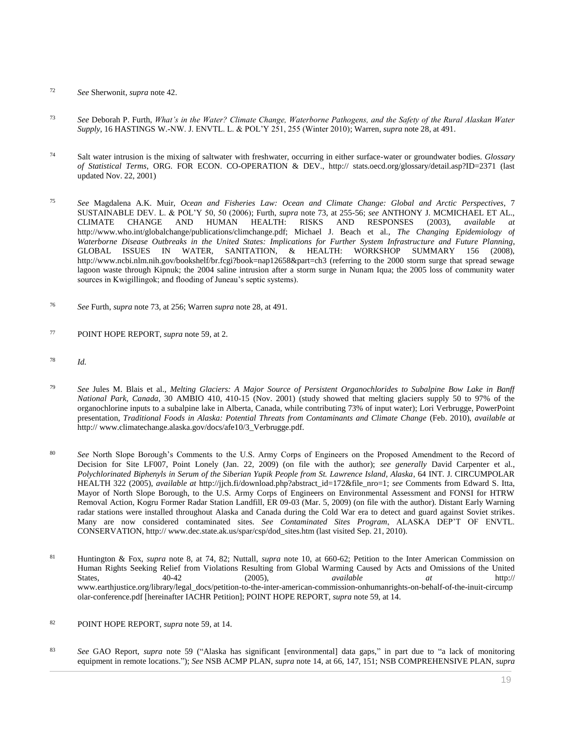[72] *See* Sherwonit, *supra* note 42.

[73] *See* Deborah P. Furth, *What's in the Water? Climate Change, Waterborne Pathogens, and the Safety of the Rural Alaskan Water Supply*, 16 HASTINGS W.-NW. J. ENVTL. L. & POL'Y 251, 255 (Winter 2010); Warren, *supra* note 28, at 491.

[74] Salt water intrusion is the mixing of saltwater with freshwater, occurring in either surface-water or groundwater bodies. *Glossary of Statistical Terms*, ORG. FOR ECON. CO-OPERATION & DEV., http:// stats.oecd.org/glossary/detail.asp?ID=2371 (last updated Nov. 22, 2001)

[75] *See* Magdalena A.K. Muir, *Ocean and Fisheries Law: Ocean and Climate Change: Global and Arctic Perspectives*, 7 SUSTAINABLE DEV. L. & POL'Y 50, 50 (2006); Furth, *supra* note 73, at 255-56; *see* ANTHONY J. MCMICHAEL ET AL., CLIMATE CHANGE AND HUMAN HEALTH: RISKS AND RESPONSES (2003), *available at* http://www.who.int/globalchange/publications/climchange.pdf; Michael J. Beach et al., *The Changing Epidemiology of Waterborne Disease Outbreaks in the United States: Implications for Further System Infrastructure and Future Planning*, GLOBAL ISSUES IN WATER, SANITATION, & HEALTH: WORKSHOP SUMMARY 156 (2008), http://www.ncbi.nlm.nih.gov/bookshelf/br.fcgi?book=nap12658&part=ch3 (referring to the 2000 storm surge that spread sewage lagoon waste through Kipnuk; the 2004 saline intrusion after a storm surge in Nunam Iqua; the 2005 loss of community water sources in Kwigillingok; and flooding of Juneau's septic systems).

[76] *See* Furth, *supra* note 73, at 256; Warren *supra* note 28, at 491.

[77] POINT HOPE REPORT, *supra* note 59, at 2.

[78] *Id.*

[79] *See* Jules M. Blais et al., *Melting Glaciers: A Major Source of Persistent Organochlorides to Subalpine Bow Lake in Banff National Park, Canada*, 30 AMBIO 410, 410-15 (Nov. 2001) (study showed that melting glaciers supply 50 to 97% of the organochlorine inputs to a subalpine lake in Alberta, Canada, while contributing 73% of input water); Lori Verbrugge, PowerPoint presentation, *Traditional Foods in Alaska: Potential Threats from Contaminants and Climate Change* (Feb. 2010), *available at* http:// www.climatechange.alaska.gov/docs/afe10/3_Verbrugge.pdf.

[80] *See* North Slope Borough's Comments to the U.S. Army Corps of Engineers on the Proposed Amendment to the Record of Decision for Site LF007, Point Lonely (Jan. 22, 2009) (on file with the author); *see generally* David Carpenter et al., *Polychlorinated Biphenyls in Serum of the Siberian Yupik People from St. Lawrence Island, Alaska*, 64 INT. J. CIRCUMPOLAR HEALTH 322 (2005), *available at* http://jjch.fi/download.php?abstract_id=172&file_nro=1; *see* Comments from Edward S. Itta, Mayor of North Slope Borough, to the U.S. Army Corps of Engineers on Environmental Assessment and FONSI for HTRW Removal Action, Kogru Former Radar Station Landfill, ER 09-03 (Mar. 5, 2009) (on file with the author). Distant Early Warning radar stations were installed throughout Alaska and Canada during the Cold War era to detect and guard against Soviet strikes. Many are now considered contaminated sites. *See Contaminated Sites Program*, ALASKA DEP'T OF ENVTL. CONSERVATION, http:// www.dec.state.ak.us/spar/csp/dod_sites.htm (last visited Sep. 21, 2010).

[81] Huntington & Fox, *supra* note 8, at 74, 82; Nuttall, *supra* note 10, at 660-62; Petition to the Inter American Commission on Human Rights Seeking Relief from Violations Resulting from Global Warming Caused by Acts and Omissions of the United States, 40-42 (2005), *available at* http:// www.earthjustice.org/library/legal_docs/petition-to-the-inter-american-commission-onhumanrights-on-behalf-of-the-inuit-circumpolar-conference.pdf [hereinafter IACHR Petition]; POINT HOPE REPORT, *supra* note 59, at 14.

[82] POINT HOPE REPORT, *supra* note 59, at 14.

[83] *See* GAO Report, *supra* note 59 ("Alaska has significant [environmental] data gaps," in part due to "a lack of monitoring equipment in remote locations."); *See* NSB ACMP PLAN, *supra* note 14, at 66, 147, 151; NSB COMPREHENSIVE PLAN, *supra*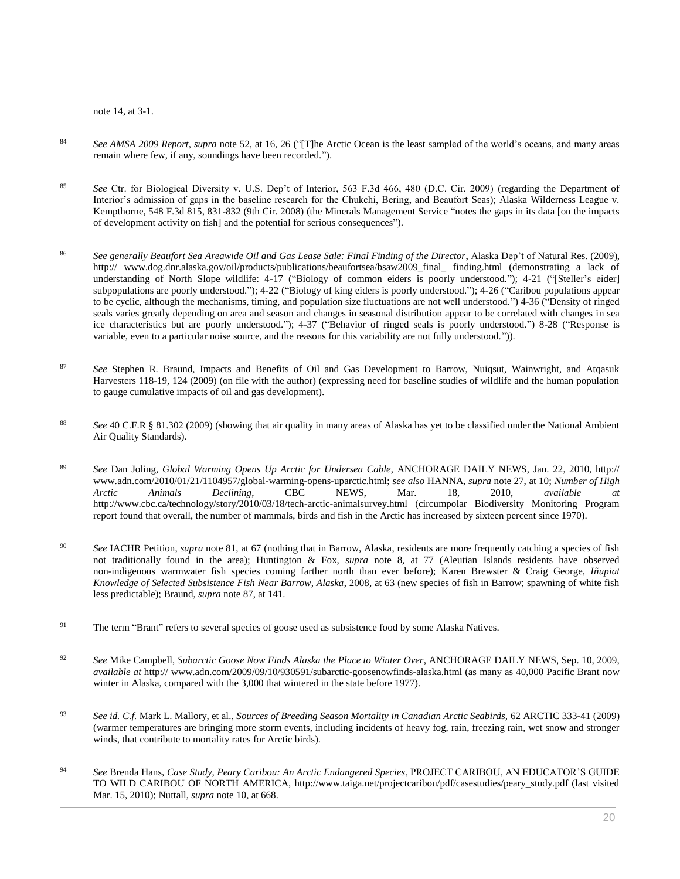note 14, at 3-1.

84 *See AMSA 2009 Report*, *supra* note 52, at 16, 26 ("[T]he Arctic Ocean is the least sampled of the world's oceans, and many areas remain where few, if any, soundings have been recorded.").

85 *See* Ctr. for Biological Diversity v. U.S. Dep't of Interior, 563 F.3d 466, 480 (D.C. Cir. 2009) (regarding the Department of Interior's admission of gaps in the baseline research for the Chukchi, Bering, and Beaufort Seas); Alaska Wilderness League v. Kempthorne, 548 F.3d 815, 831-832 (9th Cir. 2008) (the Minerals Management Service "notes the gaps in its data [on the impacts of development activity on fish] and the potential for serious consequences").

86 *See generally Beaufort Sea Areawide Oil and Gas Lease Sale: Final Finding of the Director*, Alaska Dep't of Natural Res. (2009), http:// www.dog.dnr.alaska.gov/oil/products/publications/beaufortsea/bsaw2009_final_ finding.html (demonstrating a lack of understanding of North Slope wildlife: 4-17 ("Biology of common eiders is poorly understood."); 4-21 ("[Steller's eider] subpopulations are poorly understood."); 4-22 ("Biology of king eiders is poorly understood."); 4-26 ("Caribou populations appear to be cyclic, although the mechanisms, timing, and population size fluctuations are not well understood.") 4-36 ("Density of ringed seals varies greatly depending on area and season and changes in seasonal distribution appear to be correlated with changes in sea ice characteristics but are poorly understood."); 4-37 ("Behavior of ringed seals is poorly understood.") 8-28 ("Response is variable, even to a particular noise source, and the reasons for this variability are not fully understood.")).

87 *See* Stephen R. Braund, Impacts and Benefits of Oil and Gas Development to Barrow, Nuiqsut, Wainwright, and Atqasuk Harvesters 118-19, 124 (2009) (on file with the author) (expressing need for baseline studies of wildlife and the human population to gauge cumulative impacts of oil and gas development).

88 *See* 40 C.F.R § 81.302 (2009) (showing that air quality in many areas of Alaska has yet to be classified under the National Ambient Air Quality Standards).

89 *See* Dan Joling, *Global Warming Opens Up Arctic for Undersea Cable*, ANCHORAGE DAILY NEWS, Jan. 22, 2010, http:// www.adn.com/2010/01/21/1104957/global-warming-opens-uparctic.html; *see also* HANNA, *supra* note 27, at 10; *Number of High Arctic Animals Declining*, CBC NEWS, Mar. 18, 2010, *available at* http://www.cbc.ca/technology/story/2010/03/18/tech-arctic-animalsurvey.html (circumpolar Biodiversity Monitoring Program report found that overall, the number of mammals, birds and fish in the Arctic has increased by sixteen percent since 1970).

90 *See* IACHR Petition, *supra* note 81, at 67 (nothing that in Barrow, Alaska, residents are more frequently catching a species of fish not traditionally found in the area); Huntington & Fox, *supra* note 8, at 77 (Aleutian Islands residents have observed non-indigenous warmwater fish species coming farther north than ever before); Karen Brewster & Craig George, *Iñupiat Knowledge of Selected Subsistence Fish Near Barrow, Alaska*, 2008, at 63 (new species of fish in Barrow; spawning of white fish less predictable); Braund, *supra* note 87, at 141.

91 The term "Brant" refers to several species of goose used as subsistence food by some Alaska Natives.

92 *See* Mike Campbell, *Subarctic Goose Now Finds Alaska the Place to Winter Over*, ANCHORAGE DAILY NEWS, Sep. 10, 2009, *available at* http:// www.adn.com/2009/09/10/930591/subarctic-goosenowfinds-alaska.html (as many as 40,000 Pacific Brant now winter in Alaska, compared with the 3,000 that wintered in the state before 1977).

93 *See id. C.f.* Mark L. Mallory, et al., *Sources of Breeding Season Mortality in Canadian Arctic Seabirds*, 62 ARCTIC 333-41 (2009) (warmer temperatures are bringing more storm events, including incidents of heavy fog, rain, freezing rain, wet snow and stronger winds, that contribute to mortality rates for Arctic birds).

94 *See* Brenda Hans, *Case Study, Peary Caribou: An Arctic Endangered Species*, PROJECT CARIBOU, AN EDUCATOR'S GUIDE TO WILD CARIBOU OF NORTH AMERICA, http://www.taiga.net/projectcaribou/pdf/casestudies/peary_study.pdf (last visited Mar. 15, 2010); Nuttall, *supra* note 10, at 668.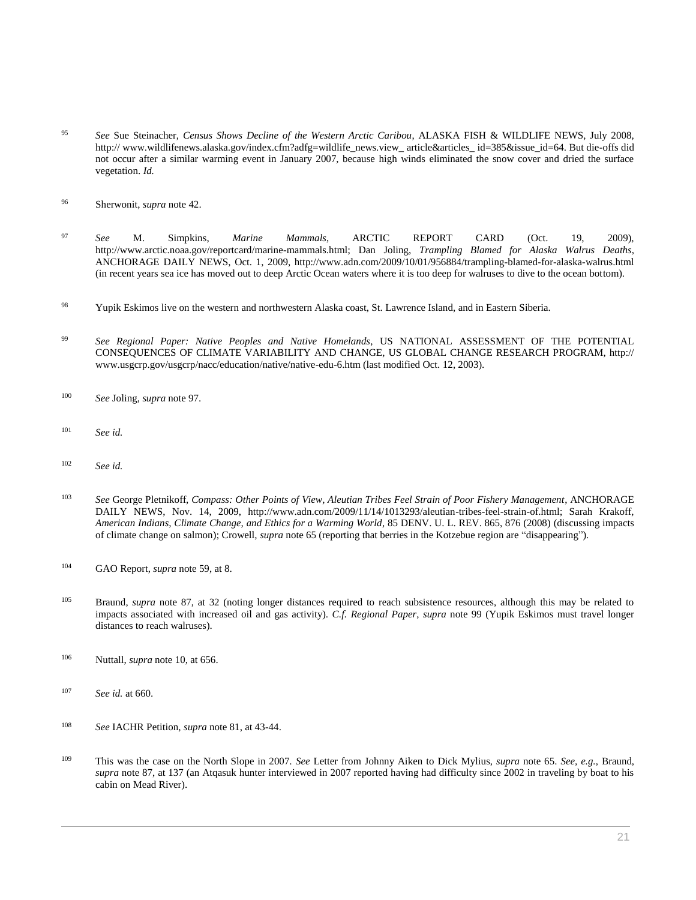95 *See* Sue Steinacher, *Census Shows Decline of the Western Arctic Caribou*, ALASKA FISH & WILDLIFE NEWS, July 2008, http:// www.wildlifenews.alaska.gov/index.cfm?adfg=wildlife_news.view_ article&articles_ id=385&issue_id=64. But die-offs did not occur after a similar warming event in January 2007, because high winds eliminated the snow cover and dried the surface vegetation. *Id.*

96 Sherwonit, *supra* note 42.

97 *See* M. Simpkins, *Marine Mammals*, ARCTIC REPORT CARD (Oct. 19, 2009), http://www.arctic.noaa.gov/reportcard/marine-mammals.html; Dan Joling, *Trampling Blamed for Alaska Walrus Deaths*, ANCHORAGE DAILY NEWS, Oct. 1, 2009, http://www.adn.com/2009/10/01/956884/trampling-blamed-for-alaska-walrus.html (in recent years sea ice has moved out to deep Arctic Ocean waters where it is too deep for walruses to dive to the ocean bottom).

98 Yupik Eskimos live on the western and northwestern Alaska coast, St. Lawrence Island, and in Eastern Siberia.

99 *See Regional Paper: Native Peoples and Native Homelands*, US NATIONAL ASSESSMENT OF THE POTENTIAL CONSEQUENCES OF CLIMATE VARIABILITY AND CHANGE, US GLOBAL CHANGE RESEARCH PROGRAM, http:// www.usgcrp.gov/usgcrp/nacc/education/native/native-edu-6.htm (last modified Oct. 12, 2003).

100 *See* Joling, *supra* note 97.

101 *See id.*

102 *See id.*

103 *See* George Pletnikoff, *Compass: Other Points of View, Aleutian Tribes Feel Strain of Poor Fishery Management*, ANCHORAGE DAILY NEWS, Nov. 14, 2009, http://www.adn.com/2009/11/14/1013293/aleutian-tribes-feel-strain-of.html; Sarah Krakoff, *American Indians, Climate Change, and Ethics for a Warming World*, 85 DENV. U. L. REV. 865, 876 (2008) (discussing impacts of climate change on salmon); Crowell, *supra* note 65 (reporting that berries in the Kotzebue region are "disappearing").

104 GAO Report, *supra* note 59, at 8.

105 Braund, *supra* note 87, at 32 (noting longer distances required to reach subsistence resources, although this may be related to impacts associated with increased oil and gas activity). *C.f. Regional Paper*, *supra* note 99 (Yupik Eskimos must travel longer distances to reach walruses).

106 Nuttall, *supra* note 10, at 656.

107 *See id.* at 660.

108 *See* IACHR Petition, *supra* note 81, at 43-44.

109 This was the case on the North Slope in 2007. *See* Letter from Johnny Aiken to Dick Mylius, *supra* note 65. *See, e.g.*, Braund, *supra* note 87, at 137 (an Atqasuk hunter interviewed in 2007 reported having had difficulty since 2002 in traveling by boat to his cabin on Mead River).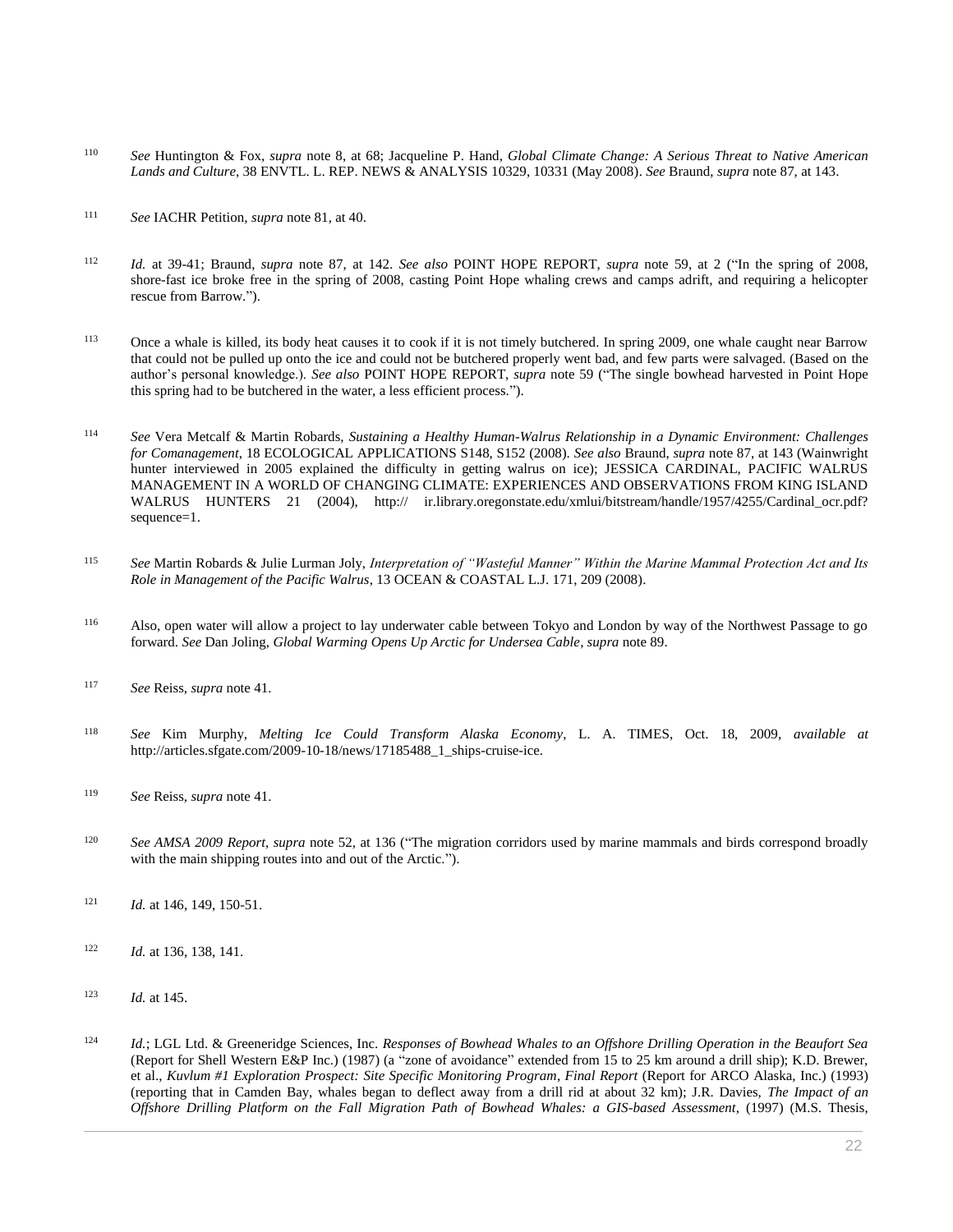[110] *See* Huntington & Fox, *supra* note 8, at 68; Jacqueline P. Hand, *Global Climate Change: A Serious Threat to Native American Lands and Culture*, 38 ENVTL. L. REP. NEWS & ANALYSIS 10329, 10331 (May 2008). *See* Braund, *supra* note 87, at 143.

[111] *See* IACHR Petition, *supra* note 81, at 40.

[112] *Id.* at 39-41; Braund, *supra* note 87, at 142. *See also* POINT HOPE REPORT, *supra* note 59, at 2 ("In the spring of 2008, shore-fast ice broke free in the spring of 2008, casting Point Hope whaling crews and camps adrift, and requiring a helicopter rescue from Barrow.").

[113] Once a whale is killed, its body heat causes it to cook if it is not timely butchered. In spring 2009, one whale caught near Barrow that could not be pulled up onto the ice and could not be butchered properly went bad, and few parts were salvaged. (Based on the author's personal knowledge.). *See also* POINT HOPE REPORT, *supra* note 59 ("The single bowhead harvested in Point Hope this spring had to be butchered in the water, a less efficient process.").

[114] *See* Vera Metcalf & Martin Robards, *Sustaining a Healthy Human-Walrus Relationship in a Dynamic Environment: Challenges for Comanagement*, 18 ECOLOGICAL APPLICATIONS S148, S152 (2008). *See also* Braund, *supra* note 87, at 143 (Wainwright hunter interviewed in 2005 explained the difficulty in getting walrus on ice); JESSICA CARDINAL, PACIFIC WALRUS MANAGEMENT IN A WORLD OF CHANGING CLIMATE: EXPERIENCES AND OBSERVATIONS FROM KING ISLAND WALRUS HUNTERS 21 (2004), http:// ir.library.oregonstate.edu/xmlui/bitstream/handle/1957/4255/Cardinal_ocr.pdf?sequence=1.

[115] *See* Martin Robards & Julie Lurman Joly, *Interpretation of "Wasteful Manner" Within the Marine Mammal Protection Act and Its Role in Management of the Pacific Walrus*, 13 OCEAN & COASTAL L.J. 171, 209 (2008).

[116] Also, open water will allow a project to lay underwater cable between Tokyo and London by way of the Northwest Passage to go forward. *See* Dan Joling, *Global Warming Opens Up Arctic for Undersea Cable*, *supra* note 89.

[117] *See* Reiss, *supra* note 41.

[118] *See* Kim Murphy, *Melting Ice Could Transform Alaska Economy*, L. A. TIMES, Oct. 18, 2009, *available at* http://articles.sfgate.com/2009-10-18/news/17185488_1_ships-cruise-ice.

[119] *See* Reiss, *supra* note 41.

[120] *See AMSA 2009 Report*, *supra* note 52, at 136 ("The migration corridors used by marine mammals and birds correspond broadly with the main shipping routes into and out of the Arctic.").

[121] *Id.* at 146, 149, 150-51.

[122] *Id.* at 136, 138, 141.

[123] *Id.* at 145.

[124] *Id.*; LGL Ltd. & Greeneridge Sciences, Inc. *Responses of Bowhead Whales to an Offshore Drilling Operation in the Beaufort Sea* (Report for Shell Western E&P Inc.) (1987) (a "zone of avoidance" extended from 15 to 25 km around a drill ship); K.D. Brewer, et al., *Kuvlum #1 Exploration Prospect: Site Specific Monitoring Program, Final Report* (Report for ARCO Alaska, Inc.) (1993) (reporting that in Camden Bay, whales began to deflect away from a drill rid at about 32 km); J.R. Davies, *The Impact of an Offshore Drilling Platform on the Fall Migration Path of Bowhead Whales: a GIS-based Assessment*, (1997) (M.S. Thesis,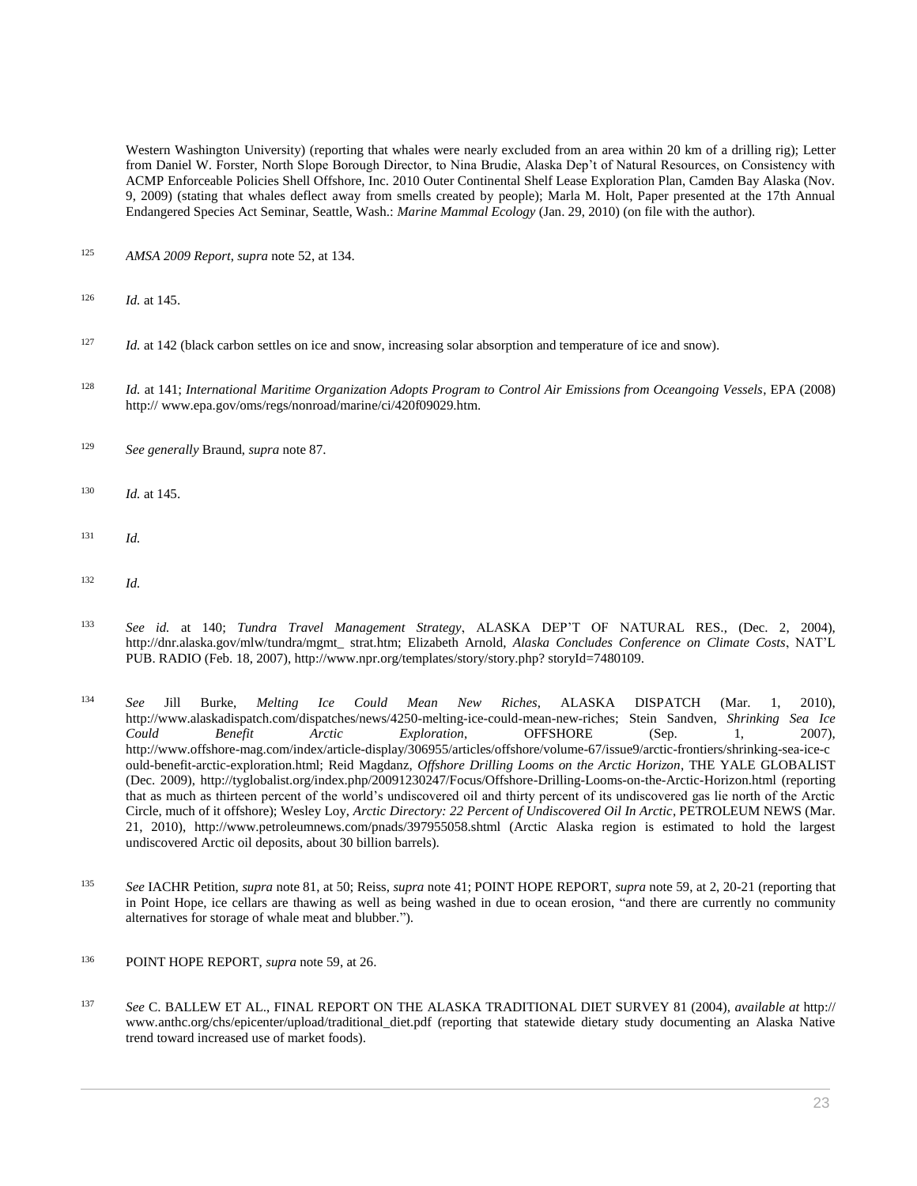Western Washington University) (reporting that whales were nearly excluded from an area within 20 km of a drilling rig); Letter from Daniel W. Forster, North Slope Borough Director, to Nina Brudie, Alaska Dep't of Natural Resources, on Consistency with ACMP Enforceable Policies Shell Offshore, Inc. 2010 Outer Continental Shelf Lease Exploration Plan, Camden Bay Alaska (Nov. 9, 2009) (stating that whales deflect away from smells created by people); Marla M. Holt, Paper presented at the 17th Annual Endangered Species Act Seminar, Seattle, Wash.: *Marine Mammal Ecology* (Jan. 29, 2010) (on file with the author).

125 *AMSA 2009 Report*, *supra* note 52, at 134.

126 *Id.* at 145.

127 *Id.* at 142 (black carbon settles on ice and snow, increasing solar absorption and temperature of ice and snow).

128 *Id.* at 141; *International Maritime Organization Adopts Program to Control Air Emissions from Oceangoing Vessels*, EPA (2008) http:// www.epa.gov/oms/regs/nonroad/marine/ci/420f09029.htm.

129 *See generally* Braund, *supra* note 87.

130 *Id.* at 145.

131 *Id.*

132 *Id.*

133 *See id.* at 140; *Tundra Travel Management Strategy*, ALASKA DEP'T OF NATURAL RES., (Dec. 2, 2004), http://dnr.alaska.gov/mlw/tundra/mgmt_ strat.htm; Elizabeth Arnold, *Alaska Concludes Conference on Climate Costs*, NAT'L PUB. RADIO (Feb. 18, 2007), http://www.npr.org/templates/story/story.php? storyId=7480109.

134 *See* Jill Burke, *Melting Ice Could Mean New Riches*, ALASKA DISPATCH (Mar. 1, 2010), http://www.alaskadispatch.com/dispatches/news/4250-melting-ice-could-mean-new-riches; Stein Sandven, *Shrinking Sea Ice Could Benefit Arctic Exploration*, OFFSHORE (Sep. 1, 2007), http://www.offshore-mag.com/index/article-display/306955/articles/offshore/volume-67/issue9/arctic-frontiers/shrinking-sea-ice-could-benefit-arctic-exploration.html; Reid Magdanz, *Offshore Drilling Looms on the Arctic Horizon*, THE YALE GLOBALIST (Dec. 2009), http://tyglobalist.org/index.php/20091230247/Focus/Offshore-Drilling-Looms-on-the-Arctic-Horizon.html (reporting that as much as thirteen percent of the world's undiscovered oil and thirty percent of its undiscovered gas lie north of the Arctic Circle, much of it offshore); Wesley Loy, *Arctic Directory: 22 Percent of Undiscovered Oil In Arctic*, PETROLEUM NEWS (Mar. 21, 2010), http://www.petroleumnews.com/pnads/397955058.shtml (Arctic Alaska region is estimated to hold the largest undiscovered Arctic oil deposits, about 30 billion barrels).

135 *See* IACHR Petition, *supra* note 81, at 50; Reiss, *supra* note 41; POINT HOPE REPORT, *supra* note 59, at 2, 20-21 (reporting that in Point Hope, ice cellars are thawing as well as being washed in due to ocean erosion, "and there are currently no community alternatives for storage of whale meat and blubber.").

136 POINT HOPE REPORT, *supra* note 59, at 26.

137 *See* C. BALLEW ET AL., FINAL REPORT ON THE ALASKA TRADITIONAL DIET SURVEY 81 (2004), *available at* http:// www.anthc.org/chs/epicenter/upload/traditional_diet.pdf (reporting that statewide dietary study documenting an Alaska Native trend toward increased use of market foods).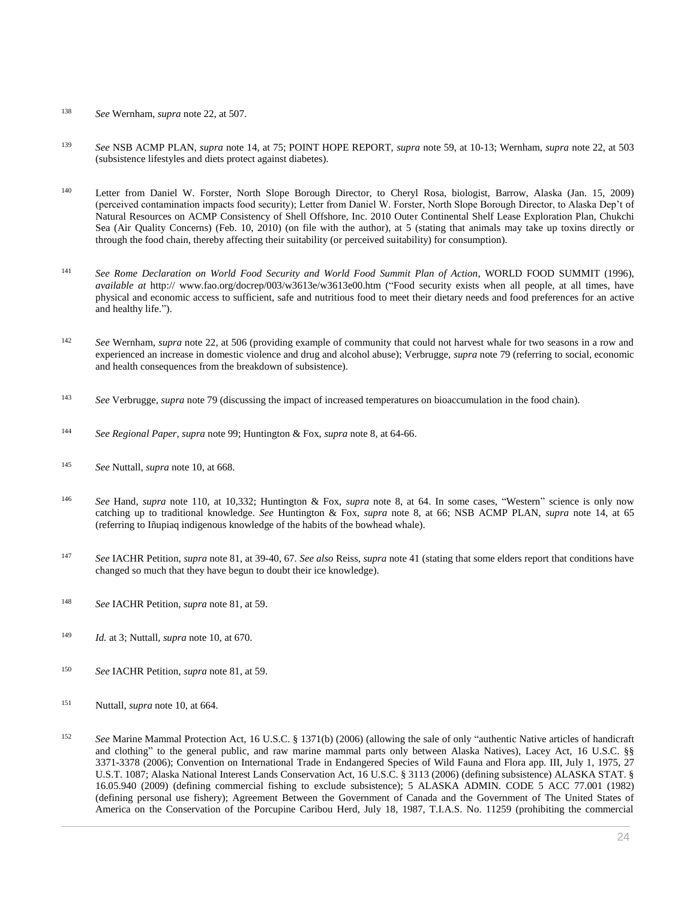[138] *See* Wernham, *supra* note 22, at 507.

[139] *See* NSB ACMP PLAN, *supra* note 14, at 75; POINT HOPE REPORT, *supra* note 59, at 10-13; Wernham, *supra* note 22, at 503 (subsistence lifestyles and diets protect against diabetes).

[140] Letter from Daniel W. Forster, North Slope Borough Director, to Cheryl Rosa, biologist, Barrow, Alaska (Jan. 15, 2009) (perceived contamination impacts food security); Letter from Daniel W. Forster, North Slope Borough Director, to Alaska Dep't of Natural Resources on ACMP Consistency of Shell Offshore, Inc. 2010 Outer Continental Shelf Lease Exploration Plan, Chukchi Sea (Air Quality Concerns) (Feb. 10, 2010) (on file with the author), at 5 (stating that animals may take up toxins directly or through the food chain, thereby affecting their suitability (or perceived suitability) for consumption).

[141] *See Rome Declaration on World Food Security and World Food Summit Plan of Action*, WORLD FOOD SUMMIT (1996), *available at* http:// www.fao.org/docrep/003/w3613e/w3613e00.htm ("Food security exists when all people, at all times, have physical and economic access to sufficient, safe and nutritious food to meet their dietary needs and food preferences for an active and healthy life.").

[142] *See* Wernham, *supra* note 22, at 506 (providing example of community that could not harvest whale for two seasons in a row and experienced an increase in domestic violence and drug and alcohol abuse); Verbrugge, *supra* note 79 (referring to social, economic and health consequences from the breakdown of subsistence).

[143] *See* Verbrugge, *supra* note 79 (discussing the impact of increased temperatures on bioaccumulation in the food chain).

[144] *See Regional Paper*, *supra* note 99; Huntington & Fox, *supra* note 8, at 64-66.

[145] *See* Nuttall, *supra* note 10, at 668.

[146] *See* Hand, *supra* note 110, at 10,332; Huntington & Fox, *supra* note 8, at 64. In some cases, "Western" science is only now catching up to traditional knowledge. *See* Huntington & Fox, *supra* note 8, at 66; NSB ACMP PLAN, *supra* note 14, at 65 (referring to Iñupiaq indigenous knowledge of the habits of the bowhead whale).

[147] *See* IACHR Petition, *supra* note 81, at 39-40, 67. *See also* Reiss, *supra* note 41 (stating that some elders report that conditions have changed so much that they have begun to doubt their ice knowledge).

[148] *See* IACHR Petition, *supra* note 81, at 59.

[149] *Id.* at 3; Nuttall, *supra* note 10, at 670.

[150] *See* IACHR Petition, *supra* note 81, at 59.

[151] Nuttall, *supra* note 10, at 664.

[152] *See* Marine Mammal Protection Act, 16 U.S.C. § 1371(b) (2006) (allowing the sale of only "authentic Native articles of handicraft and clothing" to the general public, and raw marine mammal parts only between Alaska Natives), Lacey Act, 16 U.S.C. §§ 3371-3378 (2006); Convention on International Trade in Endangered Species of Wild Fauna and Flora app. III, July 1, 1975, 27 U.S.T. 1087; Alaska National Interest Lands Conservation Act, 16 U.S.C. § 3113 (2006) (defining subsistence) ALASKA STAT. § 16.05.940 (2009) (defining commercial fishing to exclude subsistence); 5 ALASKA ADMIN. CODE 5 ACC 77.001 (1982) (defining personal use fishery); Agreement Between the Government of Canada and the Government of The United States of America on the Conservation of the Porcupine Caribou Herd, July 18, 1987, T.I.A.S. No. 11259 (prohibiting the commercial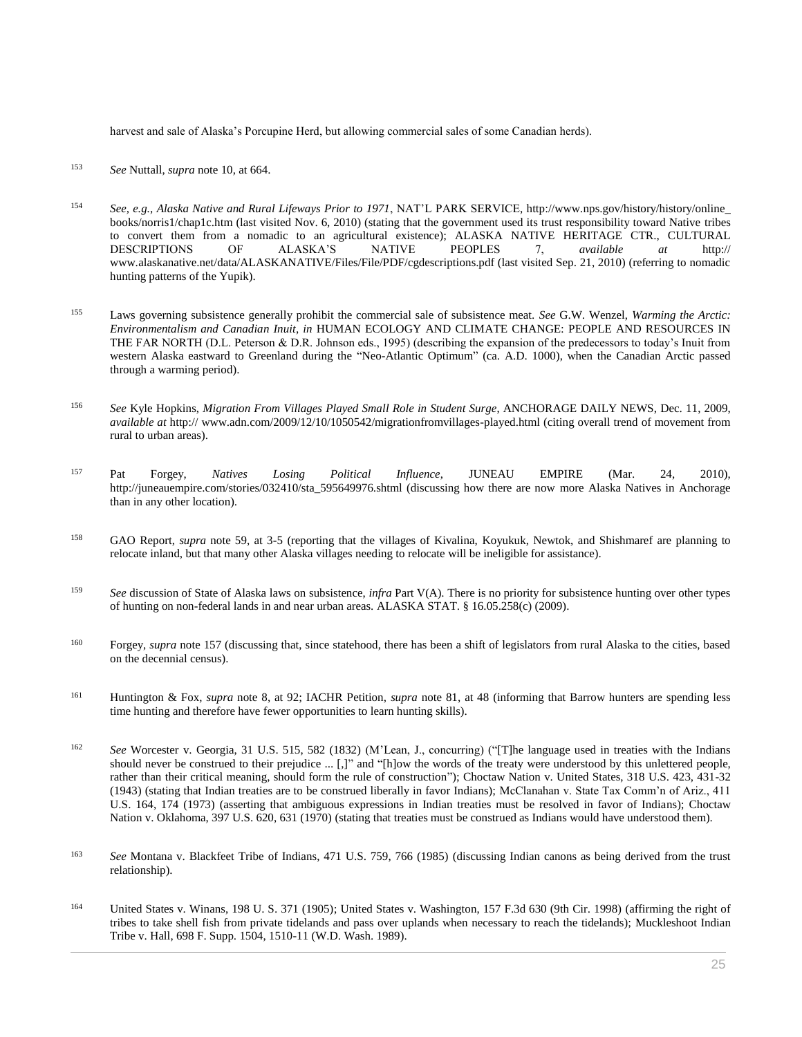harvest and sale of Alaska's Porcupine Herd, but allowing commercial sales of some Canadian herds).

153 *See* Nuttall, *supra* note 10, at 664.

154 *See, e.g.*, *Alaska Native and Rural Lifeways Prior to 1971*, NAT'L PARK SERVICE, http://www.nps.gov/history/history/online_books/norris1/chap1c.htm (last visited Nov. 6, 2010) (stating that the government used its trust responsibility toward Native tribes to convert them from a nomadic to an agricultural existence); ALASKA NATIVE HERITAGE CTR., CULTURAL DESCRIPTIONS OF ALASKA'S NATIVE PEOPLES 7, *available at* http:// www.alaskanative.net/data/ALASKANATIVE/Files/File/PDF/cgdescriptions.pdf (last visited Sep. 21, 2010) (referring to nomadic hunting patterns of the Yupik).

155 Laws governing subsistence generally prohibit the commercial sale of subsistence meat. *See* G.W. Wenzel, *Warming the Arctic: Environmentalism and Canadian Inuit*, *in* HUMAN ECOLOGY AND CLIMATE CHANGE: PEOPLE AND RESOURCES IN THE FAR NORTH (D.L. Peterson & D.R. Johnson eds., 1995) (describing the expansion of the predecessors to today's Inuit from western Alaska eastward to Greenland during the "Neo-Atlantic Optimum" (ca. A.D. 1000), when the Canadian Arctic passed through a warming period).

156 *See* Kyle Hopkins, *Migration From Villages Played Small Role in Student Surge*, ANCHORAGE DAILY NEWS, Dec. 11, 2009, *available at* http:// www.adn.com/2009/12/10/1050542/migrationfromvillages-played.html (citing overall trend of movement from rural to urban areas).

157 Pat Forgey, *Natives Losing Political Influence*, JUNEAU EMPIRE (Mar. 24, 2010), http://juneauempire.com/stories/032410/sta_595649976.shtml (discussing how there are now more Alaska Natives in Anchorage than in any other location).

158 GAO Report, *supra* note 59, at 3-5 (reporting that the villages of Kivalina, Koyukuk, Newtok, and Shishmaref are planning to relocate inland, but that many other Alaska villages needing to relocate will be ineligible for assistance).

159 *See* discussion of State of Alaska laws on subsistence, *infra* Part V(A). There is no priority for subsistence hunting over other types of hunting on non-federal lands in and near urban areas. ALASKA STAT. § 16.05.258(c) (2009).

160 Forgey, *supra* note 157 (discussing that, since statehood, there has been a shift of legislators from rural Alaska to the cities, based on the decennial census).

161 Huntington & Fox, *supra* note 8, at 92; IACHR Petition, *supra* note 81, at 48 (informing that Barrow hunters are spending less time hunting and therefore have fewer opportunities to learn hunting skills).

162 *See* Worcester v. Georgia, 31 U.S. 515, 582 (1832) (M'Lean, J., concurring) ("[T]he language used in treaties with the Indians should never be construed to their prejudice ... [,]" and "[h]ow the words of the treaty were understood by this unlettered people, rather than their critical meaning, should form the rule of construction"); Choctaw Nation v. United States, 318 U.S. 423, 431-32 (1943) (stating that Indian treaties are to be construed liberally in favor Indians); McClanahan v. State Tax Comm'n of Ariz., 411 U.S. 164, 174 (1973) (asserting that ambiguous expressions in Indian treaties must be resolved in favor of Indians); Choctaw Nation v. Oklahoma, 397 U.S. 620, 631 (1970) (stating that treaties must be construed as Indians would have understood them).

163 *See* Montana v. Blackfeet Tribe of Indians, 471 U.S. 759, 766 (1985) (discussing Indian canons as being derived from the trust relationship).

164 United States v. Winans, 198 U. S. 371 (1905); United States v. Washington, 157 F.3d 630 (9th Cir. 1998) (affirming the right of tribes to take shell fish from private tidelands and pass over uplands when necessary to reach the tidelands); Muckleshoot Indian Tribe v. Hall, 698 F. Supp. 1504, 1510-11 (W.D. Wash. 1989).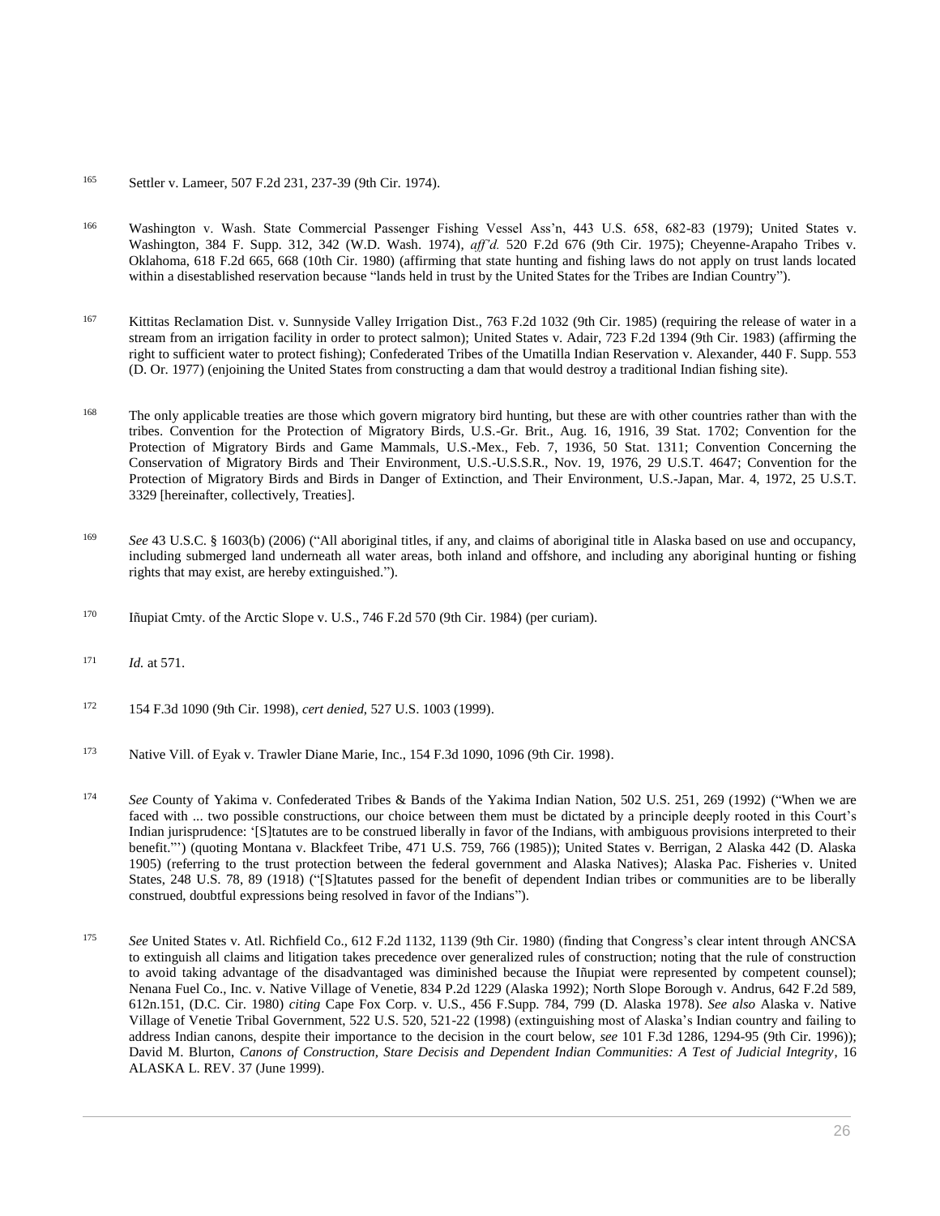165 Settler v. Lameer, 507 F.2d 231, 237-39 (9th Cir. 1974).

166 Washington v. Wash. State Commercial Passenger Fishing Vessel Ass'n, 443 U.S. 658, 682-83 (1979); United States v. Washington, 384 F. Supp. 312, 342 (W.D. Wash. 1974), *aff'd.* 520 F.2d 676 (9th Cir. 1975); Cheyenne-Arapaho Tribes v. Oklahoma, 618 F.2d 665, 668 (10th Cir. 1980) (affirming that state hunting and fishing laws do not apply on trust lands located within a disestablished reservation because "lands held in trust by the United States for the Tribes are Indian Country").

167 Kittitas Reclamation Dist. v. Sunnyside Valley Irrigation Dist., 763 F.2d 1032 (9th Cir. 1985) (requiring the release of water in a stream from an irrigation facility in order to protect salmon); United States v. Adair, 723 F.2d 1394 (9th Cir. 1983) (affirming the right to sufficient water to protect fishing); Confederated Tribes of the Umatilla Indian Reservation v. Alexander, 440 F. Supp. 553 (D. Or. 1977) (enjoining the United States from constructing a dam that would destroy a traditional Indian fishing site).

168 The only applicable treaties are those which govern migratory bird hunting, but these are with other countries rather than with the tribes. Convention for the Protection of Migratory Birds, U.S.-Gr. Brit., Aug. 16, 1916, 39 Stat. 1702; Convention for the Protection of Migratory Birds and Game Mammals, U.S.-Mex., Feb. 7, 1936, 50 Stat. 1311; Convention Concerning the Conservation of Migratory Birds and Their Environment, U.S.-U.S.S.R., Nov. 19, 1976, 29 U.S.T. 4647; Convention for the Protection of Migratory Birds and Birds in Danger of Extinction, and Their Environment, U.S.-Japan, Mar. 4, 1972, 25 U.S.T. 3329 [hereinafter, collectively, Treaties].

169 *See* 43 U.S.C. § 1603(b) (2006) ("All aboriginal titles, if any, and claims of aboriginal title in Alaska based on use and occupancy, including submerged land underneath all water areas, both inland and offshore, and including any aboriginal hunting or fishing rights that may exist, are hereby extinguished.").

170 Iñupiat Cmty. of the Arctic Slope v. U.S., 746 F.2d 570 (9th Cir. 1984) (per curiam).

171 *Id.* at 571.

172 154 F.3d 1090 (9th Cir. 1998), *cert denied*, 527 U.S. 1003 (1999).

173 Native Vill. of Eyak v. Trawler Diane Marie, Inc., 154 F.3d 1090, 1096 (9th Cir. 1998).

174 *See* County of Yakima v. Confederated Tribes & Bands of the Yakima Indian Nation, 502 U.S. 251, 269 (1992) ("When we are faced with ... two possible constructions, our choice between them must be dictated by a principle deeply rooted in this Court's Indian jurisprudence: '[S]tatutes are to be construed liberally in favor of the Indians, with ambiguous provisions interpreted to their benefit."') (quoting Montana v. Blackfeet Tribe, 471 U.S. 759, 766 (1985)); United States v. Berrigan, 2 Alaska 442 (D. Alaska 1905) (referring to the trust protection between the federal government and Alaska Natives); Alaska Pac. Fisheries v. United States, 248 U.S. 78, 89 (1918) ("[S]tatutes passed for the benefit of dependent Indian tribes or communities are to be liberally construed, doubtful expressions being resolved in favor of the Indians").

175 *See* United States v. Atl. Richfield Co., 612 F.2d 1132, 1139 (9th Cir. 1980) (finding that Congress's clear intent through ANCSA to extinguish all claims and litigation takes precedence over generalized rules of construction; noting that the rule of construction to avoid taking advantage of the disadvantaged was diminished because the Iñupiat were represented by competent counsel); Nenana Fuel Co., Inc. v. Native Village of Venetie, 834 P.2d 1229 (Alaska 1992); North Slope Borough v. Andrus, 642 F.2d 589, 612n.151, (D.C. Cir. 1980) *citing* Cape Fox Corp. v. U.S., 456 F.Supp. 784, 799 (D. Alaska 1978). *See also* Alaska v. Native Village of Venetie Tribal Government, 522 U.S. 520, 521-22 (1998) (extinguishing most of Alaska's Indian country and failing to address Indian canons, despite their importance to the decision in the court below, *see* 101 F.3d 1286, 1294-95 (9th Cir. 1996)); David M. Blurton, *Canons of Construction, Stare Decisis and Dependent Indian Communities: A Test of Judicial Integrity*, 16 ALASKA L. REV. 37 (June 1999).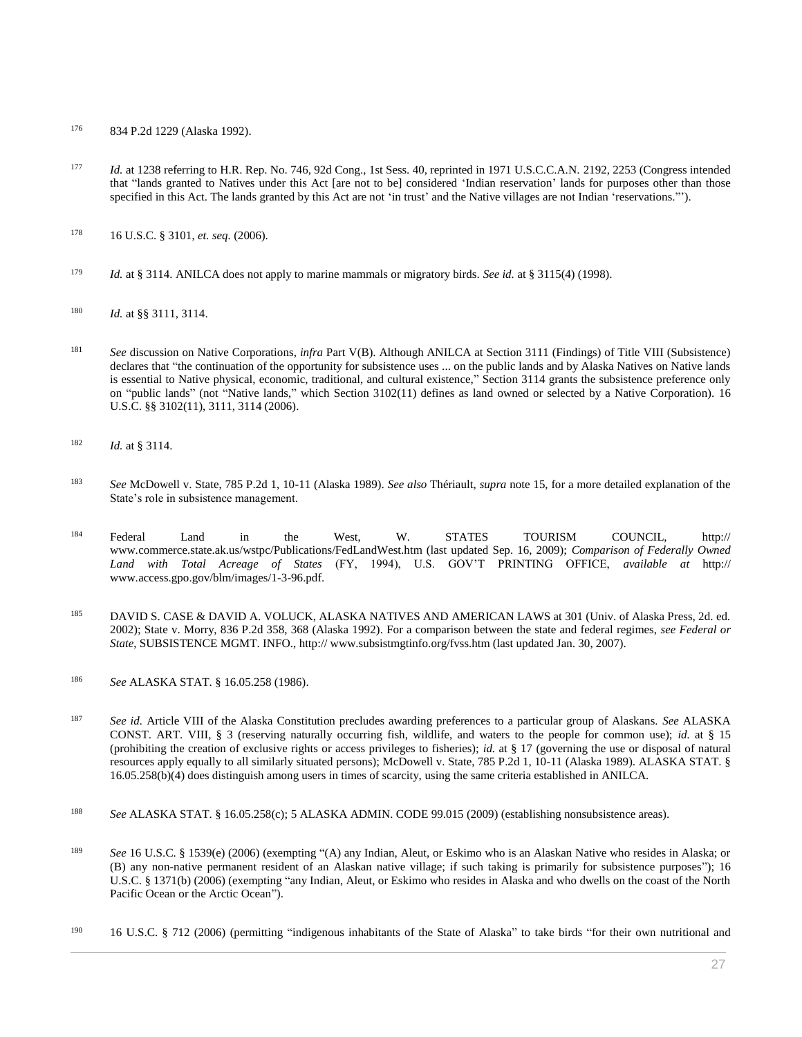[176] 834 P.2d 1229 (Alaska 1992).

[177] *Id.* at 1238 referring to H.R. Rep. No. 746, 92d Cong., 1st Sess. 40, reprinted in 1971 U.S.C.C.A.N. 2192, 2253 (Congress intended that "lands granted to Natives under this Act [are not to be] considered 'Indian reservation' lands for purposes other than those specified in this Act. The lands granted by this Act are not 'in trust' and the Native villages are not Indian 'reservations.'").

[178] 16 U.S.C. § 3101, *et. seq.* (2006).

[179] *Id.* at § 3114. ANILCA does not apply to marine mammals or migratory birds. *See id.* at § 3115(4) (1998).

[180] *Id.* at §§ 3111, 3114.

[181] *See* discussion on Native Corporations, *infra* Part V(B). Although ANILCA at Section 3111 (Findings) of Title VIII (Subsistence) declares that "the continuation of the opportunity for subsistence uses ... on the public lands and by Alaska Natives on Native lands is essential to Native physical, economic, traditional, and cultural existence," Section 3114 grants the subsistence preference only on "public lands" (not "Native lands," which Section 3102(11) defines as land owned or selected by a Native Corporation). 16 U.S.C. §§ 3102(11), 3111, 3114 (2006).

[182] *Id.* at § 3114.

[183] *See* McDowell v. State, 785 P.2d 1, 10-11 (Alaska 1989). *See also* Thériault, *supra* note 15, for a more detailed explanation of the State's role in subsistence management.

[184] Federal Land in the West, W. STATES TOURISM COUNCIL, http:// www.commerce.state.ak.us/wstpc/Publications/FedLandWest.htm (last updated Sep. 16, 2009); *Comparison of Federally Owned Land with Total Acreage of States* (FY, 1994), U.S. GOV'T PRINTING OFFICE, *available at* http:// www.access.gpo.gov/blm/images/1-3-96.pdf.

[185] DAVID S. CASE & DAVID A. VOLUCK, ALASKA NATIVES AND AMERICAN LAWS at 301 (Univ. of Alaska Press, 2d. ed. 2002); State v. Morry, 836 P.2d 358, 368 (Alaska 1992). For a comparison between the state and federal regimes, *see Federal or State*, SUBSISTENCE MGMT. INFO., http:// www.subsistmgtinfo.org/fvss.htm (last updated Jan. 30, 2007).

[186] *See* ALASKA STAT. § 16.05.258 (1986).

[187] *See id.* Article VIII of the Alaska Constitution precludes awarding preferences to a particular group of Alaskans. *See* ALASKA CONST. ART. VIII, § 3 (reserving naturally occurring fish, wildlife, and waters to the people for common use); *id.* at § 15 (prohibiting the creation of exclusive rights or access privileges to fisheries); *id.* at § 17 (governing the use or disposal of natural resources apply equally to all similarly situated persons); McDowell v. State, 785 P.2d 1, 10-11 (Alaska 1989). ALASKA STAT. § 16.05.258(b)(4) does distinguish among users in times of scarcity, using the same criteria established in ANILCA.

[188] *See* ALASKA STAT. § 16.05.258(c); 5 ALASKA ADMIN. CODE 99.015 (2009) (establishing nonsubsistence areas).

[189] *See* 16 U.S.C. § 1539(e) (2006) (exempting "(A) any Indian, Aleut, or Eskimo who is an Alaskan Native who resides in Alaska; or (B) any non-native permanent resident of an Alaskan native village; if such taking is primarily for subsistence purposes"); 16 U.S.C. § 1371(b) (2006) (exempting "any Indian, Aleut, or Eskimo who resides in Alaska and who dwells on the coast of the North Pacific Ocean or the Arctic Ocean").

[190] 16 U.S.C. § 712 (2006) (permitting "indigenous inhabitants of the State of Alaska" to take birds "for their own nutritional and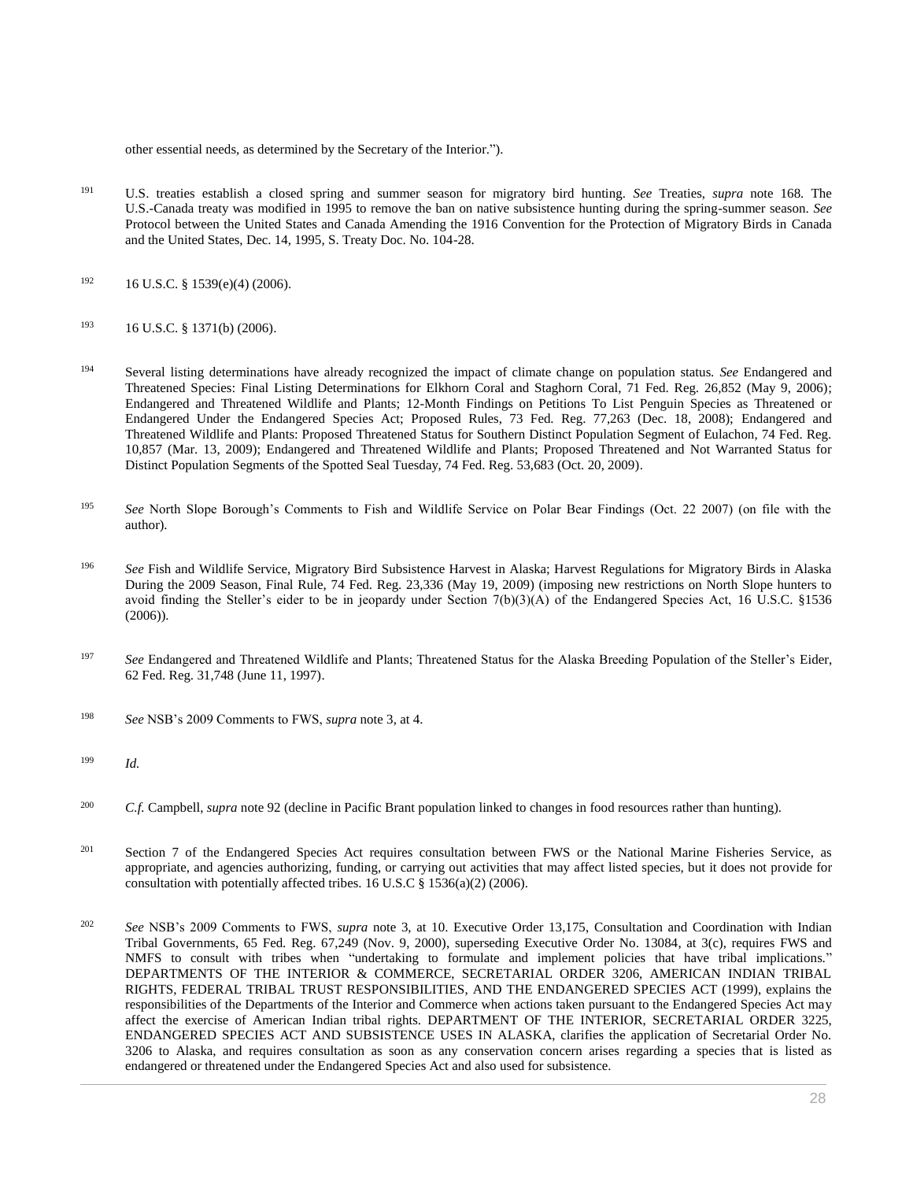other essential needs, as determined by the Secretary of the Interior.”).

191 U.S. treaties establish a closed spring and summer season for migratory bird hunting. *See* Treaties, *supra* note 168. The U.S.-Canada treaty was modified in 1995 to remove the ban on native subsistence hunting during the spring-summer season. *See* Protocol between the United States and Canada Amending the 1916 Convention for the Protection of Migratory Birds in Canada and the United States, Dec. 14, 1995, S. Treaty Doc. No. 104-28.

192 16 U.S.C. § 1539(e)(4) (2006).

193 16 U.S.C. § 1371(b) (2006).

194 Several listing determinations have already recognized the impact of climate change on population status. *See* Endangered and Threatened Species: Final Listing Determinations for Elkhorn Coral and Staghorn Coral, 71 Fed. Reg. 26,852 (May 9, 2006); Endangered and Threatened Wildlife and Plants; 12-Month Findings on Petitions To List Penguin Species as Threatened or Endangered Under the Endangered Species Act; Proposed Rules, 73 Fed. Reg. 77,263 (Dec. 18, 2008); Endangered and Threatened Wildlife and Plants: Proposed Threatened Status for Southern Distinct Population Segment of Eulachon, 74 Fed. Reg. 10,857 (Mar. 13, 2009); Endangered and Threatened Wildlife and Plants; Proposed Threatened and Not Warranted Status for Distinct Population Segments of the Spotted Seal Tuesday, 74 Fed. Reg. 53,683 (Oct. 20, 2009).

195 *See* North Slope Borough’s Comments to Fish and Wildlife Service on Polar Bear Findings (Oct. 22 2007) (on file with the author).

196 *See* Fish and Wildlife Service, Migratory Bird Subsistence Harvest in Alaska; Harvest Regulations for Migratory Birds in Alaska During the 2009 Season, Final Rule, 74 Fed. Reg. 23,336 (May 19, 2009) (imposing new restrictions on North Slope hunters to avoid finding the Steller’s eider to be in jeopardy under Section 7(b)(3)(A) of the Endangered Species Act, 16 U.S.C. §1536 (2006)).

197 *See* Endangered and Threatened Wildlife and Plants; Threatened Status for the Alaska Breeding Population of the Steller’s Eider, 62 Fed. Reg. 31,748 (June 11, 1997).

198 *See* NSB’s 2009 Comments to FWS, *supra* note 3, at 4.

199 *Id.*

200 *C.f.* Campbell, *supra* note 92 (decline in Pacific Brant population linked to changes in food resources rather than hunting).

201 Section 7 of the Endangered Species Act requires consultation between FWS or the National Marine Fisheries Service, as appropriate, and agencies authorizing, funding, or carrying out activities that may affect listed species, but it does not provide for consultation with potentially affected tribes. 16 U.S.C § 1536(a)(2) (2006).

202 *See* NSB’s 2009 Comments to FWS, *supra* note 3, at 10. Executive Order 13,175, Consultation and Coordination with Indian Tribal Governments, 65 Fed. Reg. 67,249 (Nov. 9, 2000), superseding Executive Order No. 13084, at 3(c), requires FWS and NMFS to consult with tribes when “undertaking to formulate and implement policies that have tribal implications.” DEPARTMENTS OF THE INTERIOR & COMMERCE, SECRETARIAL ORDER 3206, AMERICAN INDIAN TRIBAL RIGHTS, FEDERAL TRIBAL TRUST RESPONSIBILITIES, AND THE ENDANGERED SPECIES ACT (1999), explains the responsibilities of the Departments of the Interior and Commerce when actions taken pursuant to the Endangered Species Act may affect the exercise of American Indian tribal rights. DEPARTMENT OF THE INTERIOR, SECRETARIAL ORDER 3225, ENDANGERED SPECIES ACT AND SUBSISTENCE USES IN ALASKA, clarifies the application of Secretarial Order No. 3206 to Alaska, and requires consultation as soon as any conservation concern arises regarding a species that is listed as endangered or threatened under the Endangered Species Act and also used for subsistence.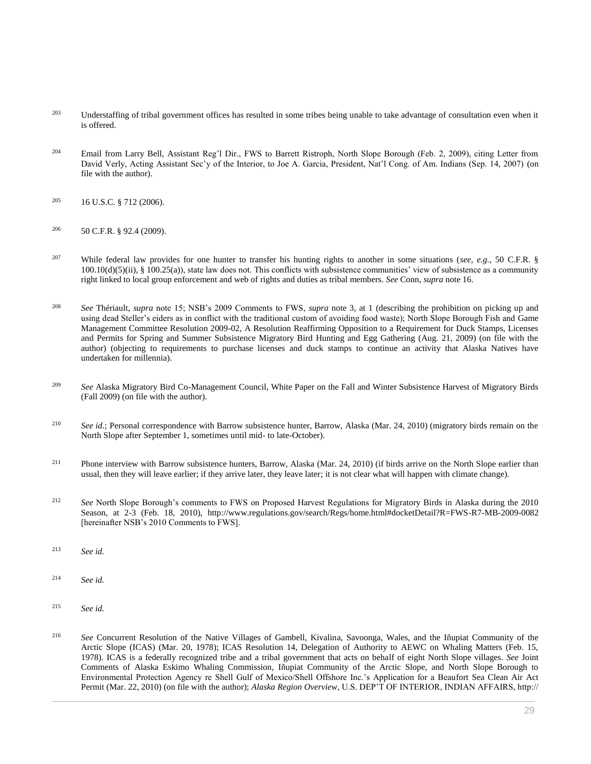203 Understaffing of tribal government offices has resulted in some tribes being unable to take advantage of consultation even when it is offered.

204 Email from Larry Bell, Assistant Reg'l Dir., FWS to Barrett Ristroph, North Slope Borough (Feb. 2, 2009), citing Letter from David Verly, Acting Assistant Sec'y of the Interior, to Joe A. Garcia, President, Nat'l Cong. of Am. Indians (Sep. 14, 2007) (on file with the author).

205 16 U.S.C. § 712 (2006).

206 50 C.F.R. § 92.4 (2009).

207 While federal law provides for one hunter to transfer his hunting rights to another in some situations (*see, e.g.*, 50 C.F.R. § 100.10(d)(5)(ii), § 100.25(a)), state law does not. This conflicts with subsistence communities' view of subsistence as a community right linked to local group enforcement and web of rights and duties as tribal members. *See* Conn, *supra* note 16.

208 *See* Thériault, *supra* note 15; NSB's 2009 Comments to FWS, *supra* note 3, at 1 (describing the prohibition on picking up and using dead Steller's eiders as in conflict with the traditional custom of avoiding food waste); North Slope Borough Fish and Game Management Committee Resolution 2009-02, A Resolution Reaffirming Opposition to a Requirement for Duck Stamps, Licenses and Permits for Spring and Summer Subsistence Migratory Bird Hunting and Egg Gathering (Aug. 21, 2009) (on file with the author) (objecting to requirements to purchase licenses and duck stamps to continue an activity that Alaska Natives have undertaken for millennia).

209 *See* Alaska Migratory Bird Co-Management Council, White Paper on the Fall and Winter Subsistence Harvest of Migratory Birds (Fall 2009) (on file with the author).

210 *See id.*; Personal correspondence with Barrow subsistence hunter, Barrow, Alaska (Mar. 24, 2010) (migratory birds remain on the North Slope after September 1, sometimes until mid- to late-October).

211 Phone interview with Barrow subsistence hunters, Barrow, Alaska (Mar. 24, 2010) (if birds arrive on the North Slope earlier than usual, then they will leave earlier; if they arrive later, they leave later; it is not clear what will happen with climate change).

212 *See* North Slope Borough's comments to FWS on Proposed Harvest Regulations for Migratory Birds in Alaska during the 2010 Season, at 2-3 (Feb. 18, 2010), http://www.regulations.gov/search/Regs/home.html#docketDetail?R=FWS-R7-MB-2009-0082 [hereinafter NSB's 2010 Comments to FWS].

213 *See id.*

214 *See id.*

215 *See id.*

216 *See* Concurrent Resolution of the Native Villages of Gambell, Kivalina, Savoonga, Wales, and the Iñupiat Community of the Arctic Slope (ICAS) (Mar. 20, 1978); ICAS Resolution 14, Delegation of Authority to AEWC on Whaling Matters (Feb. 15, 1978). ICAS is a federally recognized tribe and a tribal government that acts on behalf of eight North Slope villages. *See* Joint Comments of Alaska Eskimo Whaling Commission, Iñupiat Community of the Arctic Slope, and North Slope Borough to Environmental Protection Agency re Shell Gulf of Mexico/Shell Offshore Inc.'s Application for a Beaufort Sea Clean Air Act Permit (Mar. 22, 2010) (on file with the author); *Alaska Region Overview*, U.S. DEP'T OF INTERIOR, INDIAN AFFAIRS, http://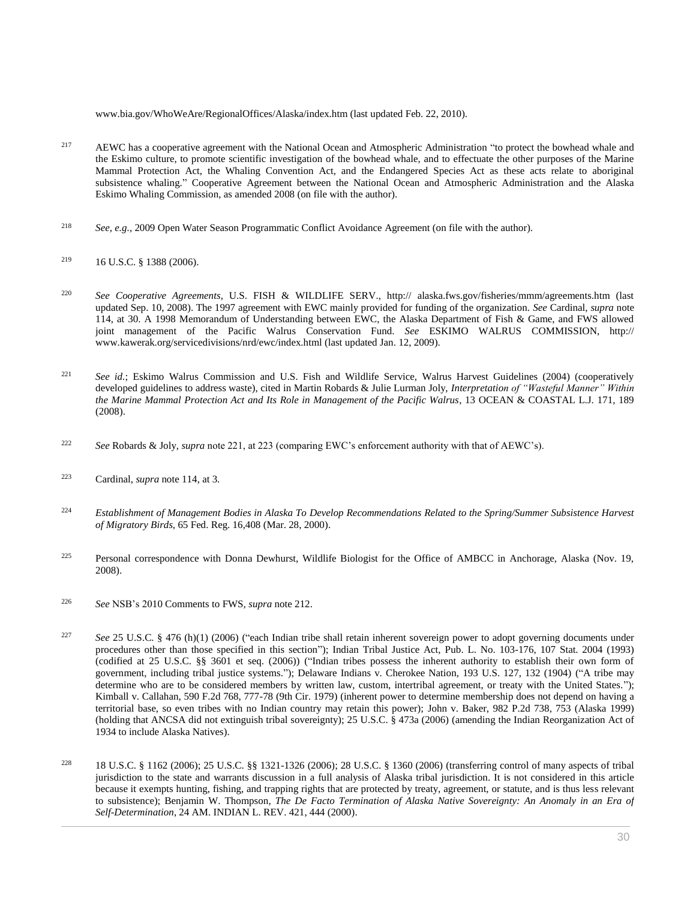www.bia.gov/WhoWeAre/RegionalOffices/Alaska/index.htm (last updated Feb. 22, 2010).

[217] AEWC has a cooperative agreement with the National Ocean and Atmospheric Administration "to protect the bowhead whale and the Eskimo culture, to promote scientific investigation of the bowhead whale, and to effectuate the other purposes of the Marine Mammal Protection Act, the Whaling Convention Act, and the Endangered Species Act as these acts relate to aboriginal subsistence whaling." Cooperative Agreement between the National Ocean and Atmospheric Administration and the Alaska Eskimo Whaling Commission, as amended 2008 (on file with the author).

[218] *See, e.g.*, 2009 Open Water Season Programmatic Conflict Avoidance Agreement (on file with the author).

[219] 16 U.S.C. § 1388 (2006).

[220] *See Cooperative Agreements*, U.S. FISH & WILDLIFE SERV., http:// alaska.fws.gov/fisheries/mmm/agreements.htm (last updated Sep. 10, 2008). The 1997 agreement with EWC mainly provided for funding of the organization. *See* Cardinal, *supra* note 114, at 30. A 1998 Memorandum of Understanding between EWC, the Alaska Department of Fish & Game, and FWS allowed joint management of the Pacific Walrus Conservation Fund. *See* ESKIMO WALRUS COMMISSION, http:// www.kawerak.org/servicedivisions/nrd/ewc/index.html (last updated Jan. 12, 2009).

[221] *See id.*; Eskimo Walrus Commission and U.S. Fish and Wildlife Service, Walrus Harvest Guidelines (2004) (cooperatively developed guidelines to address waste), cited in Martin Robards & Julie Lurman Joly, *Interpretation of "Wasteful Manner" Within the Marine Mammal Protection Act and Its Role in Management of the Pacific Walrus*, 13 OCEAN & COASTAL L.J. 171, 189 (2008).

[222] *See* Robards & Joly, *supra* note 221, at 223 (comparing EWC's enforcement authority with that of AEWC's).

[223] Cardinal, *supra* note 114, at 3.

[224] *Establishment of Management Bodies in Alaska To Develop Recommendations Related to the Spring/Summer Subsistence Harvest of Migratory Birds*, 65 Fed. Reg. 16,408 (Mar. 28, 2000).

[225] Personal correspondence with Donna Dewhurst, Wildlife Biologist for the Office of AMBCC in Anchorage, Alaska (Nov. 19, 2008).

[226] *See* NSB's 2010 Comments to FWS, *supra* note 212.

[227] *See* 25 U.S.C. § 476 (h)(1) (2006) ("each Indian tribe shall retain inherent sovereign power to adopt governing documents under procedures other than those specified in this section"); Indian Tribal Justice Act, Pub. L. No. 103-176, 107 Stat. 2004 (1993) (codified at 25 U.S.C. §§ 3601 et seq. (2006)) ("Indian tribes possess the inherent authority to establish their own form of government, including tribal justice systems."); Delaware Indians v. Cherokee Nation, 193 U.S. 127, 132 (1904) ("A tribe may determine who are to be considered members by written law, custom, intertribal agreement, or treaty with the United States."); Kimball v. Callahan, 590 F.2d 768, 777-78 (9th Cir. 1979) (inherent power to determine membership does not depend on having a territorial base, so even tribes with no Indian country may retain this power); John v. Baker, 982 P.2d 738, 753 (Alaska 1999) (holding that ANCSA did not extinguish tribal sovereignty); 25 U.S.C. § 473a (2006) (amending the Indian Reorganization Act of 1934 to include Alaska Natives).

[228] 18 U.S.C. § 1162 (2006); 25 U.S.C. §§ 1321-1326 (2006); 28 U.S.C. § 1360 (2006) (transferring control of many aspects of tribal jurisdiction to the state and warrants discussion in a full analysis of Alaska tribal jurisdiction. It is not considered in this article because it exempts hunting, fishing, and trapping rights that are protected by treaty, agreement, or statute, and is thus less relevant to subsistence); Benjamin W. Thompson, *The De Facto Termination of Alaska Native Sovereignty: An Anomaly in an Era of Self-Determination*, 24 AM. INDIAN L. REV. 421, 444 (2000).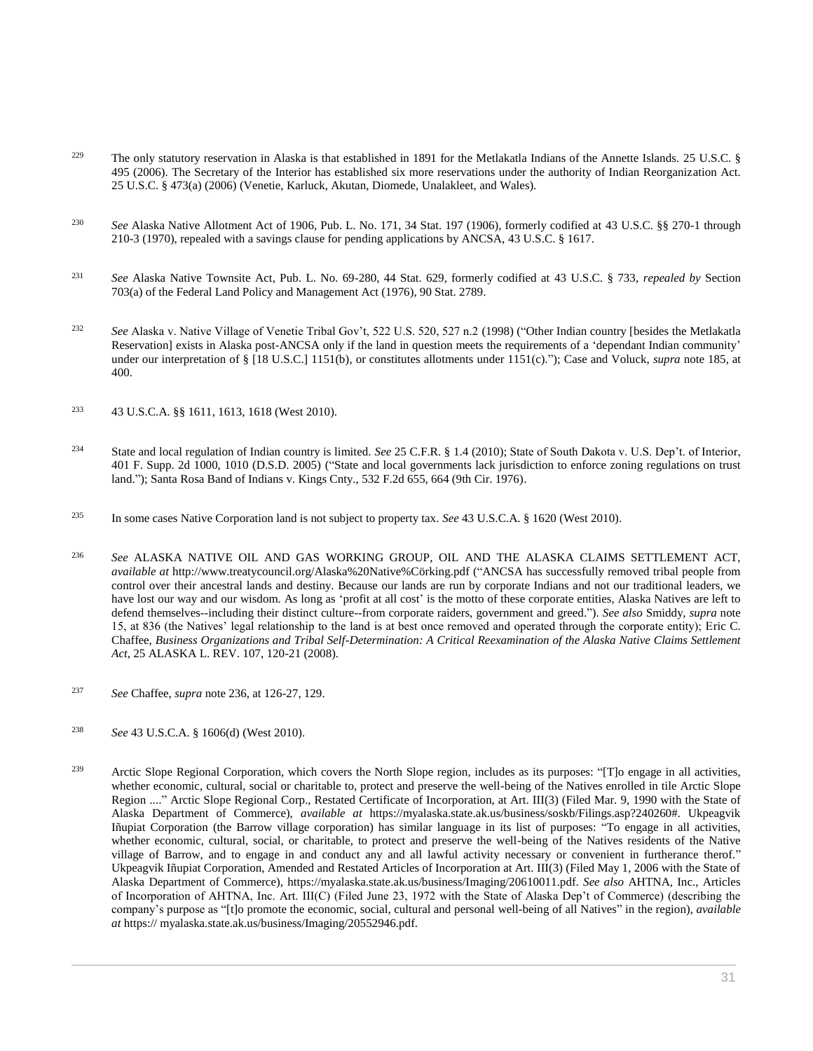[229] The only statutory reservation in Alaska is that established in 1891 for the Metlakatla Indians of the Annette Islands. 25 U.S.C. § 495 (2006). The Secretary of the Interior has established six more reservations under the authority of Indian Reorganization Act. 25 U.S.C. § 473(a) (2006) (Venetie, Karluck, Akutan, Diomede, Unalakleet, and Wales).

[230] *See* Alaska Native Allotment Act of 1906, Pub. L. No. 171, 34 Stat. 197 (1906), formerly codified at 43 U.S.C. §§ 270-1 through 210-3 (1970), repealed with a savings clause for pending applications by ANCSA, 43 U.S.C. § 1617.

[231] *See* Alaska Native Townsite Act, Pub. L. No. 69-280, 44 Stat. 629, formerly codified at 43 U.S.C. § 733, *repealed by* Section 703(a) of the Federal Land Policy and Management Act (1976), 90 Stat. 2789.

[232] *See* Alaska v. Native Village of Venetie Tribal Gov't, 522 U.S. 520, 527 n.2 (1998) ("Other Indian country [besides the Metlakatla Reservation] exists in Alaska post-ANCSA only if the land in question meets the requirements of a 'dependant Indian community' under our interpretation of § [18 U.S.C.] 1151(b), or constitutes allotments under 1151(c)."); Case and Voluck, *supra* note 185, at 400.

[233] 43 U.S.C.A. §§ 1611, 1613, 1618 (West 2010).

[234] State and local regulation of Indian country is limited. *See* 25 C.F.R. § 1.4 (2010); State of South Dakota v. U.S. Dep't. of Interior, 401 F. Supp. 2d 1000, 1010 (D.S.D. 2005) ("State and local governments lack jurisdiction to enforce zoning regulations on trust land."); Santa Rosa Band of Indians v. Kings Cnty., 532 F.2d 655, 664 (9th Cir. 1976).

[235] In some cases Native Corporation land is not subject to property tax. *See* 43 U.S.C.A. § 1620 (West 2010).

[236] *See* ALASKA NATIVE OIL AND GAS WORKING GROUP, OIL AND THE ALASKA CLAIMS SETTLEMENT ACT, *available at* http://www.treatycouncil.org/Alaska%20Native%Cörking.pdf ("ANCSA has successfully removed tribal people from control over their ancestral lands and destiny. Because our lands are run by corporate Indians and not our traditional leaders, we have lost our way and our wisdom. As long as 'profit at all cost' is the motto of these corporate entities, Alaska Natives are left to defend themselves--including their distinct culture--from corporate raiders, government and greed."). *See also* Smiddy, *supra* note 15, at 836 (the Natives' legal relationship to the land is at best once removed and operated through the corporate entity); Eric C. Chaffee, *Business Organizations and Tribal Self-Determination: A Critical Reexamination of the Alaska Native Claims Settlement Act*, 25 ALASKA L. REV. 107, 120-21 (2008).

[237] *See* Chaffee, *supra* note 236, at 126-27, 129.

[238] *See* 43 U.S.C.A. § 1606(d) (West 2010).

[239] Arctic Slope Regional Corporation, which covers the North Slope region, includes as its purposes: "[T]o engage in all activities, whether economic, cultural, social or charitable to, protect and preserve the well-being of the Natives enrolled in tile Arctic Slope Region ...." Arctic Slope Regional Corp., Restated Certificate of Incorporation, at Art. III(3) (Filed Mar. 9, 1990 with the State of Alaska Department of Commerce), *available at* https://myalaska.state.ak.us/business/soskb/Filings.asp?240260#. Ukpeagvik Iñupiat Corporation (the Barrow village corporation) has similar language in its list of purposes: "To engage in all activities, whether economic, cultural, social, or charitable, to protect and preserve the well-being of the Natives residents of the Native village of Barrow, and to engage in and conduct any and all lawful activity necessary or convenient in furtherance therof." Ukpeagvik Iñupiat Corporation, Amended and Restated Articles of Incorporation at Art. III(3) (Filed May 1, 2006 with the State of Alaska Department of Commerce), https://myalaska.state.ak.us/business/Imaging/20610011.pdf. *See also* AHTNA, Inc., Articles of Incorporation of AHTNA, Inc. Art. III(C) (Filed June 23, 1972 with the State of Alaska Dep't of Commerce) (describing the company's purpose as "[t]o promote the economic, social, cultural and personal well-being of all Natives" in the region), *available at* https:// myalaska.state.ak.us/business/Imaging/20552946.pdf.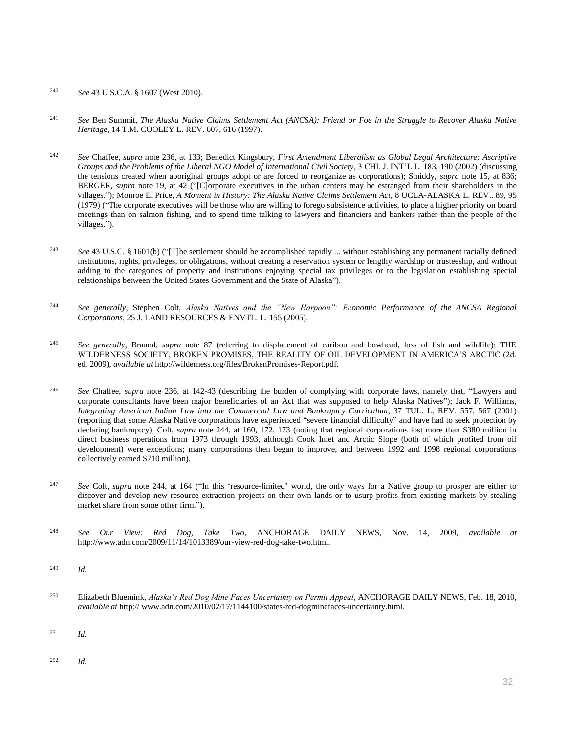240 *See* 43 U.S.C.A. § 1607 (West 2010).

241 *See* Ben Summit, *The Alaska Native Claims Settlement Act (ANCSA): Friend or Foe in the Struggle to Recover Alaska Native Heritage*, 14 T.M. COOLEY L. REV. 607, 616 (1997).

242 *See* Chaffee, *supra* note 236, at 133; Benedict Kingsbury, *First Amendment Liberalism as Global Legal Architecture: Ascriptive Groups and the Problems of the Liberal NGO Model of International Civil Society*, 3 CHI. J. INT'L L. 183, 190 (2002) (discussing the tensions created when aboriginal groups adopt or are forced to reorganize as corporations); Smiddy, *supra* note 15, at 836; BERGER, *supra* note 19, at 42 ("[C]orporate executives in the urban centers may be estranged from their shareholders in the villages."); Monroe E. Price, *A Moment in History: The Alaska Native Claims Settlement Act*, 8 UCLA-ALASKA L. REV.. 89, 95 (1979) ("The corporate executives will be those who are willing to forego subsistence activities, to place a higher priority on board meetings than on salmon fishing, and to spend time talking to lawyers and financiers and bankers rather than the people of the villages.").

243 *See* 43 U.S.C. § 1601(b) ("[T]he settlement should be accomplished rapidly ... without establishing any permanent racially defined institutions, rights, privileges, or obligations, without creating a reservation system or lengthy wardship or trusteeship, and without adding to the categories of property and institutions enjoying special tax privileges or to the legislation establishing special relationships between the United States Government and the State of Alaska").

244 *See generally*, Stephen Colt, *Alaska Natives and the "New Harpoon": Economic Performance of the ANCSA Regional Corporations*, 25 J. LAND RESOURCES & ENVTL. L. 155 (2005).

245 *See generally*, Braund, *supra* note 87 (referring to displacement of caribou and bowhead, loss of fish and wildlife); THE WILDERNESS SOCIETY, BROKEN PROMISES, THE REALITY OF OIL DEVELOPMENT IN AMERICA'S ARCTIC (2d. ed. 2009), *available at* http://wilderness.org/files/BrokenPromises-Report.pdf.

246 *See* Chaffee, *supra* note 236, at 142-43 (describing the burden of complying with corporate laws, namely that, "Lawyers and corporate consultants have been major beneficiaries of an Act that was supposed to help Alaska Natives"); Jack F. Williams, *Integrating American Indian Law into the Commercial Law and Bankruptcy Curriculum*, 37 TUL. L. REV. 557, 567 (2001) (reporting that some Alaska Native corporations have experienced "severe financial difficulty" and have had to seek protection by declaring bankruptcy); Colt, *supra* note 244, at 160, 172, 173 (noting that regional corporations lost more than $380 million in direct business operations from 1973 through 1993, although Cook Inlet and Arctic Slope (both of which profited from oil development) were exceptions; many corporations then began to improve, and between 1992 and 1998 regional corporations collectively earned $710 million).

247 *See* Colt, *supra* note 244, at 164 ("In this 'resource-limited' world, the only ways for a Native group to prosper are either to discover and develop new resource extraction projects on their own lands or to usurp profits from existing markets by stealing market share from some other firm.").

248 *See Our View: Red Dog, Take Two*, ANCHORAGE DAILY NEWS, Nov. 14, 2009, *available at* http://www.adn.com/2009/11/14/1013389/our-view-red-dog-take-two.html.

249 *Id.*

250 Elizabeth Bluemink, *Alaska's Red Dog Mine Faces Uncertainty on Permit Appeal*, ANCHORAGE DAILY NEWS, Feb. 18, 2010, *available at* http:// www.adn.com/2010/02/17/1144100/states-red-dogminefaces-uncertainty.html.

251 *Id.*

252 *Id.*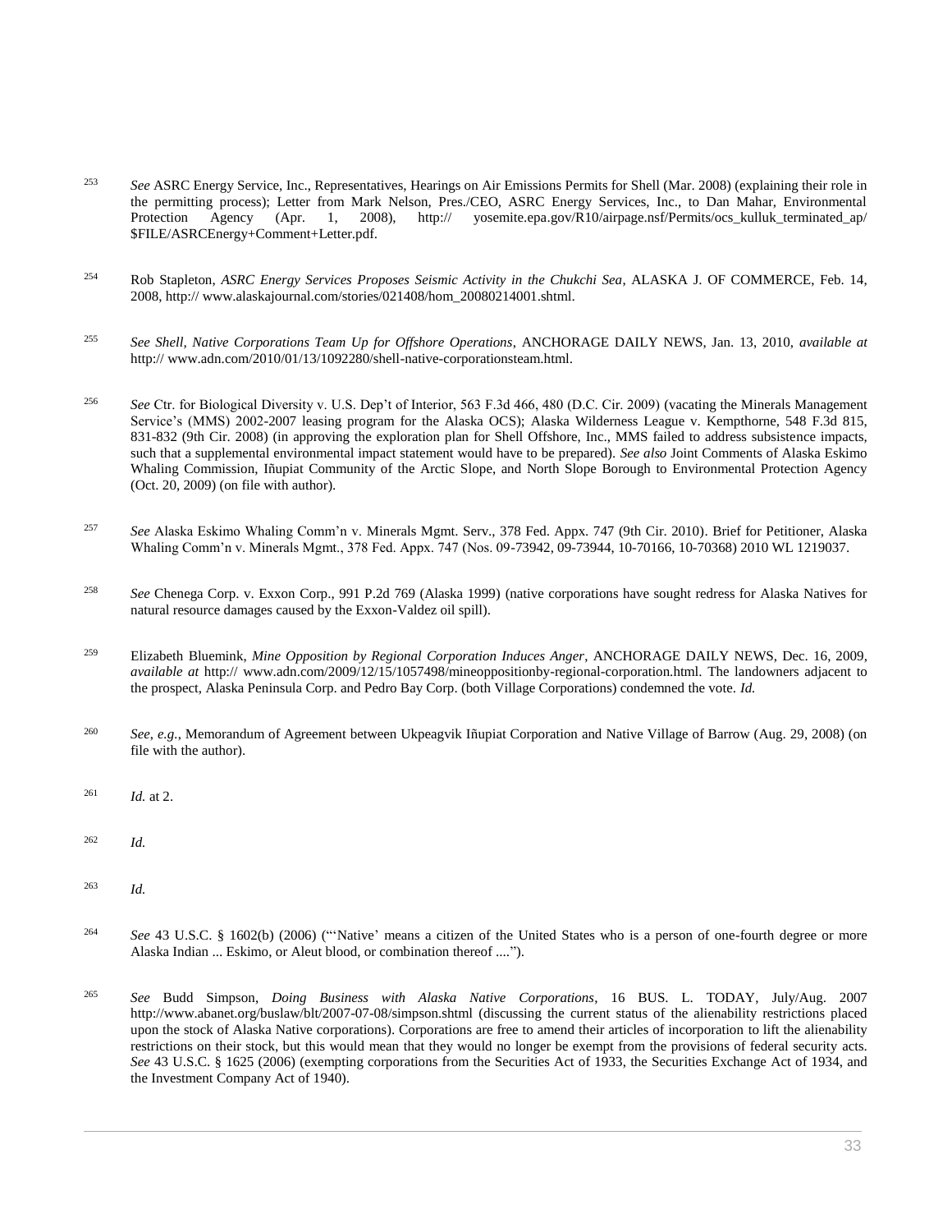[253] *See* ASRC Energy Service, Inc., Representatives, Hearings on Air Emissions Permits for Shell (Mar. 2008) (explaining their role in the permitting process); Letter from Mark Nelson, Pres./CEO, ASRC Energy Services, Inc., to Dan Mahar, Environmental Protection Agency (Apr. 1, 2008), http:// yosemite.epa.gov/R10/airpage.nsf/Permits/ocs_kulluk_terminated_ap/ $FILE/ASRCEnergy+Comment+Letter.pdf.

[254] Rob Stapleton, *ASRC Energy Services Proposes Seismic Activity in the Chukchi Sea*, ALASKA J. OF COMMERCE, Feb. 14, 2008, http:// www.alaskajournal.com/stories/021408/hom_20080214001.shtml.

[255] *See Shell, Native Corporations Team Up for Offshore Operations*, ANCHORAGE DAILY NEWS, Jan. 13, 2010, *available at* http:// www.adn.com/2010/01/13/1092280/shell-native-corporationsteam.html.

[256] *See* Ctr. for Biological Diversity v. U.S. Dep't of Interior, 563 F.3d 466, 480 (D.C. Cir. 2009) (vacating the Minerals Management Service's (MMS) 2002-2007 leasing program for the Alaska OCS); Alaska Wilderness League v. Kempthorne, 548 F.3d 815, 831-832 (9th Cir. 2008) (in approving the exploration plan for Shell Offshore, Inc., MMS failed to address subsistence impacts, such that a supplemental environmental impact statement would have to be prepared). *See also* Joint Comments of Alaska Eskimo Whaling Commission, Iñupiat Community of the Arctic Slope, and North Slope Borough to Environmental Protection Agency (Oct. 20, 2009) (on file with author).

[257] *See* Alaska Eskimo Whaling Comm'n v. Minerals Mgmt. Serv., 378 Fed. Appx. 747 (9th Cir. 2010). Brief for Petitioner, Alaska Whaling Comm'n v. Minerals Mgmt., 378 Fed. Appx. 747 (Nos. 09-73942, 09-73944, 10-70166, 10-70368) 2010 WL 1219037.

[258] *See* Chenega Corp. v. Exxon Corp., 991 P.2d 769 (Alaska 1999) (native corporations have sought redress for Alaska Natives for natural resource damages caused by the Exxon-Valdez oil spill).

[259] Elizabeth Bluemink, *Mine Opposition by Regional Corporation Induces Anger*, ANCHORAGE DAILY NEWS, Dec. 16, 2009, *available at* http:// www.adn.com/2009/12/15/1057498/mineoppositionby-regional-corporation.html. The landowners adjacent to the prospect, Alaska Peninsula Corp. and Pedro Bay Corp. (both Village Corporations) condemned the vote. *Id.*

[260] *See, e.g.*, Memorandum of Agreement between Ukpeagvik Iñupiat Corporation and Native Village of Barrow (Aug. 29, 2008) (on file with the author).

[261] *Id.* at 2.

[262] *Id.*

[263] *Id.*

[264] *See* 43 U.S.C. § 1602(b) (2006) ("'Native' means a citizen of the United States who is a person of one-fourth degree or more Alaska Indian ... Eskimo, or Aleut blood, or combination thereof ....").

[265] *See* Budd Simpson, *Doing Business with Alaska Native Corporations*, 16 BUS. L. TODAY, July/Aug. 2007 http://www.abanet.org/buslaw/blt/2007-07-08/simpson.shtml (discussing the current status of the alienability restrictions placed upon the stock of Alaska Native corporations). Corporations are free to amend their articles of incorporation to lift the alienability restrictions on their stock, but this would mean that they would no longer be exempt from the provisions of federal security acts. *See* 43 U.S.C. § 1625 (2006) (exempting corporations from the Securities Act of 1933, the Securities Exchange Act of 1934, and the Investment Company Act of 1940).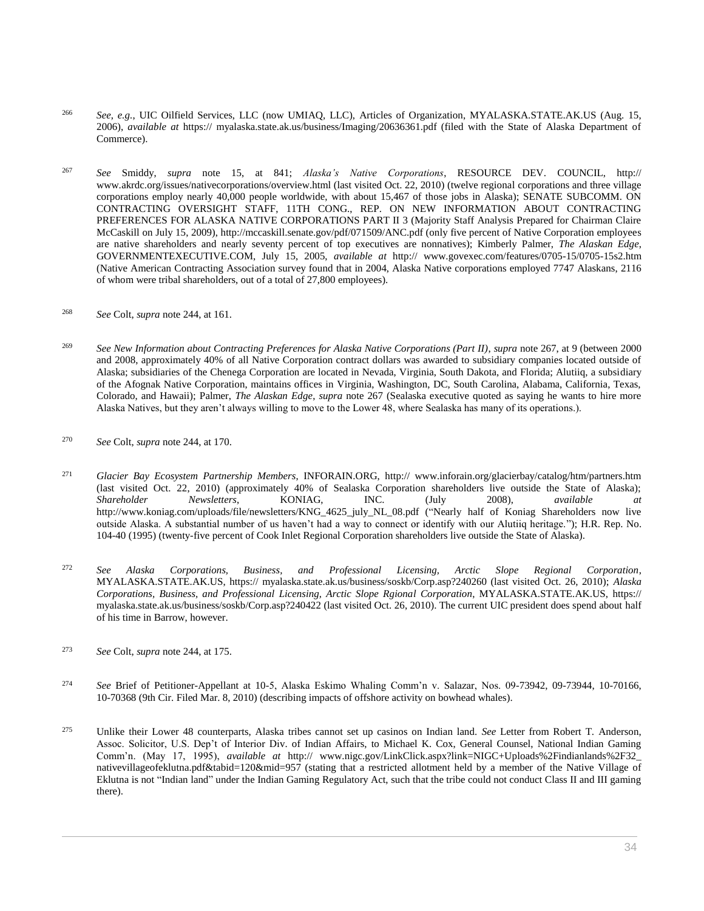[266] *See, e.g.*, UIC Oilfield Services, LLC (now UMIAQ, LLC), Articles of Organization, MYALASKA.STATE.AK.US (Aug. 15, 2006), *available at* https:// myalaska.state.ak.us/business/Imaging/20636361.pdf (filed with the State of Alaska Department of Commerce).

[267] *See* Smiddy, *supra* note 15, at 841; *Alaska's Native Corporations*, RESOURCE DEV. COUNCIL, http:// www.akrdc.org/issues/nativecorporations/overview.html (last visited Oct. 22, 2010) (twelve regional corporations and three village corporations employ nearly 40,000 people worldwide, with about 15,467 of those jobs in Alaska); SENATE SUBCOMM. ON CONTRACTING OVERSIGHT STAFF, 11TH CONG., REP. ON NEW INFORMATION ABOUT CONTRACTING PREFERENCES FOR ALASKA NATIVE CORPORATIONS PART II 3 (Majority Staff Analysis Prepared for Chairman Claire McCaskill on July 15, 2009), http://mccaskill.senate.gov/pdf/071509/ANC.pdf (only five percent of Native Corporation employees are native shareholders and nearly seventy percent of top executives are nonnatives); Kimberly Palmer, *The Alaskan Edge*, GOVERNMENTEXECUTIVE.COM, July 15, 2005, *available at* http:// www.govexec.com/features/0705-15/0705-15s2.htm (Native American Contracting Association survey found that in 2004, Alaska Native corporations employed 7747 Alaskans, 2116 of whom were tribal shareholders, out of a total of 27,800 employees).

[268] *See* Colt, *supra* note 244, at 161.

[269] *See New Information about Contracting Preferences for Alaska Native Corporations (Part II)*, *supra* note 267, at 9 (between 2000 and 2008, approximately 40% of all Native Corporation contract dollars was awarded to subsidiary companies located outside of Alaska; subsidiaries of the Chenega Corporation are located in Nevada, Virginia, South Dakota, and Florida; Alutiiq, a subsidiary of the Afognak Native Corporation, maintains offices in Virginia, Washington, DC, South Carolina, Alabama, California, Texas, Colorado, and Hawaii); Palmer, *The Alaskan Edge*, *supra* note 267 (Sealaska executive quoted as saying he wants to hire more Alaska Natives, but they aren't always willing to move to the Lower 48, where Sealaska has many of its operations.).

[270] *See* Colt, *supra* note 244, at 170.

[271] *Glacier Bay Ecosystem Partnership Members*, INFORAIN.ORG, http:// www.inforain.org/glacierbay/catalog/htm/partners.htm (last visited Oct. 22, 2010) (approximately 40% of Sealaska Corporation shareholders live outside the State of Alaska); *Shareholder Newsletters*, KONIAG, INC. (July 2008), *available at* http://www.koniag.com/uploads/file/newsletters/KNG_4625_july_NL_08.pdf ("Nearly half of Koniag Shareholders now live outside Alaska. A substantial number of us haven't had a way to connect or identify with our Alutiiq heritage."); H.R. Rep. No. 104-40 (1995) (twenty-five percent of Cook Inlet Regional Corporation shareholders live outside the State of Alaska).

[272] *See Alaska Corporations, Business, and Professional Licensing, Arctic Slope Regional Corporation*, MYALASKA.STATE.AK.US, https:// myalaska.state.ak.us/business/soskb/Corp.asp?240260 (last visited Oct. 26, 2010); *Alaska Corporations, Business, and Professional Licensing, Arctic Slope Rgional Corporation*, MYALASKA.STATE.AK.US, https:// myalaska.state.ak.us/business/soskb/Corp.asp?240422 (last visited Oct. 26, 2010). The current UIC president does spend about half of his time in Barrow, however.

[273] *See* Colt, *supra* note 244, at 175.

[274] *See* Brief of Petitioner-Appellant at 10-5, Alaska Eskimo Whaling Comm'n v. Salazar, Nos. 09-73942, 09-73944, 10-70166, 10-70368 (9th Cir. Filed Mar. 8, 2010) (describing impacts of offshore activity on bowhead whales).

[275] Unlike their Lower 48 counterparts, Alaska tribes cannot set up casinos on Indian land. *See* Letter from Robert T. Anderson, Assoc. Solicitor, U.S. Dep't of Interior Div. of Indian Affairs, to Michael K. Cox, General Counsel, National Indian Gaming Comm'n. (May 17, 1995), *available at* http:// www.nigc.gov/LinkClick.aspx?link=NIGC+Uploads%2Findianlands%2F32_ nativevillageofeklutna.pdf&tabid=120&mid=957 (stating that a restricted allotment held by a member of the Native Village of Eklutna is not "Indian land" under the Indian Gaming Regulatory Act, such that the tribe could not conduct Class II and III gaming there).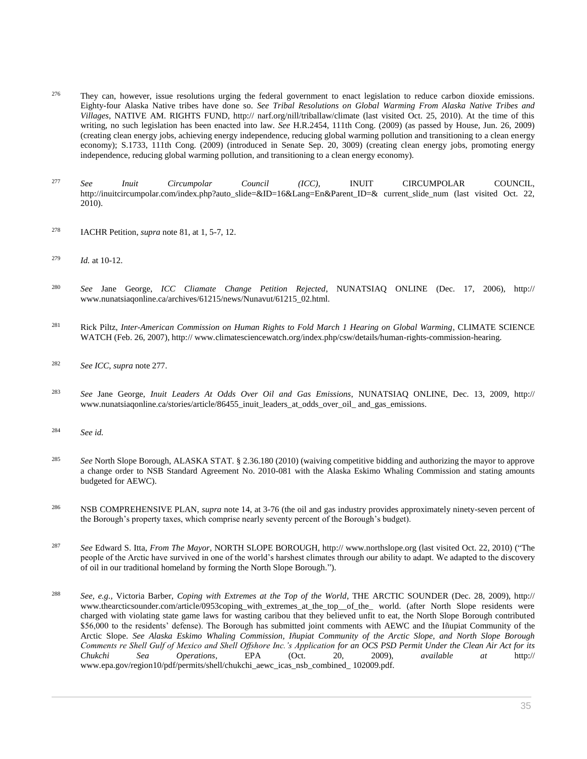[276] They can, however, issue resolutions urging the federal government to enact legislation to reduce carbon dioxide emissions. Eighty-four Alaska Native tribes have done so. *See Tribal Resolutions on Global Warming From Alaska Native Tribes and Villages*, NATIVE AM. RIGHTS FUND, http:// narf.org/nill/triballaw/climate (last visited Oct. 25, 2010). At the time of this writing, no such legislation has been enacted into law. *See* H.R.2454, 111th Cong. (2009) (as passed by House, Jun. 26, 2009) (creating clean energy jobs, achieving energy independence, reducing global warming pollution and transitioning to a clean energy economy); S.1733, 111th Cong. (2009) (introduced in Senate Sep. 20, 3009) (creating clean energy jobs, promoting energy independence, reducing global warming pollution, and transitioning to a clean energy economy).

[277] *See Inuit Circumpolar Council (ICC)*, INUIT CIRCUMPOLAR COUNCIL, http://inuitcircumpolar.com/index.php?auto_slide=&ID=16&Lang=En&Parent_ID=& current_slide_num (last visited Oct. 22, 2010).

[278] IACHR Petition, *supra* note 81, at 1, 5-7, 12.

[279] *Id.* at 10-12.

[280] *See* Jane George, *ICC Cliamate Change Petition Rejected*, NUNATSIAQ ONLINE (Dec. 17, 2006), http:// www.nunatsiaqonline.ca/archives/61215/news/Nunavut/61215_02.html.

[281] Rick Piltz, *Inter-American Commission on Human Rights to Fold March 1 Hearing on Global Warming*, CLIMATE SCIENCE WATCH (Feb. 26, 2007), http:// www.climatesciencewatch.org/index.php/csw/details/human-rights-commission-hearing.

[282] *See ICC*, *supra* note 277.

[283] *See* Jane George, *Inuit Leaders At Odds Over Oil and Gas Emissions*, NUNATSIAQ ONLINE, Dec. 13, 2009, http:// www.nunatsiaqonline.ca/stories/article/86455_inuit_leaders_at_odds_over_oil_ and_gas_emissions.

[284] *See id.*

[285] *See* North Slope Borough, ALASKA STAT. § 2.36.180 (2010) (waiving competitive bidding and authorizing the mayor to approve a change order to NSB Standard Agreement No. 2010-081 with the Alaska Eskimo Whaling Commission and stating amounts budgeted for AEWC).

[286] NSB COMPREHENSIVE PLAN, *supra* note 14, at 3-76 (the oil and gas industry provides approximately ninety-seven percent of the Borough's property taxes, which comprise nearly seventy percent of the Borough's budget).

[287] *See* Edward S. Itta, *From The Mayor*, NORTH SLOPE BOROUGH, http:// www.northslope.org (last visited Oct. 22, 2010) ("The people of the Arctic have survived in one of the world's harshest climates through our ability to adapt. We adapted to the discovery of oil in our traditional homeland by forming the North Slope Borough.").

[288] *See, e.g.*, Victoria Barber, *Coping with Extremes at the Top of the World*, THE ARCTIC SOUNDER (Dec. 28, 2009), http:// www.thearcticsounder.com/article/0953coping_with_extremes_at_the_top__of_the_ world. (after North Slope residents were charged with violating state game laws for wasting caribou that they believed unfit to eat, the North Slope Borough contributed \$56,000 to the residents' defense). The Borough has submitted joint comments with AEWC and the Iñupiat Community of the Arctic Slope. *See Alaska Eskimo Whaling Commission, Iñupiat Community of the Arctic Slope, and North Slope Borough Comments re Shell Gulf of Mexico and Shell Offshore Inc.'s Application for an OCS PSD Permit Under the Clean Air Act for its Chukchi Sea Operations*, EPA (Oct. 20, 2009), *available at* http:// www.epa.gov/region10/pdf/permits/shell/chukchi_aewc_icas_nsb_combined_ 102009.pdf.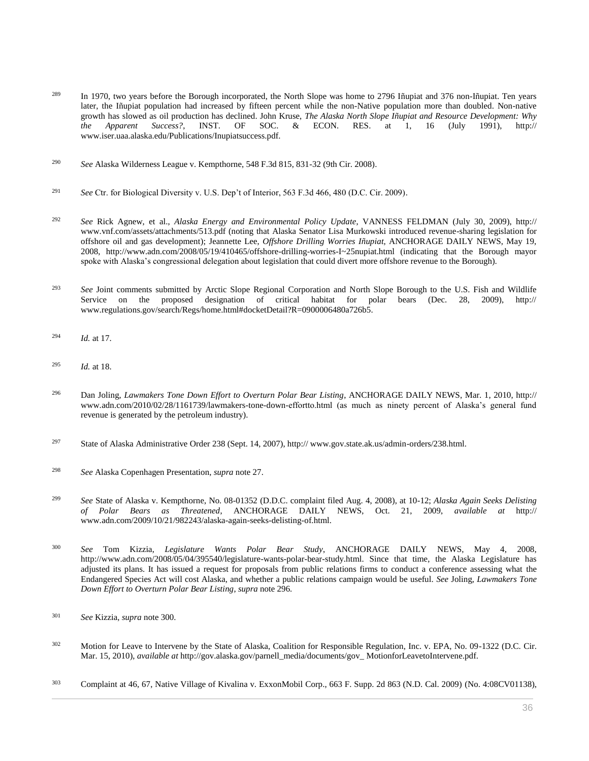[289] In 1970, two years before the Borough incorporated, the North Slope was home to 2796 Iñupiat and 376 non-Iñupiat. Ten years later, the Iñupiat population had increased by fifteen percent while the non-Native population more than doubled. Non-native growth has slowed as oil production has declined. John Kruse, *The Alaska North Slope Iñupiat and Resource Development: Why the Apparent Success?*, INST. OF SOC. & ECON. RES. at 1, 16 (July 1991), http:// www.iser.uaa.alaska.edu/Publications/Inupiatsuccess.pdf.

[290] *See* Alaska Wilderness League v. Kempthorne, 548 F.3d 815, 831-32 (9th Cir. 2008).

[291] *See* Ctr. for Biological Diversity v. U.S. Dep't of Interior, 563 F.3d 466, 480 (D.C. Cir. 2009).

[292] *See* Rick Agnew, et al., *Alaska Energy and Environmental Policy Update*, VANNESS FELDMAN (July 30, 2009), http:// www.vnf.com/assets/attachments/513.pdf (noting that Alaska Senator Lisa Murkowski introduced revenue-sharing legislation for offshore oil and gas development); Jeannette Lee, *Offshore Drilling Worries Iñupiat*, ANCHORAGE DAILY NEWS, May 19, 2008, http://www.adn.com/2008/05/19/410465/offshore-drilling-worries-I~25nupiat.html (indicating that the Borough mayor spoke with Alaska's congressional delegation about legislation that could divert more offshore revenue to the Borough).

[293] *See* Joint comments submitted by Arctic Slope Regional Corporation and North Slope Borough to the U.S. Fish and Wildlife Service on the proposed designation of critical habitat for polar bears (Dec. 28, 2009), http:// www.regulations.gov/search/Regs/home.html#docketDetail?R=0900006480a726b5.

[294] *Id.* at 17.

[295] *Id.* at 18.

[296] Dan Joling, *Lawmakers Tone Down Effort to Overturn Polar Bear Listing*, ANCHORAGE DAILY NEWS, Mar. 1, 2010, http:// www.adn.com/2010/02/28/1161739/lawmakers-tone-down-effortto.html (as much as ninety percent of Alaska's general fund revenue is generated by the petroleum industry).

[297] State of Alaska Administrative Order 238 (Sept. 14, 2007), http:// www.gov.state.ak.us/admin-orders/238.html.

[298] *See* Alaska Copenhagen Presentation, *supra* note 27.

[299] *See* State of Alaska v. Kempthorne, No. 08-01352 (D.D.C. complaint filed Aug. 4, 2008), at 10-12; *Alaska Again Seeks Delisting of Polar Bears as Threatened*, ANCHORAGE DAILY NEWS, Oct. 21, 2009, *available at* http:// www.adn.com/2009/10/21/982243/alaska-again-seeks-delisting-of.html.

[300] *See* Tom Kizzia, *Legislature Wants Polar Bear Study*, ANCHORAGE DAILY NEWS, May 4, 2008, http://www.adn.com/2008/05/04/395540/legislature-wants-polar-bear-study.html. Since that time, the Alaska Legislature has adjusted its plans. It has issued a request for proposals from public relations firms to conduct a conference assessing what the Endangered Species Act will cost Alaska, and whether a public relations campaign would be useful. *See* Joling, *Lawmakers Tone Down Effort to Overturn Polar Bear Listing*, *supra* note 296.

[301] *See* Kizzia, *supra* note 300.

[302] Motion for Leave to Intervene by the State of Alaska, Coalition for Responsible Regulation, Inc. v. EPA, No. 09-1322 (D.C. Cir. Mar. 15, 2010), *available at* http://gov.alaska.gov/parnell_media/documents/gov_ MotionforLeavetoIntervene.pdf.

[303] Complaint at 46, 67, Native Village of Kivalina v. ExxonMobil Corp., 663 F. Supp. 2d 863 (N.D. Cal. 2009) (No. 4:08CV01138),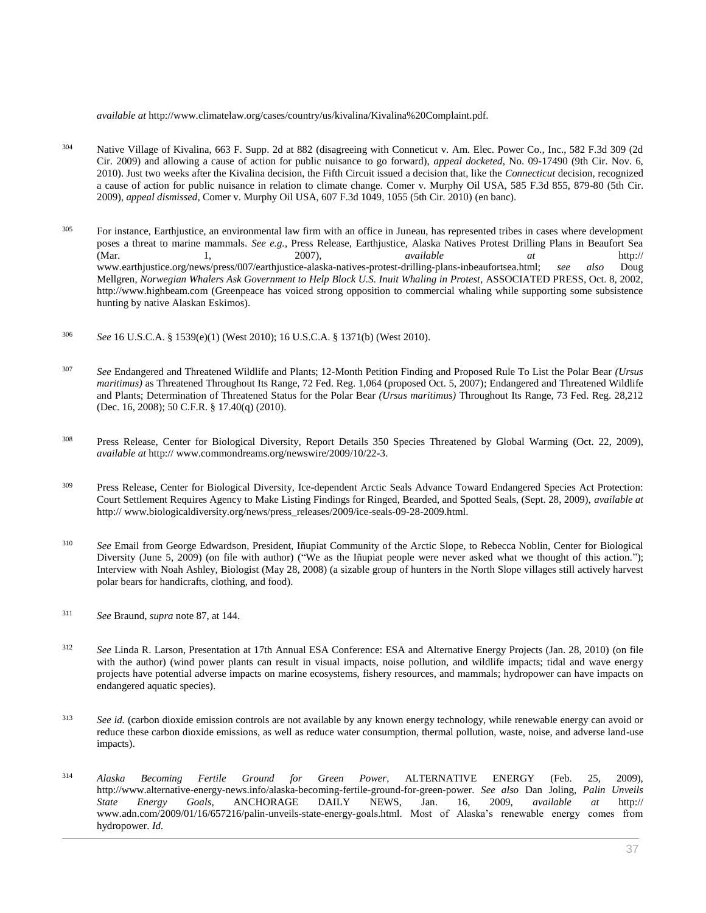*available at* http://www.climatelaw.org/cases/country/us/kivalina/Kivalina%20Complaint.pdf.

304 Native Village of Kivalina, 663 F. Supp. 2d at 882 (disagreeing with Conneticut v. Am. Elec. Power Co., Inc., 582 F.3d 309 (2d Cir. 2009) and allowing a cause of action for public nuisance to go forward), *appeal docketed*, No. 09-17490 (9th Cir. Nov. 6, 2010). Just two weeks after the Kivalina decision, the Fifth Circuit issued a decision that, like the *Connecticut* decision, recognized a cause of action for public nuisance in relation to climate change. Comer v. Murphy Oil USA, 585 F.3d 855, 879-80 (5th Cir. 2009), *appeal dismissed*, Comer v. Murphy Oil USA, 607 F.3d 1049, 1055 (5th Cir. 2010) (en banc).

305 For instance, Earthjustice, an environmental law firm with an office in Juneau, has represented tribes in cases where development poses a threat to marine mammals. *See e.g.*, Press Release, Earthjustice, Alaska Natives Protest Drilling Plans in Beaufort Sea (Mar. 1, 2007), *available at* http:// www.earthjustice.org/news/press/007/earthjustice-alaska-natives-protest-drilling-plans-inbeaufortsea.html; *see also* Doug Mellgren, *Norwegian Whalers Ask Government to Help Block U.S. Inuit Whaling in Protest*, ASSOCIATED PRESS, Oct. 8, 2002, http://www.highbeam.com (Greenpeace has voiced strong opposition to commercial whaling while supporting some subsistence hunting by native Alaskan Eskimos).

306 *See* 16 U.S.C.A. § 1539(e)(1) (West 2010); 16 U.S.C.A. § 1371(b) (West 2010).

307 *See* Endangered and Threatened Wildlife and Plants; 12-Month Petition Finding and Proposed Rule To List the Polar Bear *(Ursus maritimus)* as Threatened Throughout Its Range, 72 Fed. Reg. 1,064 (proposed Oct. 5, 2007); Endangered and Threatened Wildlife and Plants; Determination of Threatened Status for the Polar Bear *(Ursus maritimus)* Throughout Its Range, 73 Fed. Reg. 28,212 (Dec. 16, 2008); 50 C.F.R. § 17.40(q) (2010).

308 Press Release, Center for Biological Diversity, Report Details 350 Species Threatened by Global Warming (Oct. 22, 2009), *available at* http:// www.commondreams.org/newswire/2009/10/22-3.

309 Press Release, Center for Biological Diversity, Ice-dependent Arctic Seals Advance Toward Endangered Species Act Protection: Court Settlement Requires Agency to Make Listing Findings for Ringed, Bearded, and Spotted Seals, (Sept. 28, 2009), *available at* http:// www.biologicaldiversity.org/news/press_releases/2009/ice-seals-09-28-2009.html.

310 *See* Email from George Edwardson, President, Iñupiat Community of the Arctic Slope, to Rebecca Noblin, Center for Biological Diversity (June 5, 2009) (on file with author) ("We as the Iñupiat people were never asked what we thought of this action."); Interview with Noah Ashley, Biologist (May 28, 2008) (a sizable group of hunters in the North Slope villages still actively harvest polar bears for handicrafts, clothing, and food).

311 *See* Braund, *supra* note 87, at 144.

312 *See* Linda R. Larson, Presentation at 17th Annual ESA Conference: ESA and Alternative Energy Projects (Jan. 28, 2010) (on file with the author) (wind power plants can result in visual impacts, noise pollution, and wildlife impacts; tidal and wave energy projects have potential adverse impacts on marine ecosystems, fishery resources, and mammals; hydropower can have impacts on endangered aquatic species).

313 *See id.* (carbon dioxide emission controls are not available by any known energy technology, while renewable energy can avoid or reduce these carbon dioxide emissions, as well as reduce water consumption, thermal pollution, waste, noise, and adverse land-use impacts).

314 *Alaska Becoming Fertile Ground for Green Power*, ALTERNATIVE ENERGY (Feb. 25, 2009), http://www.alternative-energy-news.info/alaska-becoming-fertile-ground-for-green-power. *See also* Dan Joling, *Palin Unveils State Energy Goals*, ANCHORAGE DAILY NEWS, Jan. 16, 2009, *available at* http:// www.adn.com/2009/01/16/657216/palin-unveils-state-energy-goals.html. Most of Alaska's renewable energy comes from hydropower. *Id.*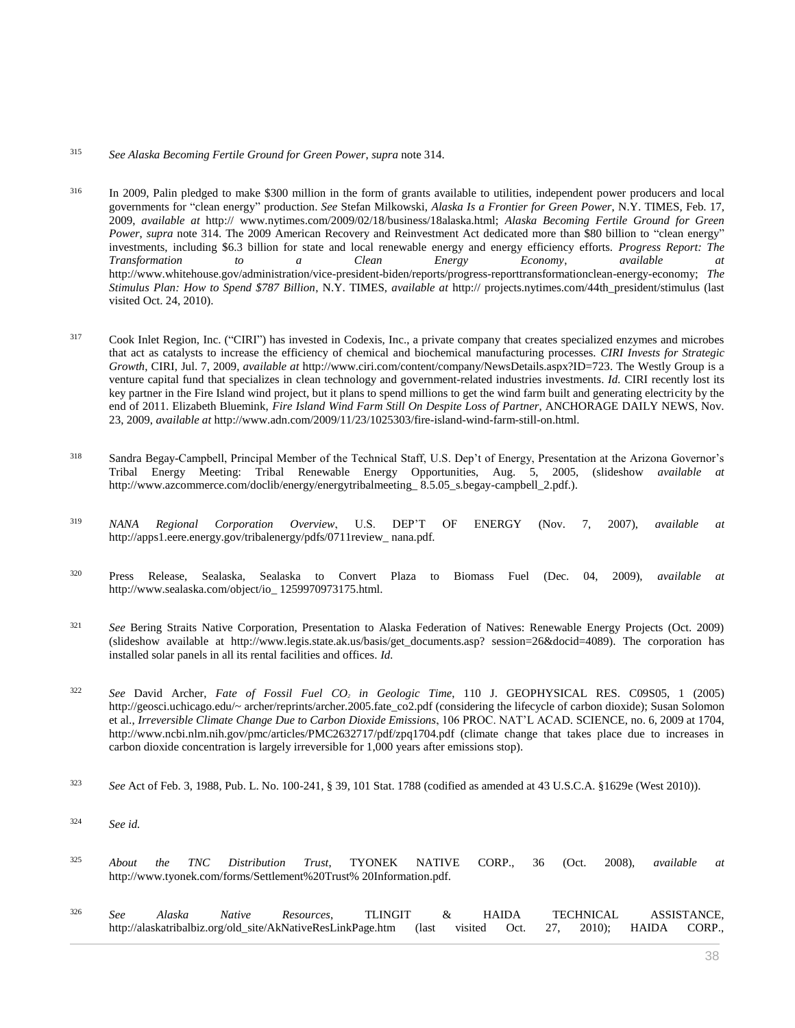[315] *See Alaska Becoming Fertile Ground for Green Power*, *supra* note 314.

[316] In 2009, Palin pledged to make $300 million in the form of grants available to utilities, independent power producers and local governments for "clean energy" production. *See* Stefan Milkowski, *Alaska Is a Frontier for Green Power*, N.Y. TIMES, Feb. 17, 2009, *available at* http:// www.nytimes.com/2009/02/18/business/18alaska.html; *Alaska Becoming Fertile Ground for Green Power*, *supra* note 314. The 2009 American Recovery and Reinvestment Act dedicated more than $80 billion to "clean energy" investments, including $6.3 billion for state and local renewable energy and energy efficiency efforts. *Progress Report: The Transformation to a Clean Energy Economy*, *available at* http://www.whitehouse.gov/administration/vice-president-biden/reports/progress-reporttransformationclean-energy-economy; *The Stimulus Plan: How to Spend $787 Billion*, N.Y. TIMES, *available at* http:// projects.nytimes.com/44th_president/stimulus (last visited Oct. 24, 2010).

[317] Cook Inlet Region, Inc. ("CIRI") has invested in Codexis, Inc., a private company that creates specialized enzymes and microbes that act as catalysts to increase the efficiency of chemical and biochemical manufacturing processes. *CIRI Invests for Strategic Growth*, CIRI, Jul. 7, 2009, *available at* http://www.ciri.com/content/company/NewsDetails.aspx?ID=723. The Westly Group is a venture capital fund that specializes in clean technology and government-related industries investments. *Id.* CIRI recently lost its key partner in the Fire Island wind project, but it plans to spend millions to get the wind farm built and generating electricity by the end of 2011. Elizabeth Bluemink, *Fire Island Wind Farm Still On Despite Loss of Partner*, ANCHORAGE DAILY NEWS, Nov. 23, 2009, *available at* http://www.adn.com/2009/11/23/1025303/fire-island-wind-farm-still-on.html.

[318] Sandra Begay-Campbell, Principal Member of the Technical Staff, U.S. Dep't of Energy, Presentation at the Arizona Governor's Tribal Energy Meeting: Tribal Renewable Energy Opportunities, Aug. 5, 2005, (slideshow *available at* http://www.azcommerce.com/doclib/energy/energytribalmeeting_ 8.5.05_s.begay-campbell_2.pdf.).

[319] *NANA Regional Corporation Overview*, U.S. DEP'T OF ENERGY (Nov. 7, 2007), *available at* http://apps1.eere.energy.gov/tribalenergy/pdfs/0711review_ nana.pdf.

[320] Press Release, Sealaska, Sealaska to Convert Plaza to Biomass Fuel (Dec. 04, 2009), *available at* http://www.sealaska.com/object/io_ 1259970973175.html.

[321] *See* Bering Straits Native Corporation, Presentation to Alaska Federation of Natives: Renewable Energy Projects (Oct. 2009) (slideshow available at http://www.legis.state.ak.us/basis/get_documents.asp? session=26&docid=4089). The corporation has installed solar panels in all its rental facilities and offices. *Id.*

[322] *See* David Archer, *Fate of Fossil Fuel $CO_2$ in Geologic Time*, 110 J. GEOPHYSICAL RES. C09S05, 1 (2005) http://geosci.uchicago.edu/~ archer/reprints/archer.2005.fate_co2.pdf (considering the lifecycle of carbon dioxide); Susan Solomon et al., *Irreversible Climate Change Due to Carbon Dioxide Emissions*, 106 PROC. NAT'L ACAD. SCIENCE, no. 6, 2009 at 1704, http://www.ncbi.nlm.nih.gov/pmc/articles/PMC2632717/pdf/zpq1704.pdf (climate change that takes place due to increases in carbon dioxide concentration is largely irreversible for 1,000 years after emissions stop).

[323] *See* Act of Feb. 3, 1988, Pub. L. No. 100-241, § 39, 101 Stat. 1788 (codified as amended at 43 U.S.C.A. §1629e (West 2010)).

[324] *See id.*

[325] *About the TNC Distribution Trust*, TYONEK NATIVE CORP., 36 (Oct. 2008), *available at* http://www.tyonek.com/forms/Settlement%20Trust% 20Information.pdf.

[326] *See Alaska Native Resources*, TLINGIT & HAIDA TECHNICAL ASSISTANCE, http://alaskatribalbiz.org/old_site/AkNativeResLinkPage.htm (last visited Oct. 27, 2010); HAIDA CORP.,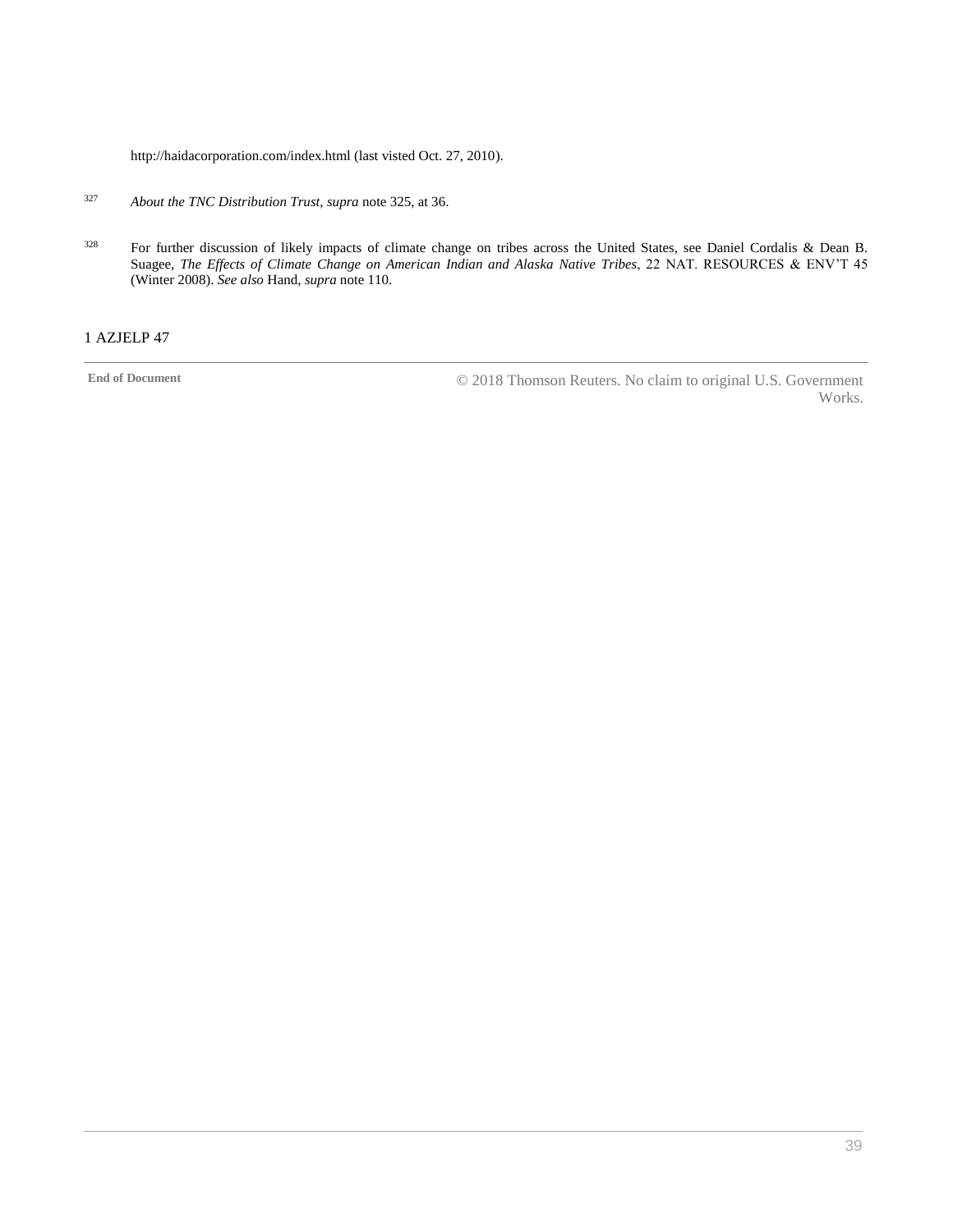http://haidacorporation.com/index.html (last visted Oct. 27, 2010).

327 *About the TNC Distribution Trust*, *supra* note 325, at 36.

328 For further discussion of likely impacts of climate change on tribes across the United States, see Daniel Cordalis & Dean B. Suagee, *The Effects of Climate Change on American Indian and Alaska Native Tribes*, 22 NAT. RESOURCES & ENV'T 45 (Winter 2008). *See also* Hand, *supra* note 110.

1 AZJELP 47

**End of Document** © 2018 Thomson Reuters. No claim to original U.S. Government Works.